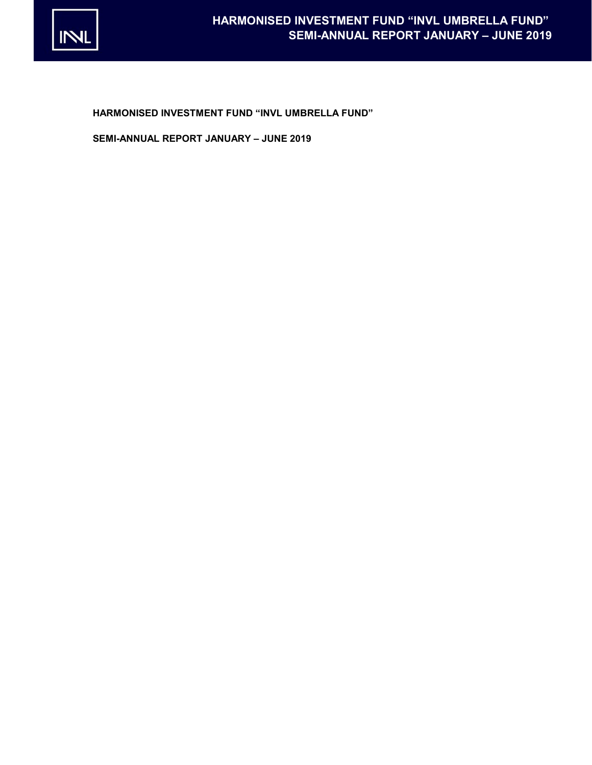# HARMONISED INVESTMENT FUND "INVL UMBRELLA FUND"

## SEMI-ANNUAL REPORT JANUARY – JUNE 2019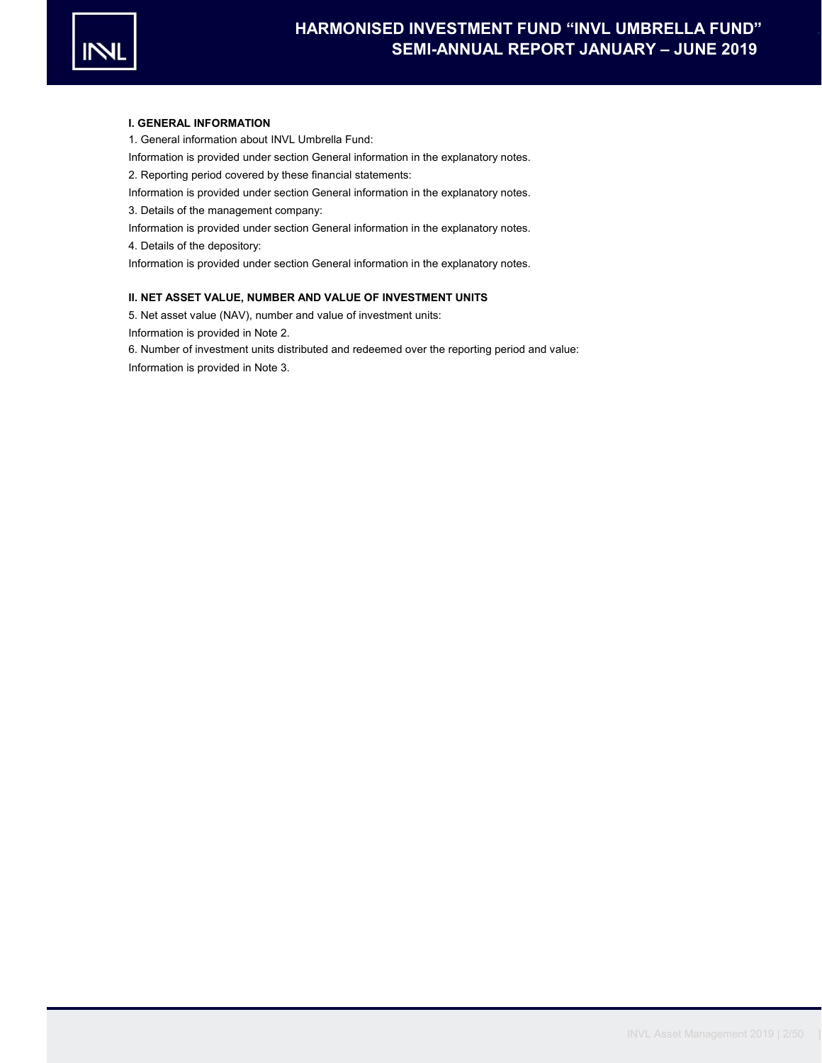## I. GENERAL INFORMATION

1. General information about INVL Umbrella Fund:

Information is provided under section General information in the explanatory notes.

2. Reporting period covered by these financial statements:

Information is provided under section General information in the explanatory notes.

3. Details of the management company:

Information is provided under section General information in the explanatory notes.

4. Details of the depository:

Information is provided under section General information in the explanatory notes.

## II. NET ASSET VALUE, NUMBER AND VALUE OF INVESTMENT UNITS

5. Net asset value (NAV), number and value of investment units:

Information is provided in Note 2.

6. Number of investment units distributed and redeemed over the reporting period and value:

Information is provided in Note 3.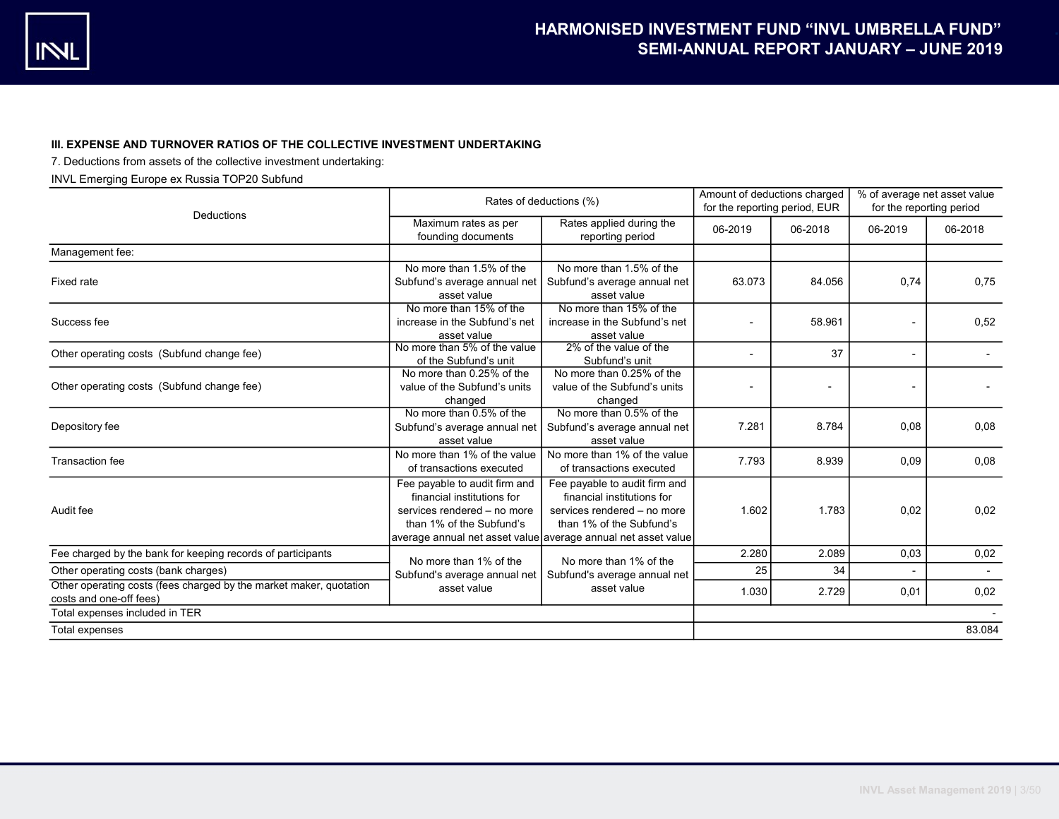### III. EXPENSE AND TURNOVER RATIOS OF THE COLLECTIVE INVESTMENT UNDERTAKING

7. Deductions from assets of the collective investment undertaking:

INVL Emerging Europe ex Russia TOP20 Subfund

| Deductions | Rates of deductions (%) | | Amount of deductions charged for the reporting period, EUR | | % of average net asset value for the reporting period | |
|---|---|---|---|---|---|---|
| | Maximum rates as per founding documents | Rates applied during the reporting period | 06-2019 | 06-2018 | 06-2019 | 06-2018 |
| Management fee: | | | | | | |
| Fixed rate | No more than 1.5% of the Subfund's average annual net asset value | No more than 1.5% of the Subfund's average annual net asset value | 63.073 | 84.056 | 0,74 | 0,75 |
| Success fee | No more than 15% of the increase in the Subfund's net asset value | No more than 15% of the increase in the Subfund's net asset value | - | 58.961 | - | 0,52 |
| Other operating costs (Subfund change fee) | No more than 5% of the value of the Subfund's unit | 2% of the value of the Subfund's unit | - | 37 | - | - |
| Other operating costs (Subfund change fee) | No more than 0.25% of the value of the Subfund's units changed | No more than 0.25% of the value of the Subfund's units changed | - | - | - | - |
| Depository fee | No more than 0.5% of the Subfund's average annual net asset value | No more than 0.5% of the Subfund's average annual net asset value | 7.281 | 8.784 | 0,08 | 0,08 |
| Transaction fee | No more than 1% of the value of transactions executed | No more than 1% of the value of transactions executed | 7.793 | 8.939 | 0,09 | 0,08 |
| Audit fee | Fee payable to audit firm and financial institutions for services rendered – no more than 1% of the Subfund's average annual net asset value | Fee payable to audit firm and financial institutions for services rendered – no more than 1% of the Subfund's average annual net asset value | 1.602 | 1.783 | 0,02 | 0,02 |
| Fee charged by the bank for keeping records of participants | No more than 1% of the Subfund's average annual net asset value | No more than 1% of the Subfund's average annual net asset value | 2.280 | 2.089 | 0,03 | 0,02 |
| Other operating costs (bank charges) | | | 25 | 34 | - | - |
| Other operating costs (fees charged by the market maker, quotation costs and one-off fees) | | | 1.030 | 2.729 | 0,01 | 0,02 |
| Total expenses included in TER | | | | | | - |
| Total expenses | | | | | | 83.084 |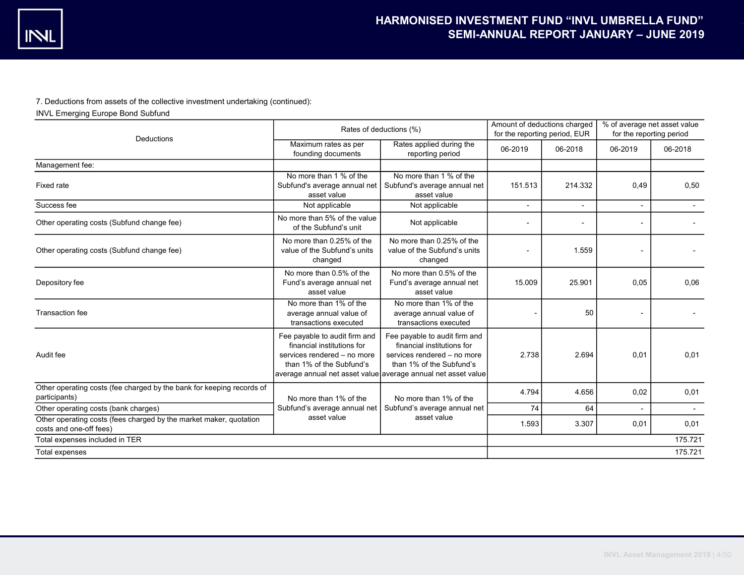7. Deductions from assets of the collective investment undertaking (continued):

INVL Emerging Europe Bond Subfund

| Deductions | Rates of deductions (%) | | Amount of deductions charged for the reporting period, EUR | | % of average net asset value for the reporting period | |
|---|---|---|---|---|---|---|
| | Maximum rates as per founding documents | Rates applied during the reporting period | 06-2019 | 06-2018 | 06-2019 | 06-2018 |
| Management fee: | | | | | | |
| Fixed rate | No more than 1 % of the Subfund's average annual net asset value | No more than 1 % of the Subfund's average annual net asset value | 151.513 | 214.332 | 0,49 | 0,50 |
| Success fee | Not applicable | Not applicable | - | - | - | - |
| Other operating costs (Subfund change fee) | No more than 5% of the value of the Subfund's unit | Not applicable | - | - | - | - |
| Other operating costs (Subfund change fee) | No more than 0.25% of the value of the Subfund's units changed | No more than 0.25% of the value of the Subfund's units changed | - | 1.559 | - | - |
| Depository fee | No more than 0.5% of the Fund's average annual net asset value | No more than 0.5% of the Fund's average annual net asset value | 15.009 | 25.901 | 0,05 | 0,06 |
| Transaction fee | No more than 1% of the average annual value of transactions executed | No more than 1% of the average annual value of transactions executed | - | 50 | - | - |
| Audit fee | Fee payable to audit firm and financial institutions for services rendered – no more than 1% of the Subfund's average annual net asset value | Fee payable to audit firm and financial institutions for services rendered – no more than 1% of the Subfund's average annual net asset value | 2.738 | 2.694 | 0,01 | 0,01 |
| Other operating costs (fee charged by the bank for keeping records of participants) | No more than 1% of the Subfund's average annual net asset value | No more than 1% of the Subfund's average annual net asset value | 4.794 | 4.656 | 0,02 | 0,01 |
| Other operating costs (bank charges) | | | 74 | 64 | - | - |
| Other operating costs (fees charged by the market maker, quotation costs and one-off fees) | | | 1.593 | 3.307 | 0,01 | 0,01 |
| Total expenses included in TER | | | | | | 175.721 |
| Total expenses | | | | | | 175.721 |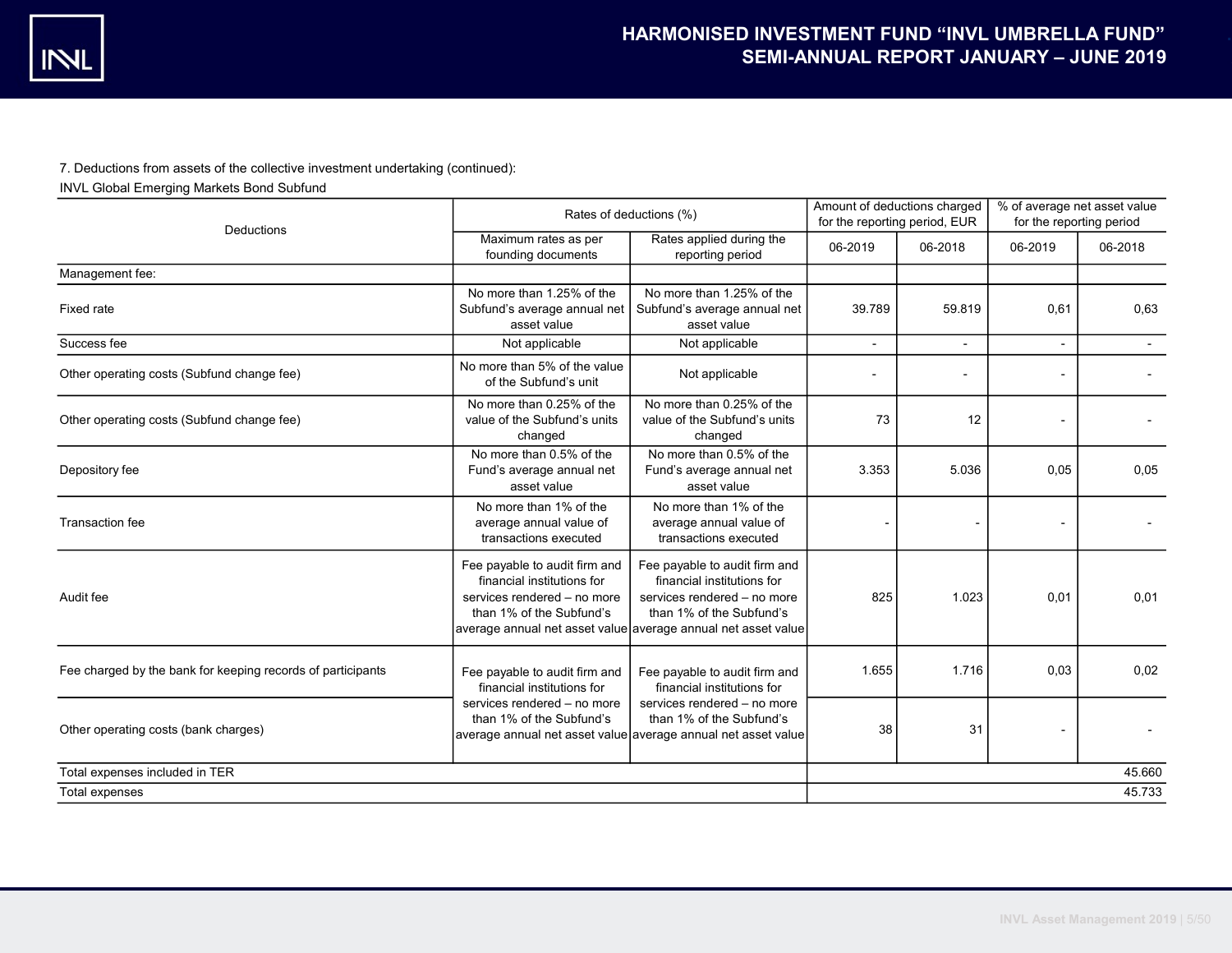7. Deductions from assets of the collective investment undertaking (continued):

INVL Global Emerging Markets Bond Subfund

| Deductions | Rates of deductions (%) | | Amount of deductions charged for the reporting period, EUR | | % of average net asset value for the reporting period | |
|---|---|---|---|---|---|---|
| | Maximum rates as per founding documents | Rates applied during the reporting period | 06-2019 | 06-2018 | 06-2019 | 06-2018 |
| Management fee: | | | | | | |
| Fixed rate | No more than 1.25% of the Subfund's average annual net asset value | No more than 1.25% of the Subfund's average annual net asset value | 39.789 | 59.819 | 0,61 | 0,63 |
| Success fee | Not applicable | Not applicable | - | - | - | - |
| Other operating costs (Subfund change fee) | No more than 5% of the value of the Subfund's unit | Not applicable | - | - | - | - |
| Other operating costs (Subfund change fee) | No more than 0.25% of the value of the Subfund's units changed | No more than 0.25% of the value of the Subfund's units changed | 73 | 12 | - | - |
| Depository fee | No more than 0.5% of the Fund's average annual net asset value | No more than 0.5% of the Fund's average annual net asset value | 3.353 | 5.036 | 0,05 | 0,05 |
| Transaction fee | No more than 1% of the average annual value of transactions executed | No more than 1% of the average annual value of transactions executed | - | - | - | - |
| Audit fee | Fee payable to audit firm and financial institutions for services rendered – no more than 1% of the Subfund's average annual net asset value | Fee payable to audit firm and financial institutions for services rendered – no more than 1% of the Subfund's average annual net asset value | 825 | 1.023 | 0,01 | 0,01 |
| Fee charged by the bank for keeping records of participants | Fee payable to audit firm and financial institutions for services rendered – no more than 1% of the Subfund's average annual net asset value | Fee payable to audit firm and financial institutions for services rendered – no more than 1% of the Subfund's average annual net asset value | 1.655 | 1.716 | 0,03 | 0,02 |
| Other operating costs (bank charges) | | | 38 | 31 | - | - |
| Total expenses included in TER | | | | | | 45.660 |
| Total expenses | | | | | | 45.733 |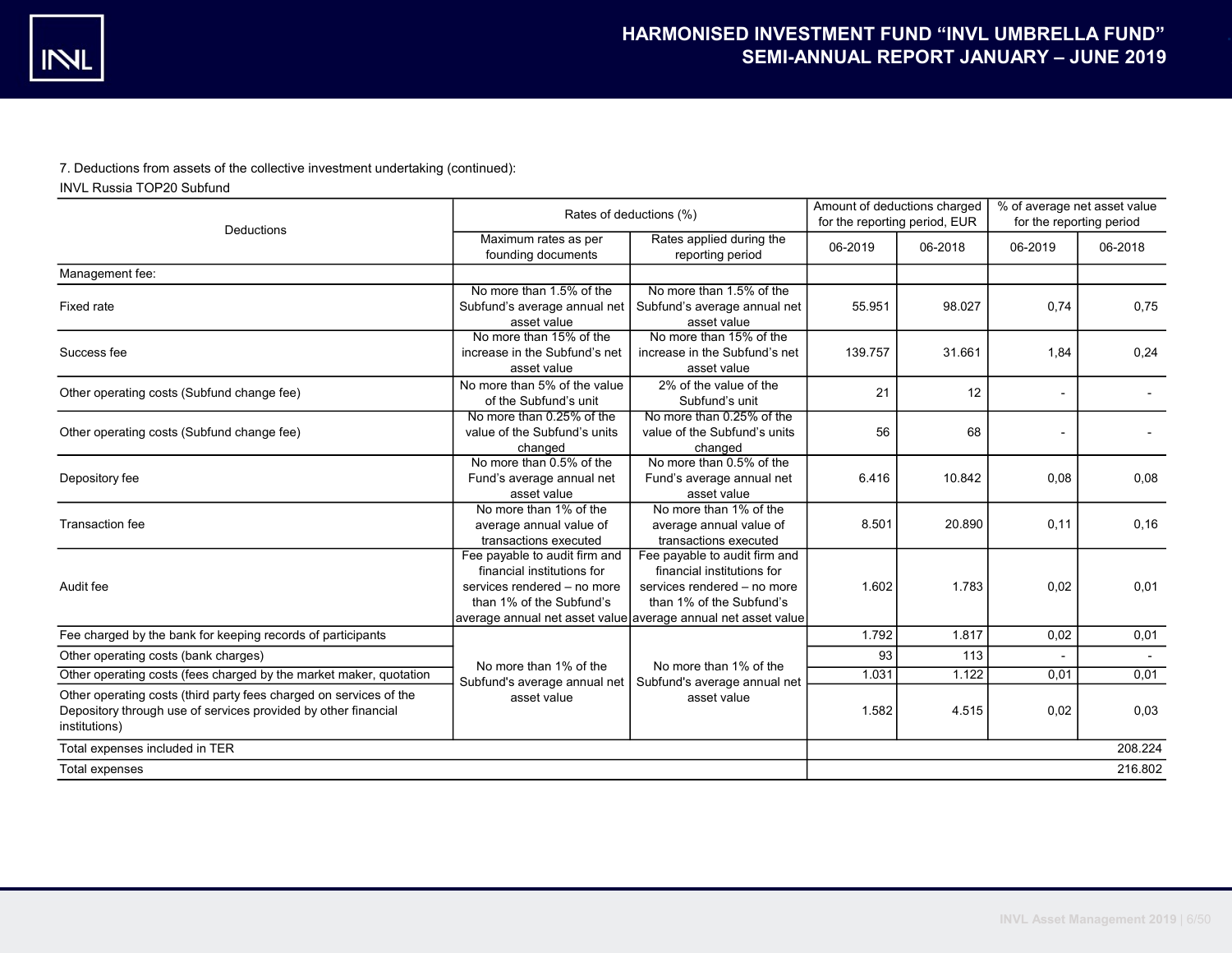7. Deductions from assets of the collective investment undertaking (continued):

INVL Russia TOP20 Subfund

| Deductions | Rates of deductions (%) | | Amount of deductions charged for the reporting period, EUR | | % of average net asset value for the reporting period | |
|---|---|---|---|---|---|---|
| | Maximum rates as per founding documents | Rates applied during the reporting period | 06-2019 | 06-2018 | 06-2019 | 06-2018 |
| Management fee: | | | | | | |
| Fixed rate | No more than 1.5% of the Subfund's average annual net asset value | No more than 1.5% of the Subfund's average annual net asset value | 55.951 | 98.027 | 0,74 | 0,75 |
| Success fee | No more than 15% of the increase in the Subfund's net asset value | No more than 15% of the increase in the Subfund's net asset value | 139.757 | 31.661 | 1,84 | 0,24 |
| Other operating costs (Subfund change fee) | No more than 5% of the value of the Subfund's unit | 2% of the value of the Subfund's unit | 21 | 12 | - | - |
| Other operating costs (Subfund change fee) | No more than 0.25% of the value of the Subfund's units changed | No more than 0.25% of the value of the Subfund's units changed | 56 | 68 | - | - |
| Depository fee | No more than 0.5% of the Fund's average annual net asset value | No more than 0.5% of the Fund's average annual net asset value | 6.416 | 10.842 | 0,08 | 0,08 |
| Transaction fee | No more than 1% of the average annual value of transactions executed | No more than 1% of the average annual value of transactions executed | 8.501 | 20.890 | 0,11 | 0,16 |
| Audit fee | Fee payable to audit firm and financial institutions for services rendered – no more than 1% of the Subfund's average annual net asset value | Fee payable to audit firm and financial institutions for services rendered – no more than 1% of the Subfund's average annual net asset value | 1.602 | 1.783 | 0,02 | 0,01 |
| Fee charged by the bank for keeping records of participants | No more than 1% of the Subfund's average annual net asset value | No more than 1% of the Subfund's average annual net asset value | 1.792 | 1.817 | 0,02 | 0,01 |
| Other operating costs (bank charges) | | | 93 | 113 | - | - |
| Other operating costs (fees charged by the market maker, quotation | | | 1.031 | 1.122 | 0,01 | 0,01 |
| Other operating costs (third party fees charged on services of the Depository through use of services provided by other financial institutions) | | | 1.582 | 4.515 | 0,02 | 0,03 |
| Total expenses included in TER | | | | | | 208.224 |
| Total expenses | | | | | | 216.802 |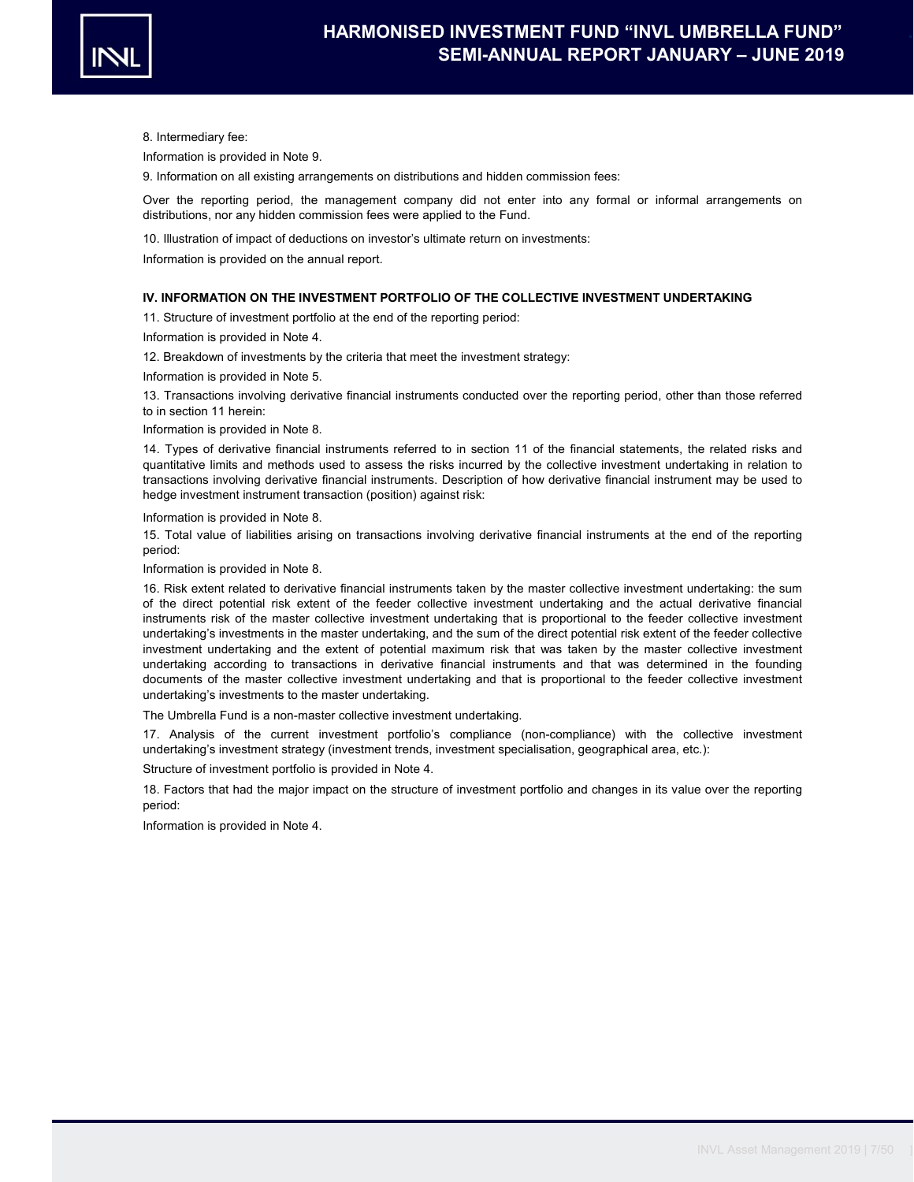8. Intermediary fee:

Information is provided in Note 9.

9. Information on all existing arrangements on distributions and hidden commission fees:

Over the reporting period, the management company did not enter into any formal or informal arrangements on distributions, nor any hidden commission fees were applied to the Fund.

10. Illustration of impact of deductions on investor's ultimate return on investments:

Information is provided on the annual report.

### IV. INFORMATION ON THE INVESTMENT PORTFOLIO OF THE COLLECTIVE INVESTMENT UNDERTAKING

11. Structure of investment portfolio at the end of the reporting period:

Information is provided in Note 4.

12. Breakdown of investments by the criteria that meet the investment strategy:

Information is provided in Note 5.

13. Transactions involving derivative financial instruments conducted over the reporting period, other than those referred to in section 11 herein:

Information is provided in Note 8.

14. Types of derivative financial instruments referred to in section 11 of the financial statements, the related risks and quantitative limits and methods used to assess the risks incurred by the collective investment undertaking in relation to transactions involving derivative financial instruments. Description of how derivative financial instrument may be used to hedge investment instrument transaction (position) against risk:

Information is provided in Note 8.

15. Total value of liabilities arising on transactions involving derivative financial instruments at the end of the reporting period:

Information is provided in Note 8.

16. Risk extent related to derivative financial instruments taken by the master collective investment undertaking: the sum of the direct potential risk extent of the feeder collective investment undertaking and the actual derivative financial instruments risk of the master collective investment undertaking that is proportional to the feeder collective investment undertaking's investments in the master undertaking, and the sum of the direct potential risk extent of the feeder collective investment undertaking and the extent of potential maximum risk that was taken by the master collective investment undertaking according to transactions in derivative financial instruments and that was determined in the founding documents of the master collective investment undertaking and that is proportional to the feeder collective investment undertaking's investments to the master undertaking.

The Umbrella Fund is a non-master collective investment undertaking.

17. Analysis of the current investment portfolio's compliance (non-compliance) with the collective investment undertaking's investment strategy (investment trends, investment specialisation, geographical area, etc.):

Structure of investment portfolio is provided in Note 4.

18. Factors that had the major impact on the structure of investment portfolio and changes in its value over the reporting period:

Information is provided in Note 4.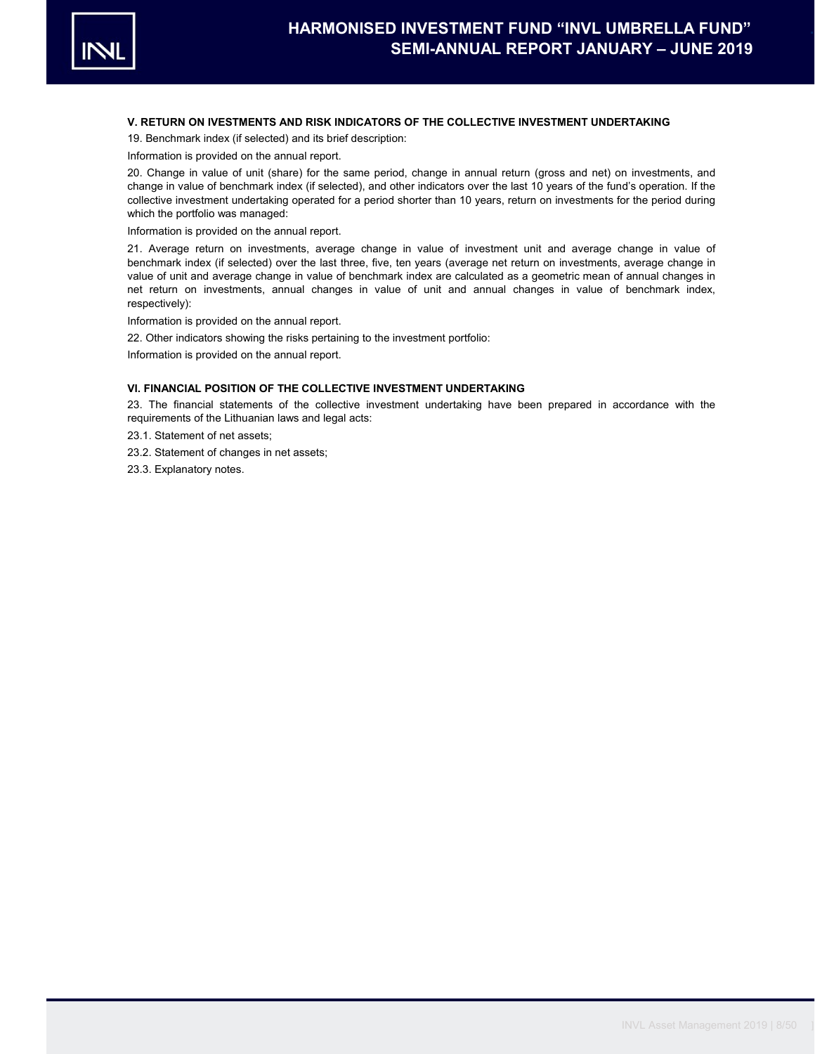## V. RETURN ON IVESTMENTS AND RISK INDICATORS OF THE COLLECTIVE INVESTMENT UNDERTAKING

19. Benchmark index (if selected) and its brief description:

Information is provided on the annual report.

20. Change in value of unit (share) for the same period, change in annual return (gross and net) on investments, and change in value of benchmark index (if selected), and other indicators over the last 10 years of the fund's operation. If the collective investment undertaking operated for a period shorter than 10 years, return on investments for the period during which the portfolio was managed:

Information is provided on the annual report.

21. Average return on investments, average change in value of investment unit and average change in value of benchmark index (if selected) over the last three, five, ten years (average net return on investments, average change in value of unit and average change in value of benchmark index are calculated as a geometric mean of annual changes in net return on investments, annual changes in value of unit and annual changes in value of benchmark index, respectively):

Information is provided on the annual report.

22. Other indicators showing the risks pertaining to the investment portfolio:

Information is provided on the annual report.

## VI. FINANCIAL POSITION OF THE COLLECTIVE INVESTMENT UNDERTAKING

23. The financial statements of the collective investment undertaking have been prepared in accordance with the requirements of the Lithuanian laws and legal acts:

23.1. Statement of net assets;

23.2. Statement of changes in net assets;

23.3. Explanatory notes.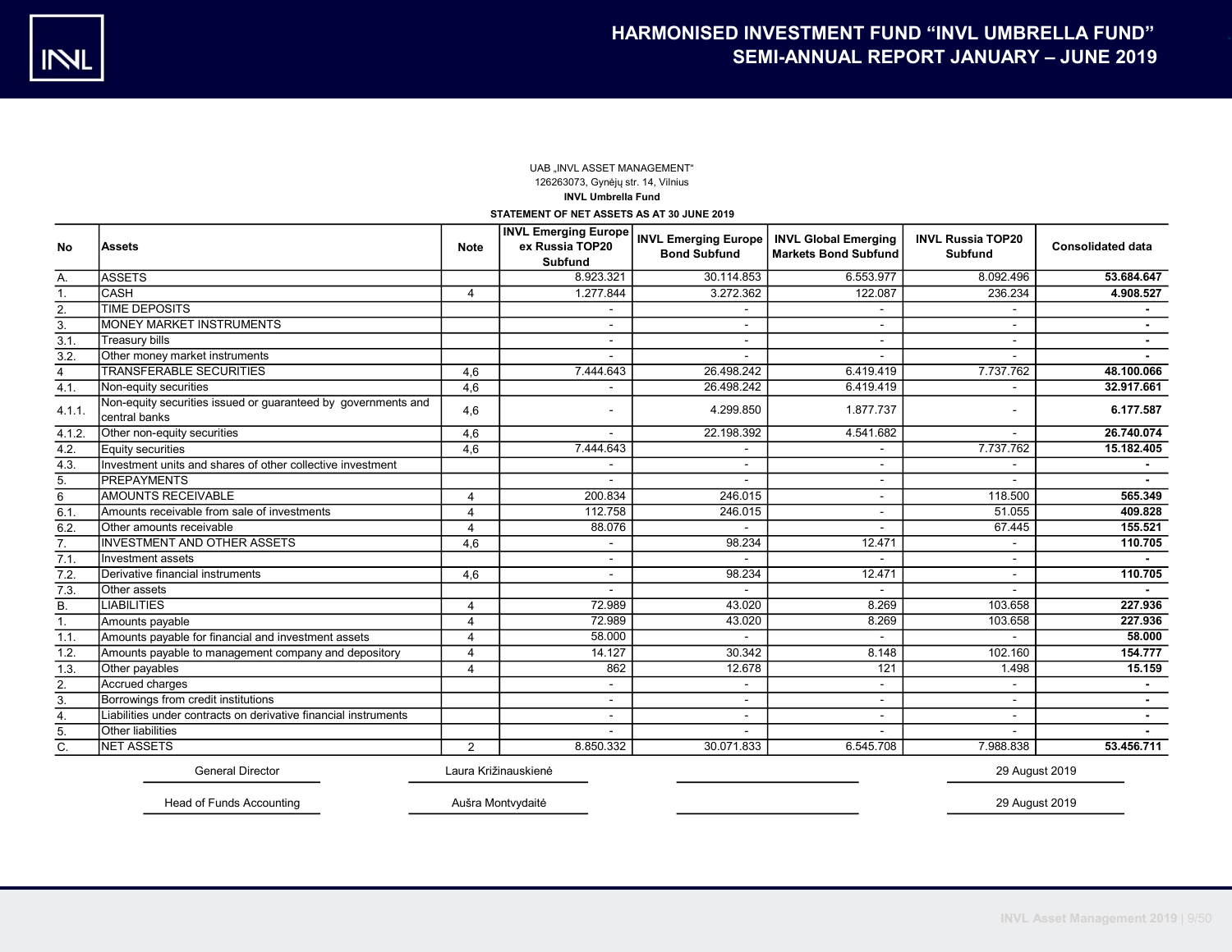UAB „INVL ASSET MANAGEMENT“
126263073, Gynėjų str. 14, Vilnius
**INVL Umbrella Fund**

**STATEMENT OF NET ASSETS AS AT 30 JUNE 2019**

| No | Assets | Note | INVL Emerging Europe ex Russia TOP20 Subfund | INVL Emerging Europe Bond Subfund | INVL Global Emerging Markets Bond Subfund | INVL Russia TOP20 Subfund | Consolidated data |
|---|---|---|---|---|---|---|---|
| A. | ASSETS | | 8.923.321 | 30.114.853 | 6.553.977 | 8.092.496 | **53.684.647** |
| 1. | CASH | 4 | 1.277.844 | 3.272.362 | 122.087 | 236.234 | **4.908.527** |
| 2. | TIME DEPOSITS | | - | - | - | - | **-** |
| 3. | MONEY MARKET INSTRUMENTS | | - | - | - | - | **-** |
| 3.1. | Treasury bills | | - | - | - | - | **-** |
| 3.2. | Other money market instruments | | - | - | - | - | **-** |
| 4 | TRANSFERABLE SECURITIES | 4,6 | 7.444.643 | 26.498.242 | 6.419.419 | 7.737.762 | **48.100.066** |
| 4.1. | Non-equity securities | 4,6 | - | 26.498.242 | 6.419.419 | - | **32.917.661** |
| 4.1.1. | Non-equity securities issued or guaranteed by governments and central banks | 4,6 | - | 4.299.850 | 1.877.737 | - | **6.177.587** |
| 4.1.2. | Other non-equity securities | 4,6 | - | 22.198.392 | 4.541.682 | - | **26.740.074** |
| 4.2. | Equity securities | 4,6 | 7.444.643 | - | - | 7.737.762 | **15.182.405** |
| 4.3. | Investment units and shares of other collective investment | | - | - | - | - | **-** |
| 5. | PREPAYMENTS | | - | - | - | - | **-** |
| 6 | AMOUNTS RECEIVABLE | 4 | 200.834 | 246.015 | - | 118.500 | **565.349** |
| 6.1. | Amounts receivable from sale of investments | 4 | 112.758 | 246.015 | - | 51.055 | **409.828** |
| 6.2. | Other amounts receivable | 4 | 88.076 | - | - | 67.445 | **155.521** |
| 7. | INVESTMENT AND OTHER ASSETS | 4,6 | - | 98.234 | 12.471 | - | **110.705** |
| 7.1. | Investment assets | | - | - | - | - | **-** |
| 7.2. | Derivative financial instruments | 4,6 | - | 98.234 | 12.471 | - | **110.705** |
| 7.3. | Other assets | | - | - | - | - | **-** |
| B. | LIABILITIES | 4 | 72.989 | 43.020 | 8.269 | 103.658 | **227.936** |
| 1. | Amounts payable | 4 | 72.989 | 43.020 | 8.269 | 103.658 | **227.936** |
| 1.1. | Amounts payable for financial and investment assets | 4 | 58.000 | - | - | - | **58.000** |
| 1.2. | Amounts payable to management company and depository | 4 | 14.127 | 30.342 | 8.148 | 102.160 | **154.777** |
| 1.3. | Other payables | 4 | 862 | 12.678 | 121 | 1.498 | **15.159** |
| 2. | Accrued charges | | - | - | - | - | **-** |
| 3. | Borrowings from credit institutions | | - | - | - | - | **-** |
| 4. | Liabilities under contracts on derivative financial instruments | | - | - | - | - | **-** |
| 5. | Other liabilities | | - | - | - | - | **-** |
| C. | NET ASSETS | 2 | 8.850.332 | 30.071.833 | 6.545.708 | 7.988.838 | **53.456.711** |

| | | | |
|---|---|---|---|
| General Director | Laura Križinauskienė | | 29 August 2019 |
| Head of Funds Accounting | Aušra Montvydaitė | | 29 August 2019 |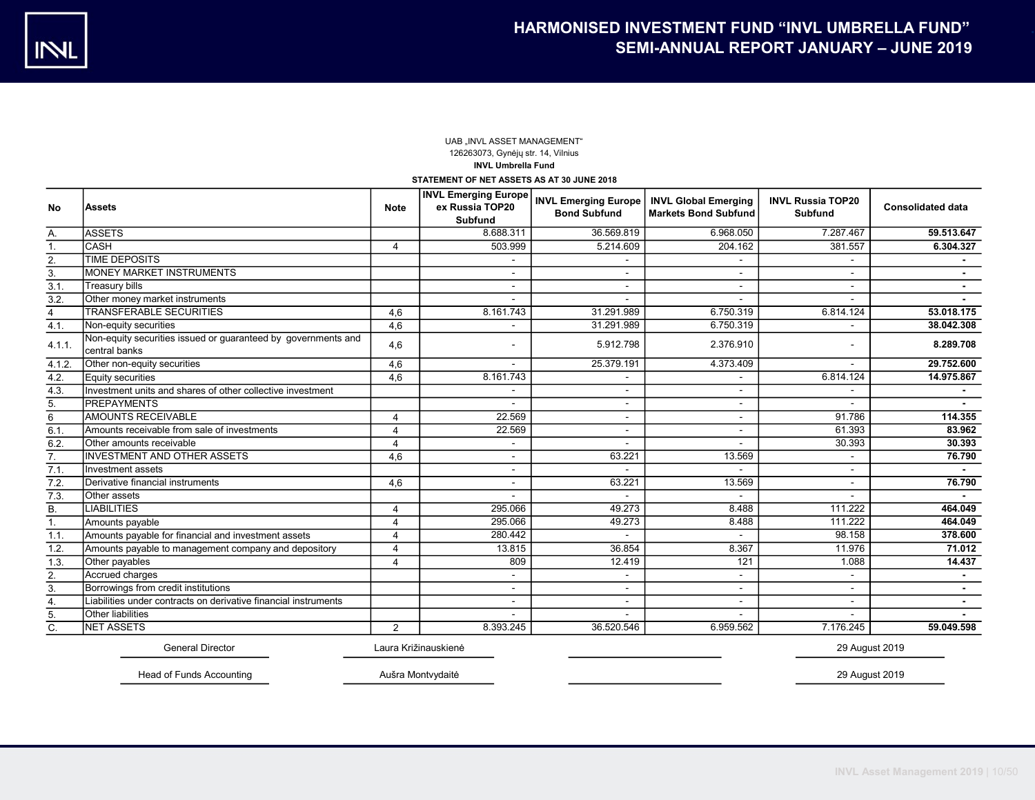UAB „INVL ASSET MANAGEMENT“
126263073, Gynėjų str. 14, Vilnius
**INVL Umbrella Fund**

**STATEMENT OF NET ASSETS AS AT 30 JUNE 2018**

| No | Assets | Note | INVL Emerging Europe ex Russia TOP20 Subfund | INVL Emerging Europe Bond Subfund | INVL Global Emerging Markets Bond Subfund | INVL Russia TOP20 Subfund | Consolidated data |
|---|---|---|---|---|---|---|---|
| A. | ASSETS | | 8.688.311 | 36.569.819 | 6.968.050 | 7.287.467 | **59.513.647** |
| 1. | CASH | 4 | 503.999 | 5.214.609 | 204.162 | 381.557 | **6.304.327** |
| 2. | TIME DEPOSITS | | - | - | - | - | **-** |
| 3. | MONEY MARKET INSTRUMENTS | | - | - | - | - | **-** |
| 3.1. | Treasury bills | | - | - | - | - | **-** |
| 3.2. | Other money market instruments | | - | - | - | - | **-** |
| 4 | TRANSFERABLE SECURITIES | 4,6 | 8.161.743 | 31.291.989 | 6.750.319 | 6.814.124 | **53.018.175** |
| 4.1. | Non-equity securities | 4,6 | - | 31.291.989 | 6.750.319 | - | **38.042.308** |
| 4.1.1. | Non-equity securities issued or guaranteed by governments and central banks | 4,6 | - | 5.912.798 | 2.376.910 | - | **8.289.708** |
| 4.1.2. | Other non-equity securities | 4,6 | - | 25.379.191 | 4.373.409 | - | **29.752.600** |
| 4.2. | Equity securities | 4,6 | 8.161.743 | - | - | 6.814.124 | **14.975.867** |
| 4.3. | Investment units and shares of other collective investment | | - | - | - | - | **-** |
| 5. | PREPAYMENTS | | - | - | - | - | **-** |
| 6 | AMOUNTS RECEIVABLE | 4 | 22.569 | - | - | 91.786 | **114.355** |
| 6.1. | Amounts receivable from sale of investments | 4 | 22.569 | - | - | 61.393 | **83.962** |
| 6.2. | Other amounts receivable | 4 | - | - | - | 30.393 | **30.393** |
| 7. | INVESTMENT AND OTHER ASSETS | 4,6 | - | 63.221 | 13.569 | - | **76.790** |
| 7.1. | Investment assets | | - | - | - | - | **-** |
| 7.2. | Derivative financial instruments | 4,6 | - | 63.221 | 13.569 | - | **76.790** |
| 7.3. | Other assets | | - | - | - | - | **-** |
| B. | LIABILITIES | 4 | 295.066 | 49.273 | 8.488 | 111.222 | **464.049** |
| 1. | Amounts payable | 4 | 295.066 | 49.273 | 8.488 | 111.222 | **464.049** |
| 1.1. | Amounts payable for financial and investment assets | 4 | 280.442 | - | - | 98.158 | **378.600** |
| 1.2. | Amounts payable to management company and depository | 4 | 13.815 | 36.854 | 8.367 | 11.976 | **71.012** |
| 1.3. | Other payables | 4 | 809 | 12.419 | 121 | 1.088 | **14.437** |
| 2. | Accrued charges | | - | - | - | - | **-** |
| 3. | Borrowings from credit institutions | | - | - | - | - | **-** |
| 4. | Liabilities under contracts on derivative financial instruments | | - | - | - | - | **-** |
| 5. | Other liabilities | | - | - | - | - | **-** |
| C. | NET ASSETS | 2 | 8.393.245 | 36.520.546 | 6.959.562 | 7.176.245 | **59.049.598** |

| | | | |
|---|---|---|---|
| General Director | Laura Križinauskienė | | 29 August 2019 |
| Head of Funds Accounting | Aušra Montvydaitė | | 29 August 2019 |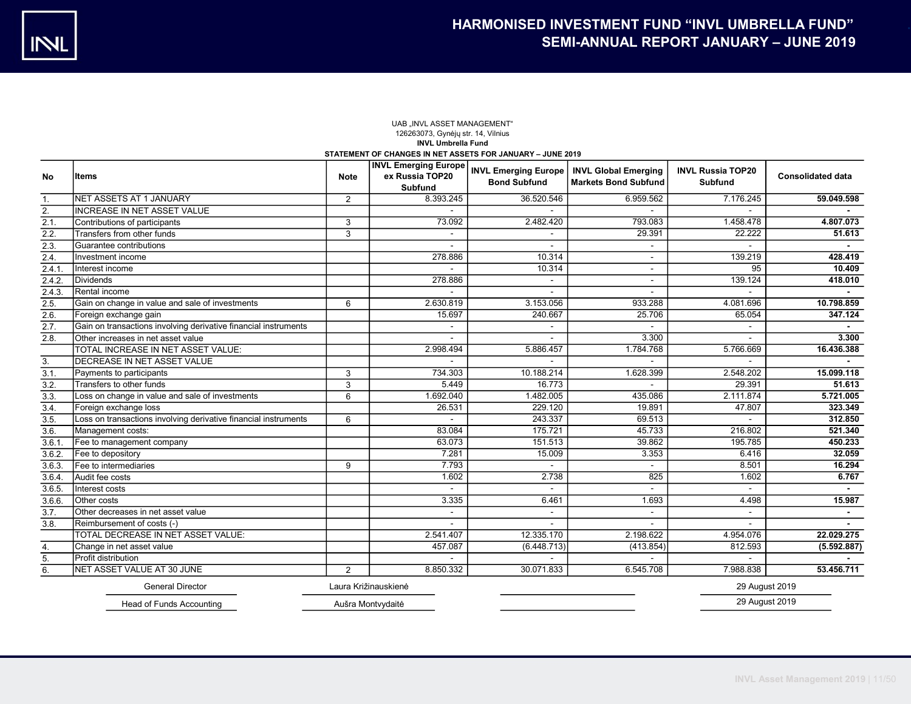UAB „INVL ASSET MANAGEMENT"
126263073, Gynėjų str. 14, Vilnius
**INVL Umbrella Fund**
**STATEMENT OF CHANGES IN NET ASSETS FOR JANUARY – JUNE 2019**

| No | Items | Note | INVL Emerging Europe ex Russia TOP20 Subfund | INVL Emerging Europe Bond Subfund | INVL Global Emerging Markets Bond Subfund | INVL Russia TOP20 Subfund | Consolidated data |
|---|---|---|---|---|---|---|---|
| 1. | NET ASSETS AT 1 JANUARY | 2 | 8.393.245 | 36.520.546 | 6.959.562 | 7.176.245 | **59.049.598** |
| 2. | INCREASE IN NET ASSET VALUE | | - | - | - | - | **-** |
| 2.1. | Contributions of participants | 3 | 73.092 | 2.482.420 | 793.083 | 1.458.478 | **4.807.073** |
| 2.2. | Transfers from other funds | 3 | - | - | 29.391 | 22.222 | **51.613** |
| 2.3. | Guarantee contributions | | - | - | - | - | **-** |
| 2.4. | Investment income | | 278.886 | 10.314 | - | 139.219 | **428.419** |
| 2.4.1. | Interest income | | - | 10.314 | - | 95 | **10.409** |
| 2.4.2. | Dividends | | 278.886 | - | - | 139.124 | **418.010** |
| 2.4.3. | Rental income | | - | - | - | - | **-** |
| 2.5. | Gain on change in value and sale of investments | 6 | 2.630.819 | 3.153.056 | 933.288 | 4.081.696 | **10.798.859** |
| 2.6. | Foreign exchange gain | | 15.697 | 240.667 | 25.706 | 65.054 | **347.124** |
| 2.7. | Gain on transactions involving derivative financial instruments | | - | - | - | - | **-** |
| 2.8. | Other increases in net asset value | | - | - | 3.300 | - | **3.300** |
| | TOTAL INCREASE IN NET ASSET VALUE: | | 2.998.494 | 5.886.457 | 1.784.768 | 5.766.669 | **16.436.388** |
| 3. | DECREASE IN NET ASSET VALUE | | - | - | - | - | **-** |
| 3.1. | Payments to participants | 3 | 734.303 | 10.188.214 | 1.628.399 | 2.548.202 | **15.099.118** |
| 3.2. | Transfers to other funds | 3 | 5.449 | 16.773 | - | 29.391 | **51.613** |
| 3.3. | Loss on change in value and sale of investments | 6 | 1.692.040 | 1.482.005 | 435.086 | 2.111.874 | **5.721.005** |
| 3.4. | Foreign exchange loss | | 26.531 | 229.120 | 19.891 | 47.807 | **323.349** |
| 3.5. | Loss on transactions involving derivative financial instruments | 6 | - | 243.337 | 69.513 | - | **312.850** |
| 3.6. | Management costs: | | 83.084 | 175.721 | 45.733 | 216.802 | **521.340** |
| 3.6.1. | Fee to management company | | 63.073 | 151.513 | 39.862 | 195.785 | **450.233** |
| 3.6.2. | Fee to depository | | 7.281 | 15.009 | 3.353 | 6.416 | **32.059** |
| 3.6.3. | Fee to intermediaries | 9 | 7.793 | - | - | 8.501 | **16.294** |
| 3.6.4. | Audit fee costs | | 1.602 | 2.738 | 825 | 1.602 | **6.767** |
| 3.6.5. | Interest costs | | - | - | - | - | **-** |
| 3.6.6. | Other costs | | 3.335 | 6.461 | 1.693 | 4.498 | **15.987** |
| 3.7. | Other decreases in net asset value | | - | - | - | - | **-** |
| 3.8. | Reimbursement of costs (-) | | - | - | - | - | **-** |
| | TOTAL DECREASE IN NET ASSET VALUE: | | 2.541.407 | 12.335.170 | 2.198.622 | 4.954.076 | **22.029.275** |
| 4. | Change in net asset value | | 457.087 | (6.448.713) | (413.854) | 812.593 | **(5.592.887)** |
| 5. | Profit distribution | | - | - | - | - | **-** |
| 6. | NET ASSET VALUE AT 30 JUNE | 2 | 8.850.332 | 30.071.833 | 6.545.708 | 7.988.838 | **53.456.711** |

| | | | |
|---|---|---|---|
| General Director | Laura Križinauskienė | | 29 August 2019 |
| Head of Funds Accounting | Aušra Montvydaitė | | 29 August 2019 |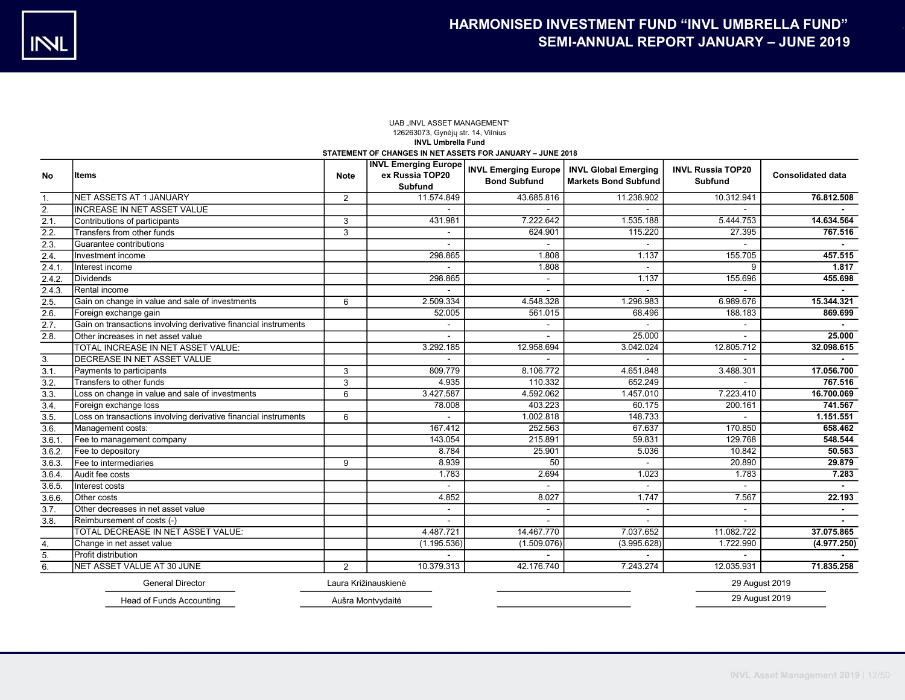UAB „INVL ASSET MANAGEMENT"
126263073, Gynėjų str. 14, Vilnius
**INVL Umbrella Fund**
**STATEMENT OF CHANGES IN NET ASSETS FOR JANUARY – JUNE 2018**

| No | Items | Note | INVL Emerging Europe ex Russia TOP20 Subfund | INVL Emerging Europe Bond Subfund | INVL Global Emerging Markets Bond Subfund | INVL Russia TOP20 Subfund | Consolidated data |
|---|---|---|---|---|---|---|---|
| 1. | NET ASSETS AT 1 JANUARY | 2 | 11.574.849 | 43.685.816 | 11.238.902 | 10.312.941 | **76.812.508** |
| 2. | INCREASE IN NET ASSET VALUE | | - | - | - | - | **-** |
| 2.1. | Contributions of participants | 3 | 431.981 | 7.222.642 | 1.535.188 | 5.444.753 | **14.634.564** |
| 2.2. | Transfers from other funds | 3 | - | 624.901 | 115.220 | 27.395 | **767.516** |
| 2.3. | Guarantee contributions | | - | - | - | - | **-** |
| 2.4. | Investment income | | 298.865 | 1.808 | 1.137 | 155.705 | **457.515** |
| 2.4.1. | Interest income | | - | 1.808 | - | 9 | **1.817** |
| 2.4.2. | Dividends | | 298.865 | - | 1.137 | 155.696 | **455.698** |
| 2.4.3. | Rental income | | - | - | - | - | **-** |
| 2.5. | Gain on change in value and sale of investments | 6 | 2.509.334 | 4.548.328 | 1.296.983 | 6.989.676 | **15.344.321** |
| 2.6. | Foreign exchange gain | | 52.005 | 561.015 | 68.496 | 188.183 | **869.699** |
| 2.7. | Gain on transactions involving derivative financial instruments | | - | - | - | - | **-** |
| 2.8. | Other increases in net asset value | | - | - | 25.000 | - | **25.000** |
| | TOTAL INCREASE IN NET ASSET VALUE: | | 3.292.185 | 12.958.694 | 3.042.024 | 12.805.712 | **32.098.615** |
| 3. | DECREASE IN NET ASSET VALUE | | - | - | - | - | **-** |
| 3.1. | Payments to participants | 3 | 809.779 | 8.106.772 | 4.651.848 | 3.488.301 | **17.056.700** |
| 3.2. | Transfers to other funds | 3 | 4.935 | 110.332 | 652.249 | - | **767.516** |
| 3.3. | Loss on change in value and sale of investments | 6 | 3.427.587 | 4.592.062 | 1.457.010 | 7.223.410 | **16.700.069** |
| 3.4. | Foreign exchange loss | | 78.008 | 403.223 | 60.175 | 200.161 | **741.567** |
| 3.5. | Loss on transactions involving derivative financial instruments | 6 | - | 1.002.818 | 148.733 | - | **1.151.551** |
| 3.6. | Management costs: | | 167.412 | 252.563 | 67.637 | 170.850 | **658.462** |
| 3.6.1. | Fee to management company | | 143.054 | 215.891 | 59.831 | 129.768 | **548.544** |
| 3.6.2. | Fee to depository | | 8.784 | 25.901 | 5.036 | 10.842 | **50.563** |
| 3.6.3. | Fee to intermediaries | 9 | 8.939 | 50 | - | 20.890 | **29.879** |
| 3.6.4. | Audit fee costs | | 1.783 | 2.694 | 1.023 | 1.783 | **7.283** |
| 3.6.5. | Interest costs | | - | - | - | - | **-** |
| 3.6.6. | Other costs | | 4.852 | 8.027 | 1.747 | 7.567 | **22.193** |
| 3.7. | Other decreases in net asset value | | - | - | - | - | **-** |
| 3.8. | Reimbursement of costs (-) | | - | - | - | - | **-** |
| | TOTAL DECREASE IN NET ASSET VALUE: | | 4.487.721 | 14.467.770 | 7.037.652 | 11.082.722 | **37.075.865** |
| 4. | Change in net asset value | | (1.195.536) | (1.509.076) | (3.995.628) | 1.722.990 | **(4.977.250)** |
| 5. | Profit distribution | | - | - | - | - | **-** |
| 6. | NET ASSET VALUE AT 30 JUNE | 2 | 10.379.313 | 42.176.740 | 7.243.274 | 12.035.931 | **71.835.258** |

| | | | |
|---|---|---|---|
| General Director | Laura Križinauskienė | ____________ | 29 August 2019 |
| Head of Funds Accounting | Aušra Montvydaitė | ____________ | 29 August 2019 |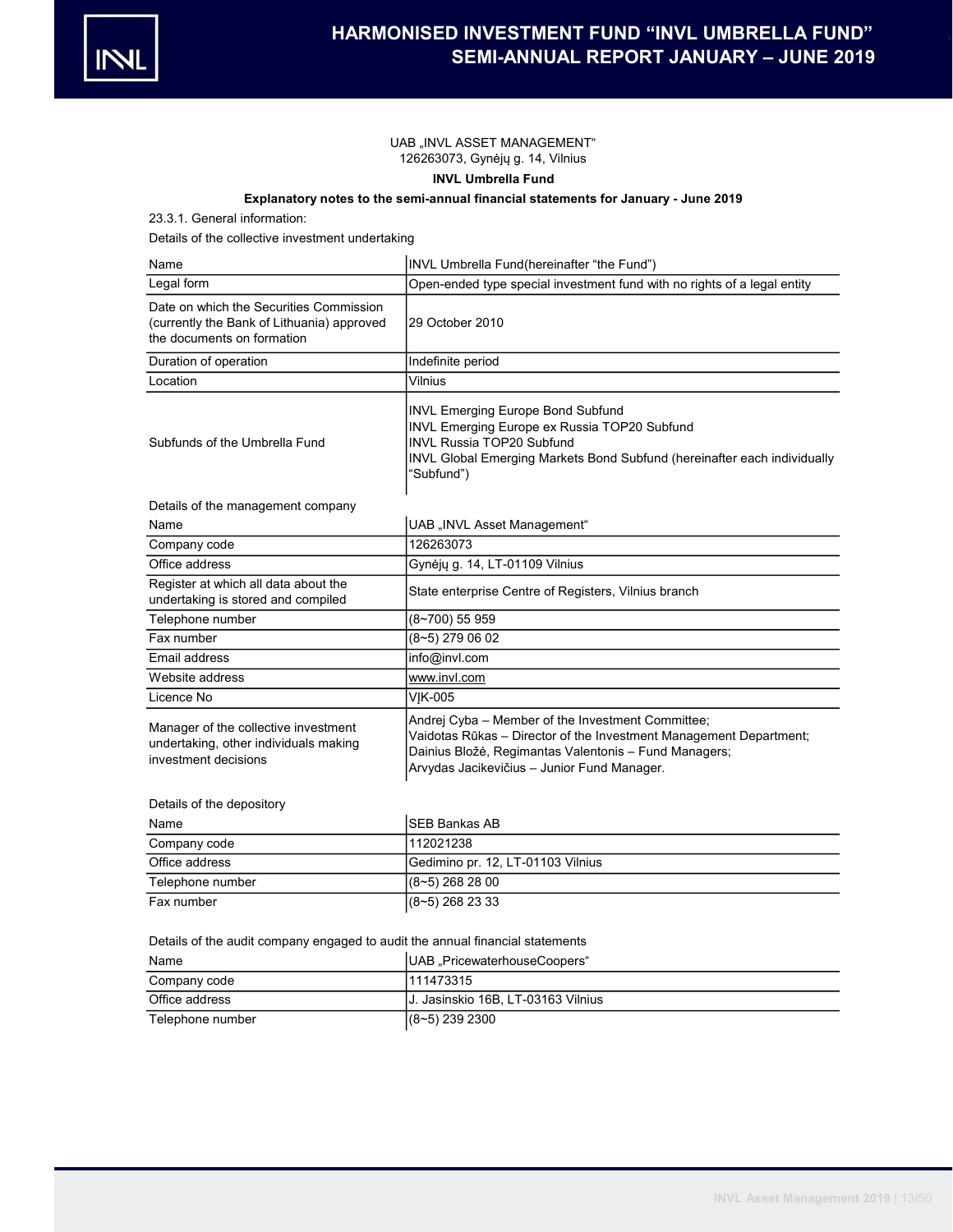UAB „INVL ASSET MANAGEMENT“
126263073, Gynėjų g. 14, Vilnius

**INVL Umbrella Fund**

**Explanatory notes to the semi-annual financial statements for January - June 2019**

23.3.1. General information:

Details of the collective investment undertaking

| Name | INVL Umbrella Fund(hereinafter “the Fund”) |
|---|---|
| Legal form | Open-ended type special investment fund with no rights of a legal entity |
| Date on which the Securities Commission (currently the Bank of Lithuania) approved the documents on formation | 29 October 2010 |
| Duration of operation | Indefinite period |
| Location | Vilnius |
| Subfunds of the Umbrella Fund | INVL Emerging Europe Bond Subfund<br>INVL Emerging Europe ex Russia TOP20 Subfund<br>INVL Russia TOP20 Subfund<br>INVL Global Emerging Markets Bond Subfund (hereinafter each individually “Subfund”) |

Details of the management company

| Name | UAB „INVL Asset Management“ |
|---|---|
| Company code | 126263073 |
| Office address | Gynėjų g. 14, LT-01109 Vilnius |
| Register at which all data about the undertaking is stored and compiled | State enterprise Centre of Registers, Vilnius branch |
| Telephone number | (8~700) 55 959 |
| Fax number | (8~5) 279 06 02 |
| Email address | info@invl.com |
| Website address | www.invl.com |
| Licence No | VĮK-005 |
| Manager of the collective investment undertaking, other individuals making investment decisions | Andrej Cyba – Member of the Investment Committee;<br>Vaidotas Rūkas – Director of the Investment Management Department;<br>Dainius Bložė, Regimantas Valentonis – Fund Managers;<br>Arvydas Jacikevičius – Junior Fund Manager. |

Details of the depository

| Name | SEB Bankas AB |
|---|---|
| Company code | 112021238 |
| Office address | Gedimino pr. 12, LT-01103 Vilnius |
| Telephone number | (8~5) 268 28 00 |
| Fax number | (8~5) 268 23 33 |

Details of the audit company engaged to audit the annual financial statements

| Name | UAB „PricewaterhouseCoopers“ |
|---|---|
| Company code | 111473315 |
| Office address | J. Jasinskio 16B, LT-03163 Vilnius |
| Telephone number | (8~5) 239 2300 |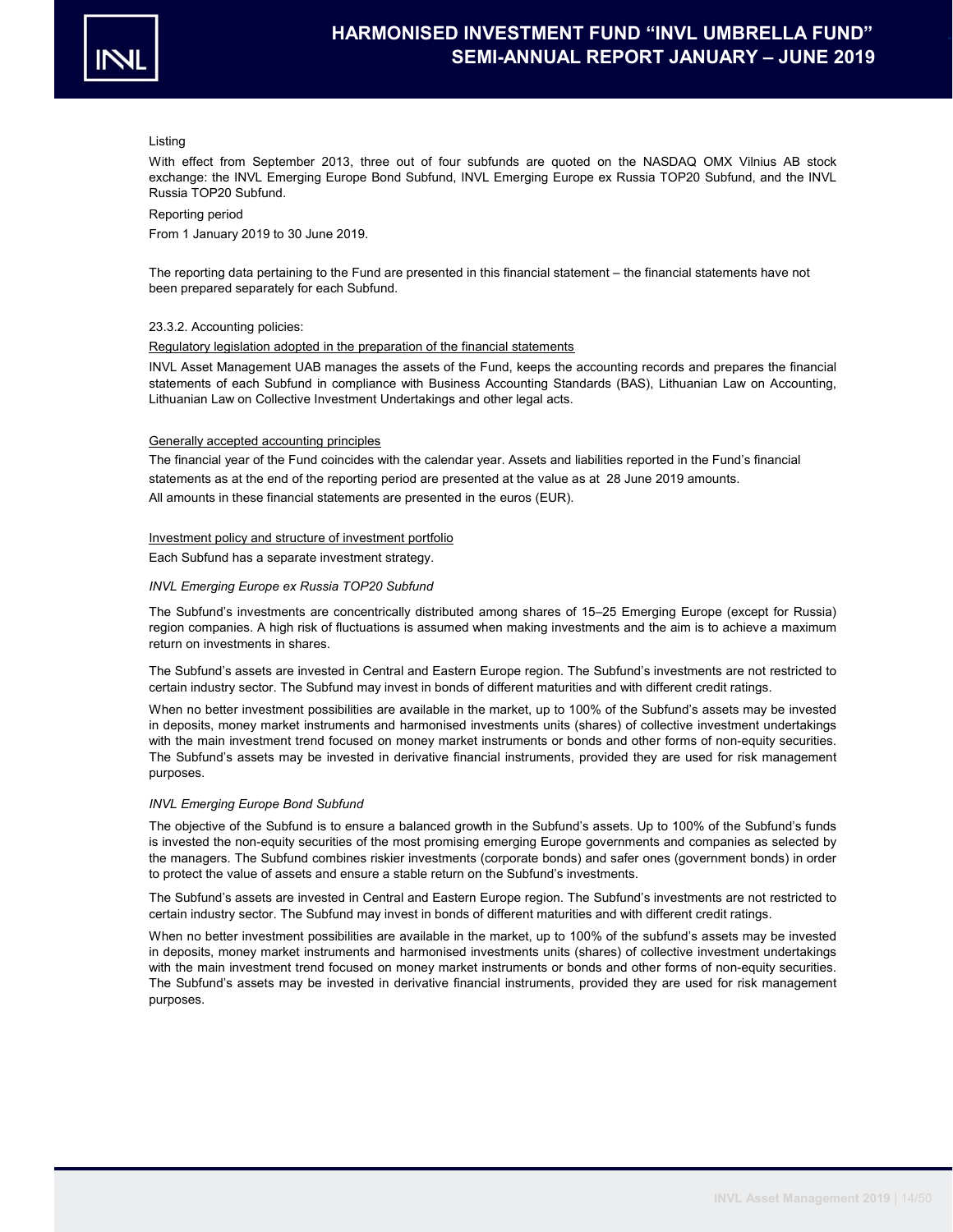Listing

With effect from September 2013, three out of four subfunds are quoted on the NASDAQ OMX Vilnius AB stock exchange: the INVL Emerging Europe Bond Subfund, INVL Emerging Europe ex Russia TOP20 Subfund, and the INVL Russia TOP20 Subfund.

Reporting period

From 1 January 2019 to 30 June 2019.

The reporting data pertaining to the Fund are presented in this financial statement – the financial statements have not been prepared separately for each Subfund.

23.3.2. Accounting policies:

<u>Regulatory legislation adopted in the preparation of the financial statements</u>

INVL Asset Management UAB manages the assets of the Fund, keeps the accounting records and prepares the financial statements of each Subfund in compliance with Business Accounting Standards (BAS), Lithuanian Law on Accounting, Lithuanian Law on Collective Investment Undertakings and other legal acts.

<u>Generally accepted accounting principles</u>

The financial year of the Fund coincides with the calendar year. Assets and liabilities reported in the Fund's financial statements as at the end of the reporting period are presented at the value as at 28 June 2019 amounts.

All amounts in these financial statements are presented in the euros (EUR).

<u>Investment policy and structure of investment portfolio</u>

Each Subfund has a separate investment strategy.

*INVL Emerging Europe ex Russia TOP20 Subfund*

The Subfund's investments are concentrically distributed among shares of 15–25 Emerging Europe (except for Russia) region companies. A high risk of fluctuations is assumed when making investments and the aim is to achieve a maximum return on investments in shares.

The Subfund's assets are invested in Central and Eastern Europe region. The Subfund's investments are not restricted to certain industry sector. The Subfund may invest in bonds of different maturities and with different credit ratings.

When no better investment possibilities are available in the market, up to 100% of the Subfund's assets may be invested in deposits, money market instruments and harmonised investments units (shares) of collective investment undertakings with the main investment trend focused on money market instruments or bonds and other forms of non-equity securities. The Subfund's assets may be invested in derivative financial instruments, provided they are used for risk management purposes.

*INVL Emerging Europe Bond Subfund*

The objective of the Subfund is to ensure a balanced growth in the Subfund's assets. Up to 100% of the Subfund's funds is invested the non-equity securities of the most promising emerging Europe governments and companies as selected by the managers. The Subfund combines riskier investments (corporate bonds) and safer ones (government bonds) in order to protect the value of assets and ensure a stable return on the Subfund's investments.

The Subfund's assets are invested in Central and Eastern Europe region. The Subfund's investments are not restricted to certain industry sector. The Subfund may invest in bonds of different maturities and with different credit ratings.

When no better investment possibilities are available in the market, up to 100% of the subfund's assets may be invested in deposits, money market instruments and harmonised investments units (shares) of collective investment undertakings with the main investment trend focused on money market instruments or bonds and other forms of non-equity securities. The Subfund's assets may be invested in derivative financial instruments, provided they are used for risk management purposes.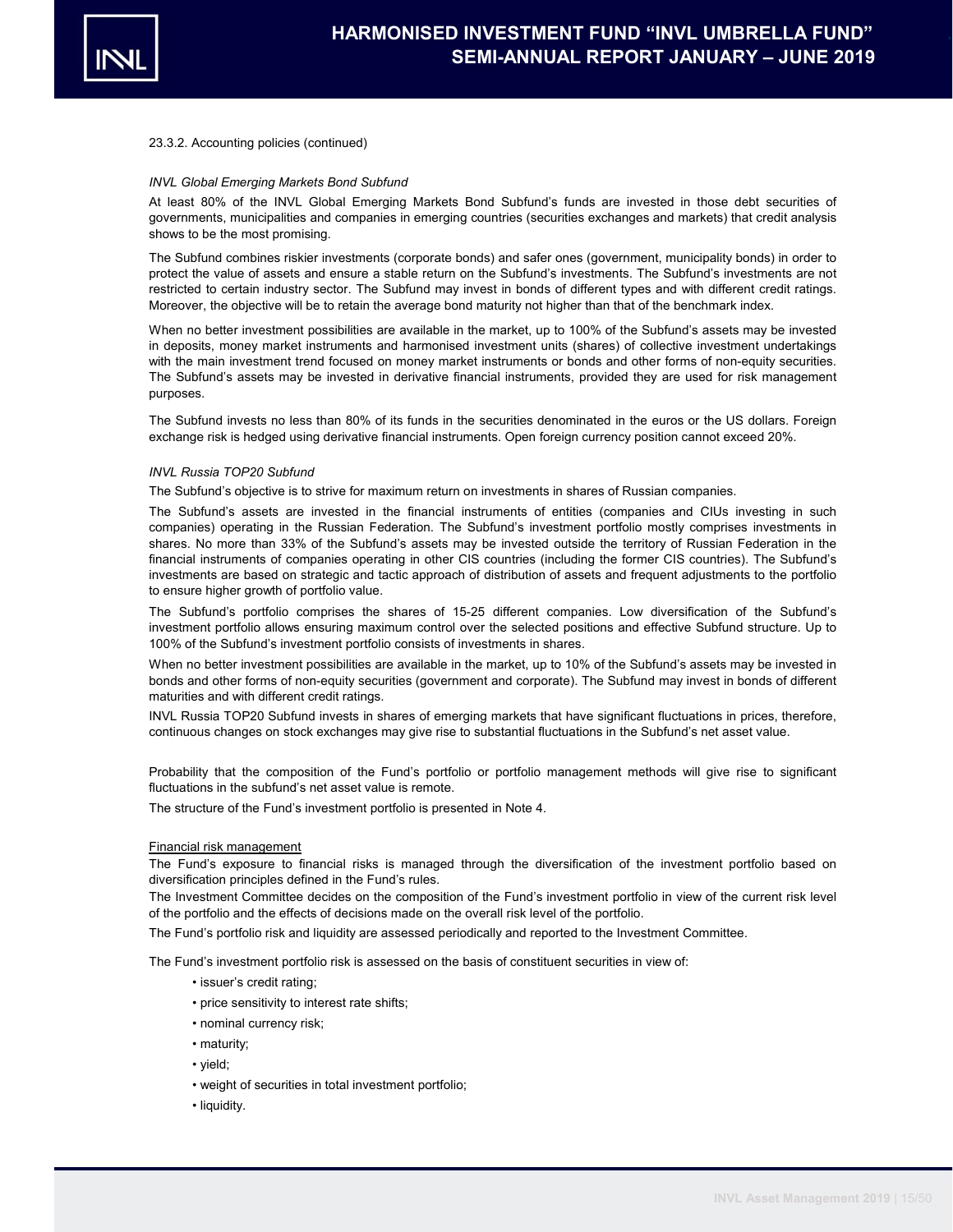23.3.2. Accounting policies (continued)

*INVL Global Emerging Markets Bond Subfund*

At least 80% of the INVL Global Emerging Markets Bond Subfund's funds are invested in those debt securities of governments, municipalities and companies in emerging countries (securities exchanges and markets) that credit analysis shows to be the most promising.

The Subfund combines riskier investments (corporate bonds) and safer ones (government, municipality bonds) in order to protect the value of assets and ensure a stable return on the Subfund's investments. The Subfund's investments are not restricted to certain industry sector. The Subfund may invest in bonds of different types and with different credit ratings. Moreover, the objective will be to retain the average bond maturity not higher than that of the benchmark index.

When no better investment possibilities are available in the market, up to 100% of the Subfund's assets may be invested in deposits, money market instruments and harmonised investment units (shares) of collective investment undertakings with the main investment trend focused on money market instruments or bonds and other forms of non-equity securities. The Subfund's assets may be invested in derivative financial instruments, provided they are used for risk management purposes.

The Subfund invests no less than 80% of its funds in the securities denominated in the euros or the US dollars. Foreign exchange risk is hedged using derivative financial instruments. Open foreign currency position cannot exceed 20%.

*INVL Russia TOP20 Subfund*

The Subfund's objective is to strive for maximum return on investments in shares of Russian companies.

The Subfund's assets are invested in the financial instruments of entities (companies and CIUs investing in such companies) operating in the Russian Federation. The Subfund's investment portfolio mostly comprises investments in shares. No more than 33% of the Subfund's assets may be invested outside the territory of Russian Federation in the financial instruments of companies operating in other CIS countries (including the former CIS countries). The Subfund's investments are based on strategic and tactic approach of distribution of assets and frequent adjustments to the portfolio to ensure higher growth of portfolio value.

The Subfund's portfolio comprises the shares of 15-25 different companies. Low diversification of the Subfund's investment portfolio allows ensuring maximum control over the selected positions and effective Subfund structure. Up to 100% of the Subfund's investment portfolio consists of investments in shares.

When no better investment possibilities are available in the market, up to 10% of the Subfund's assets may be invested in bonds and other forms of non-equity securities (government and corporate). The Subfund may invest in bonds of different maturities and with different credit ratings.

INVL Russia TOP20 Subfund invests in shares of emerging markets that have significant fluctuations in prices, therefore, continuous changes on stock exchanges may give rise to substantial fluctuations in the Subfund's net asset value.

Probability that the composition of the Fund's portfolio or portfolio management methods will give rise to significant fluctuations in the subfund's net asset value is remote.

The structure of the Fund's investment portfolio is presented in Note 4.

<u>Financial risk management</u>

The Fund's exposure to financial risks is managed through the diversification of the investment portfolio based on diversification principles defined in the Fund's rules.

The Investment Committee decides on the composition of the Fund's investment portfolio in view of the current risk level of the portfolio and the effects of decisions made on the overall risk level of the portfolio.

The Fund's portfolio risk and liquidity are assessed periodically and reported to the Investment Committee.

The Fund's investment portfolio risk is assessed on the basis of constituent securities in view of:

- issuer's credit rating;
- price sensitivity to interest rate shifts;
- nominal currency risk;
- maturity;
- yield;
- weight of securities in total investment portfolio;
- liquidity.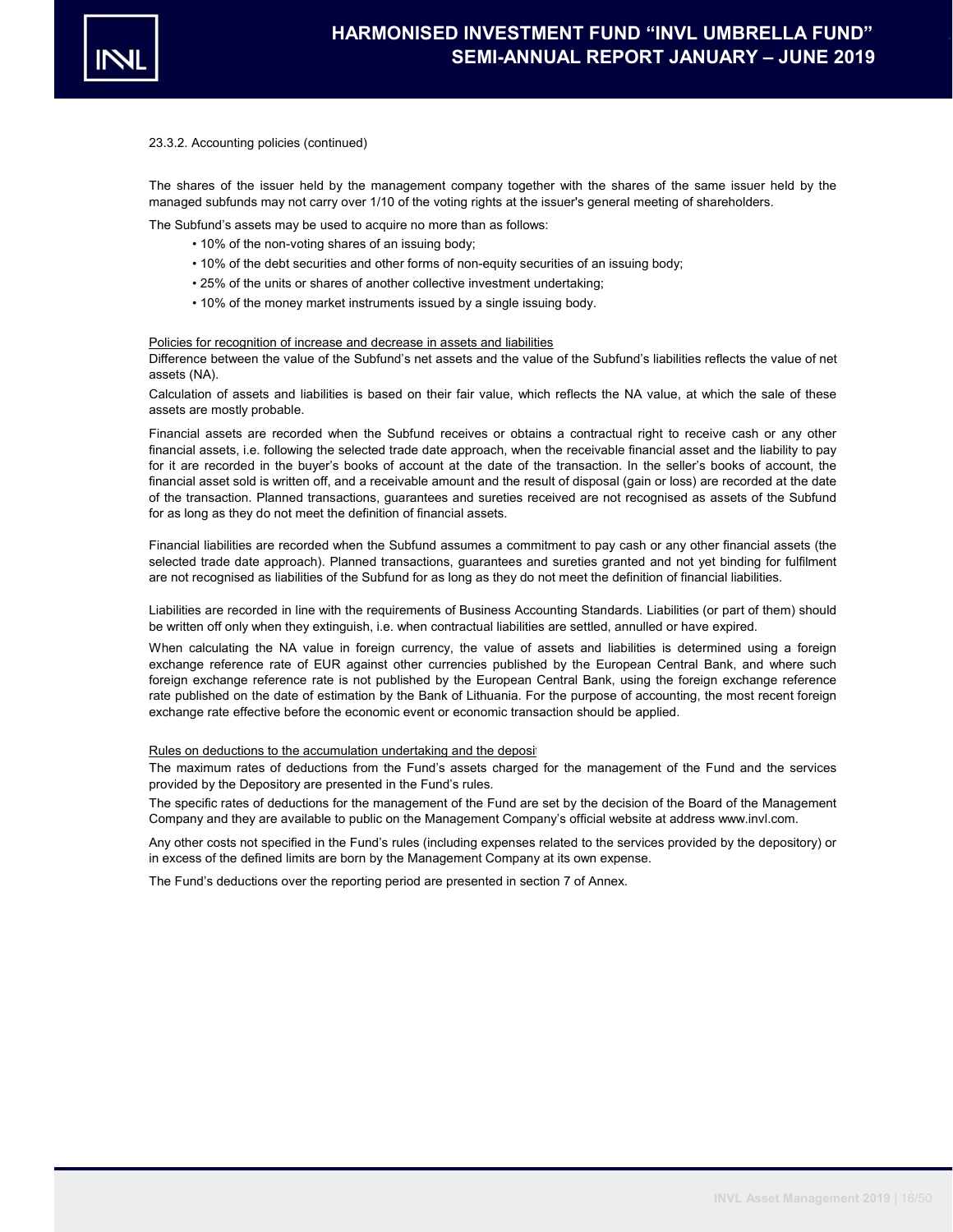23.3.2. Accounting policies (continued)

The shares of the issuer held by the management company together with the shares of the same issuer held by the managed subfunds may not carry over 1/10 of the voting rights at the issuer's general meeting of shareholders.

The Subfund's assets may be used to acquire no more than as follows:

- 10% of the non-voting shares of an issuing body;
- 10% of the debt securities and other forms of non-equity securities of an issuing body;
- 25% of the units or shares of another collective investment undertaking;
- 10% of the money market instruments issued by a single issuing body.

Policies for recognition of increase and decrease in assets and liabilities

Difference between the value of the Subfund's net assets and the value of the Subfund's liabilities reflects the value of net assets (NA).

Calculation of assets and liabilities is based on their fair value, which reflects the NA value, at which the sale of these assets are mostly probable.

Financial assets are recorded when the Subfund receives or obtains a contractual right to receive cash or any other financial assets, i.e. following the selected trade date approach, when the receivable financial asset and the liability to pay for it are recorded in the buyer's books of account at the date of the transaction. In the seller's books of account, the financial asset sold is written off, and a receivable amount and the result of disposal (gain or loss) are recorded at the date of the transaction. Planned transactions, guarantees and sureties received are not recognised as assets of the Subfund for as long as they do not meet the definition of financial assets.

Financial liabilities are recorded when the Subfund assumes a commitment to pay cash or any other financial assets (the selected trade date approach). Planned transactions, guarantees and sureties granted and not yet binding for fulfilment are not recognised as liabilities of the Subfund for as long as they do not meet the definition of financial liabilities.

Liabilities are recorded in line with the requirements of Business Accounting Standards. Liabilities (or part of them) should be written off only when they extinguish, i.e. when contractual liabilities are settled, annulled or have expired.

When calculating the NA value in foreign currency, the value of assets and liabilities is determined using a foreign exchange reference rate of EUR against other currencies published by the European Central Bank, and where such foreign exchange reference rate is not published by the European Central Bank, using the foreign exchange reference rate published on the date of estimation by the Bank of Lithuania. For the purpose of accounting, the most recent foreign exchange rate effective before the economic event or economic transaction should be applied.

Rules on deductions to the accumulation undertaking and the deposi

The maximum rates of deductions from the Fund's assets charged for the management of the Fund and the services provided by the Depository are presented in the Fund's rules.

The specific rates of deductions for the management of the Fund are set by the decision of the Board of the Management Company and they are available to public on the Management Company's official website at address www.invl.com.

Any other costs not specified in the Fund's rules (including expenses related to the services provided by the depository) or in excess of the defined limits are born by the Management Company at its own expense.

The Fund's deductions over the reporting period are presented in section 7 of Annex.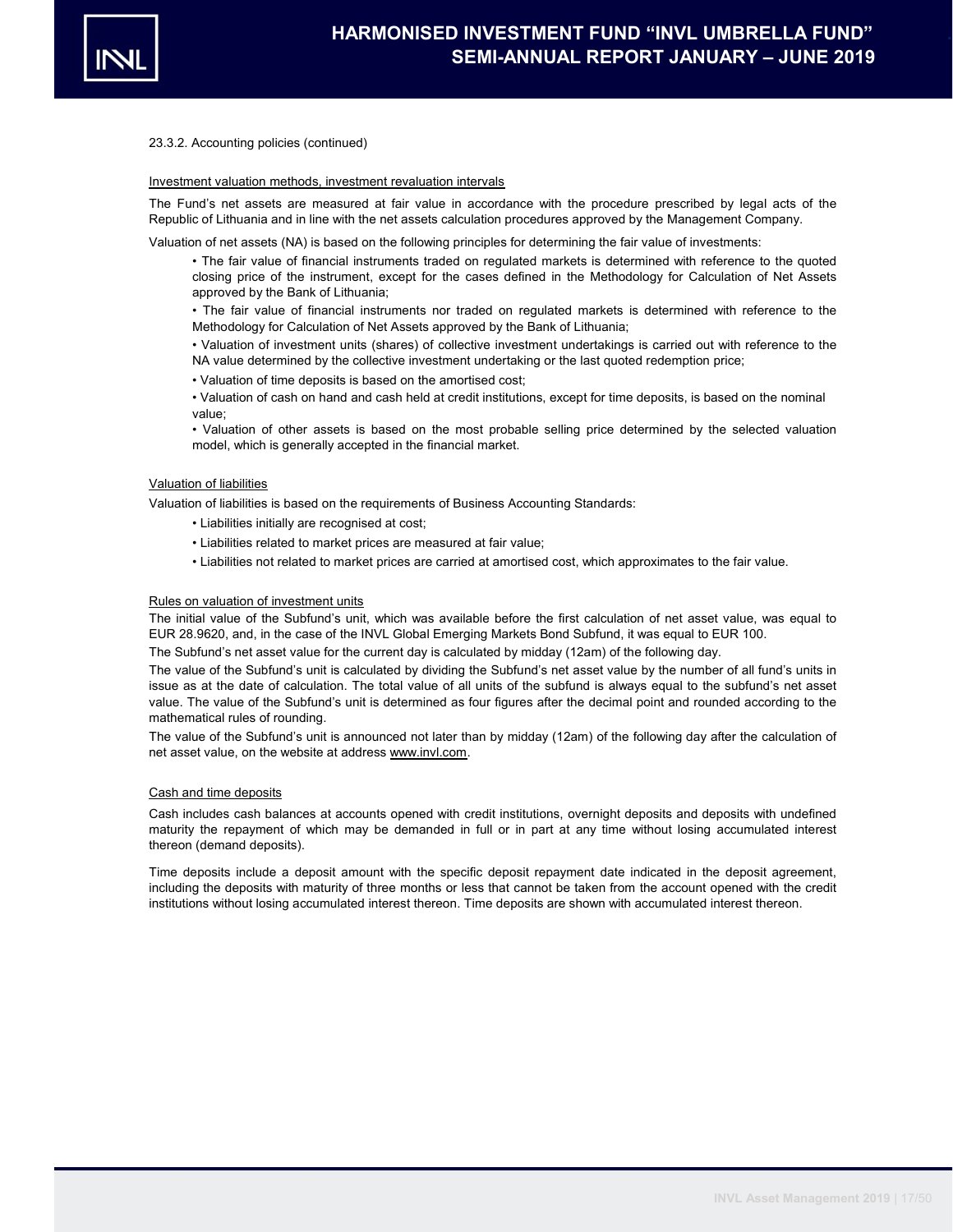23.3.2. Accounting policies (continued)

Investment valuation methods, investment revaluation intervals

The Fund's net assets are measured at fair value in accordance with the procedure prescribed by legal acts of the Republic of Lithuania and in line with the net assets calculation procedures approved by the Management Company.

Valuation of net assets (NA) is based on the following principles for determining the fair value of investments:

- The fair value of financial instruments traded on regulated markets is determined with reference to the quoted closing price of the instrument, except for the cases defined in the Methodology for Calculation of Net Assets approved by the Bank of Lithuania;
- The fair value of financial instruments nor traded on regulated markets is determined with reference to the Methodology for Calculation of Net Assets approved by the Bank of Lithuania;
- Valuation of investment units (shares) of collective investment undertakings is carried out with reference to the NA value determined by the collective investment undertaking or the last quoted redemption price;
- Valuation of time deposits is based on the amortised cost;
- Valuation of cash on hand and cash held at credit institutions, except for time deposits, is based on the nominal value;
- Valuation of other assets is based on the most probable selling price determined by the selected valuation model, which is generally accepted in the financial market.

Valuation of liabilities

Valuation of liabilities is based on the requirements of Business Accounting Standards:

- Liabilities initially are recognised at cost;
- Liabilities related to market prices are measured at fair value;
- Liabilities not related to market prices are carried at amortised cost, which approximates to the fair value.

Rules on valuation of investment units

The initial value of the Subfund's unit, which was available before the first calculation of net asset value, was equal to EUR 28.9620, and, in the case of the INVL Global Emerging Markets Bond Subfund, it was equal to EUR 100.

The Subfund's net asset value for the current day is calculated by midday (12am) of the following day.

The value of the Subfund's unit is calculated by dividing the Subfund's net asset value by the number of all fund's units in issue as at the date of calculation. The total value of all units of the subfund is always equal to the subfund's net asset value. The value of the Subfund's unit is determined as four figures after the decimal point and rounded according to the mathematical rules of rounding.

The value of the Subfund's unit is announced not later than by midday (12am) of the following day after the calculation of net asset value, on the website at address www.invl.com.

Cash and time deposits

Cash includes cash balances at accounts opened with credit institutions, overnight deposits and deposits with undefined maturity the repayment of which may be demanded in full or in part at any time without losing accumulated interest thereon (demand deposits).

Time deposits include a deposit amount with the specific deposit repayment date indicated in the deposit agreement, including the deposits with maturity of three months or less that cannot be taken from the account opened with the credit institutions without losing accumulated interest thereon. Time deposits are shown with accumulated interest thereon.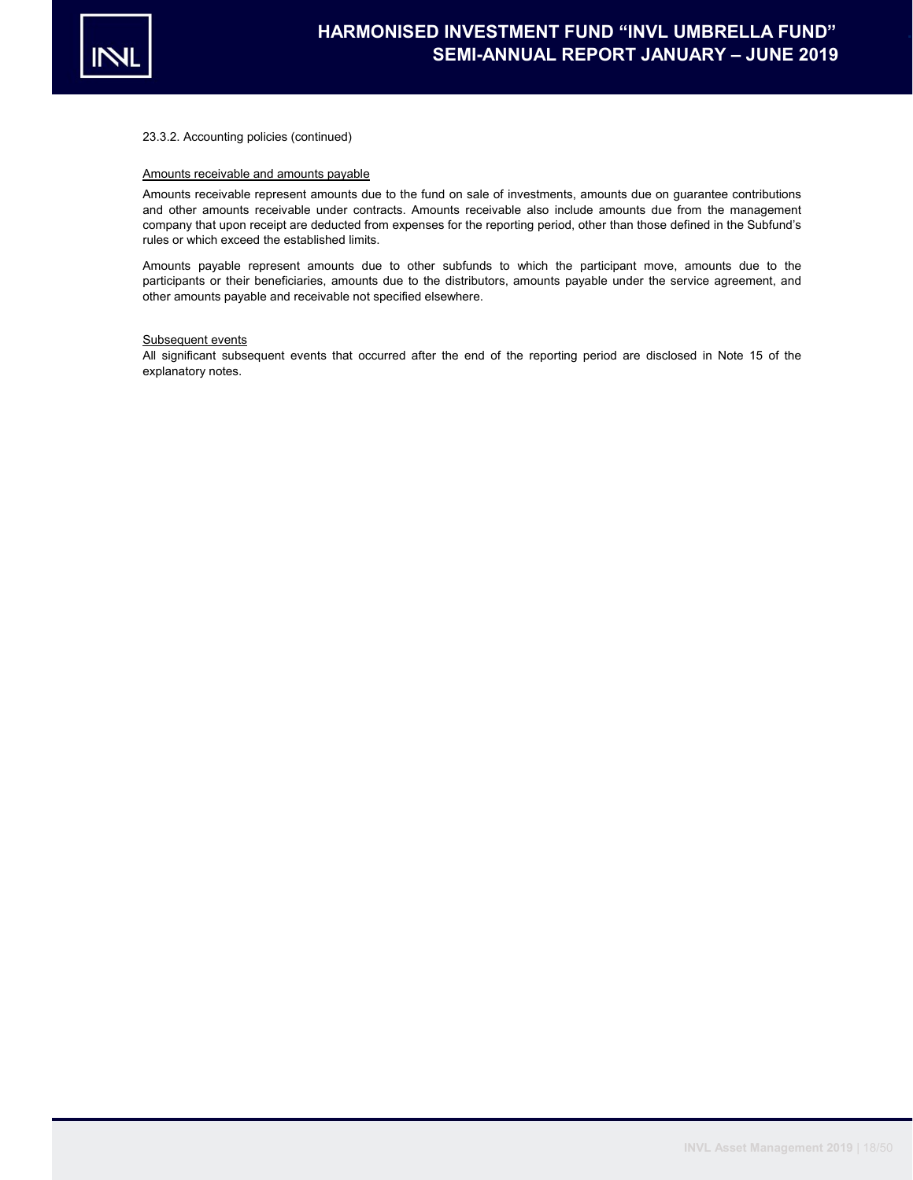23.3.2. Accounting policies (continued)

Amounts receivable and amounts payable

Amounts receivable represent amounts due to the fund on sale of investments, amounts due on guarantee contributions and other amounts receivable under contracts. Amounts receivable also include amounts due from the management company that upon receipt are deducted from expenses for the reporting period, other than those defined in the Subfund's rules or which exceed the established limits.

Amounts payable represent amounts due to other subfunds to which the participant move, amounts due to the participants or their beneficiaries, amounts due to the distributors, amounts payable under the service agreement, and other amounts payable and receivable not specified elsewhere.

Subsequent events

All significant subsequent events that occurred after the end of the reporting period are disclosed in Note 15 of the explanatory notes.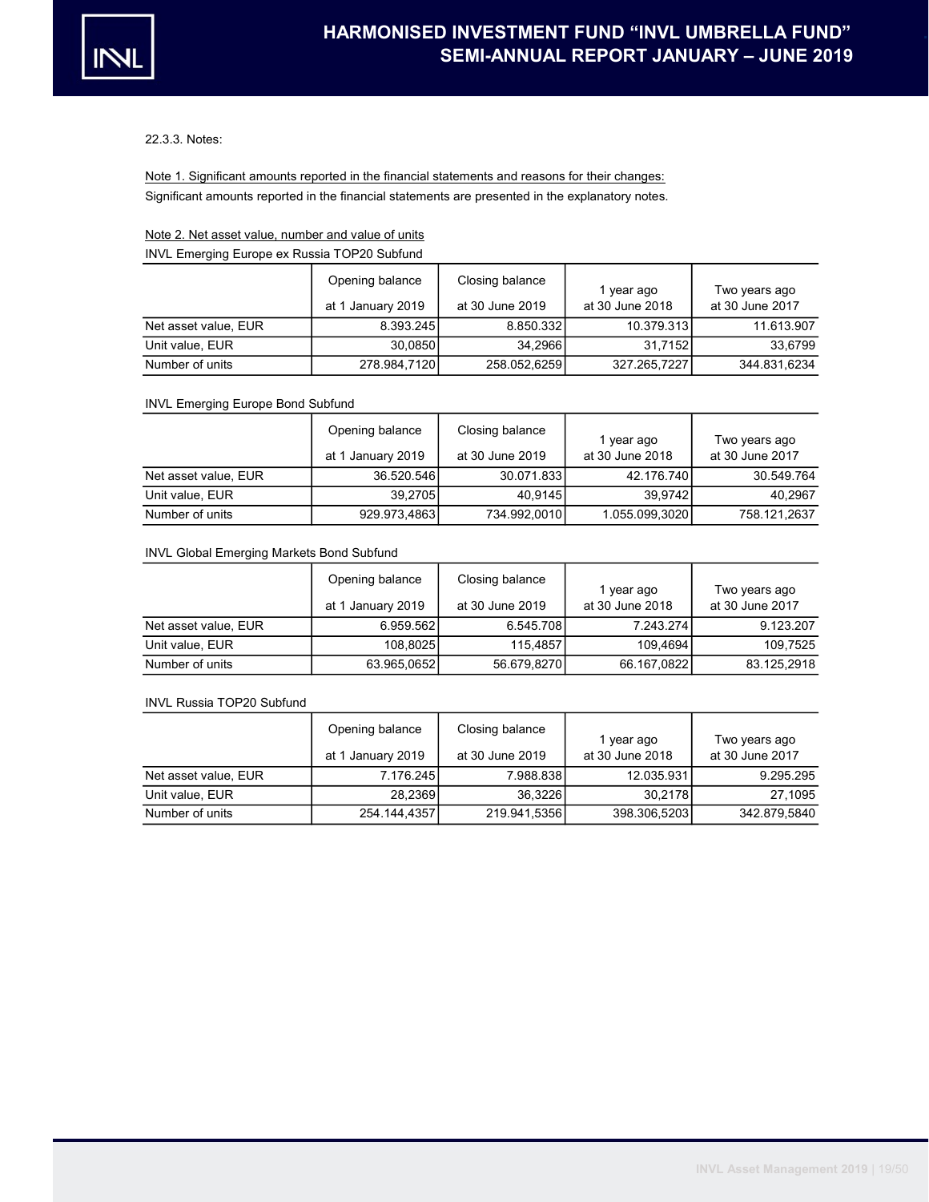22.3.3. Notes:

Note 1. Significant amounts reported in the financial statements and reasons for their changes:

Significant amounts reported in the financial statements are presented in the explanatory notes.

Note 2. Net asset value, number and value of units

INVL Emerging Europe ex Russia TOP20 Subfund

| | Opening balance at 1 January 2019 | Closing balance at 30 June 2019 | 1 year ago at 30 June 2018 | Two years ago at 30 June 2017 |
|---|---|---|---|---|
| Net asset value, EUR | 8.393.245 | 8.850.332 | 10.379.313 | 11.613.907 |
| Unit value, EUR | 30,0850 | 34,2966 | 31,7152 | 33,6799 |
| Number of units | 278.984,7120 | 258.052,6259 | 327.265,7227 | 344.831,6234 |

INVL Emerging Europe Bond Subfund

| | Opening balance at 1 January 2019 | Closing balance at 30 June 2019 | 1 year ago at 30 June 2018 | Two years ago at 30 June 2017 |
|---|---|---|---|---|
| Net asset value, EUR | 36.520.546 | 30.071.833 | 42.176.740 | 30.549.764 |
| Unit value, EUR | 39,2705 | 40,9145 | 39,9742 | 40,2967 |
| Number of units | 929.973,4863 | 734.992,0010 | 1.055.099,3020 | 758.121,2637 |

INVL Global Emerging Markets Bond Subfund

| | Opening balance at 1 January 2019 | Closing balance at 30 June 2019 | 1 year ago at 30 June 2018 | Two years ago at 30 June 2017 |
|---|---|---|---|---|
| Net asset value, EUR | 6.959.562 | 6.545.708 | 7.243.274 | 9.123.207 |
| Unit value, EUR | 108,8025 | 115,4857 | 109,4694 | 109,7525 |
| Number of units | 63.965,0652 | 56.679,8270 | 66.167,0822 | 83.125,2918 |

INVL Russia TOP20 Subfund

| | Opening balance at 1 January 2019 | Closing balance at 30 June 2019 | 1 year ago at 30 June 2018 | Two years ago at 30 June 2017 |
|---|---|---|---|---|
| Net asset value, EUR | 7.176.245 | 7.988.838 | 12.035.931 | 9.295.295 |
| Unit value, EUR | 28,2369 | 36,3226 | 30,2178 | 27,1095 |
| Number of units | 254.144,4357 | 219.941,5356 | 398.306,5203 | 342.879,5840 |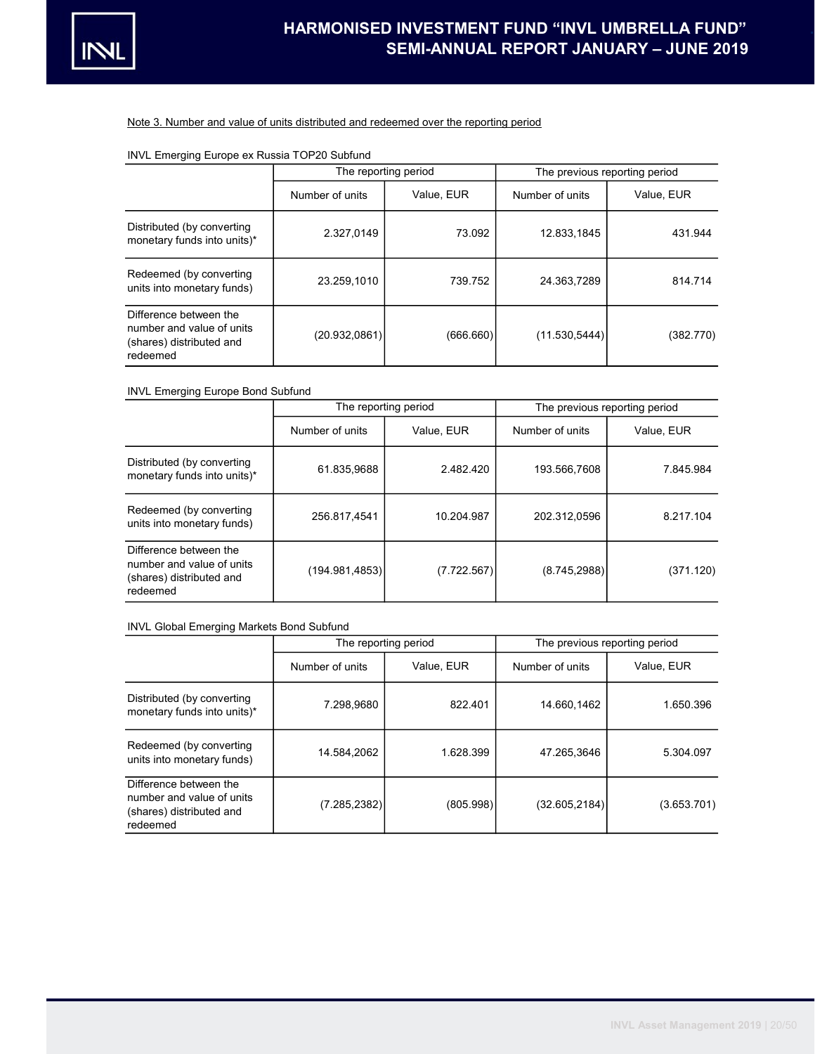Note 3. Number and value of units distributed and redeemed over the reporting period

INVL Emerging Europe ex Russia TOP20 Subfund

| | The reporting period | | The previous reporting period | |
|---|---|---|---|---|
| | Number of units | Value, EUR | Number of units | Value, EUR |
| Distributed (by converting monetary funds into units)* | 2.327,0149 | 73.092 | 12.833,1845 | 431.944 |
| Redeemed (by converting units into monetary funds) | 23.259,1010 | 739.752 | 24.363,7289 | 814.714 |
| Difference between the number and value of units (shares) distributed and redeemed | (20.932,0861) | (666.660) | (11.530,5444) | (382.770) |

INVL Emerging Europe Bond Subfund

| | The reporting period | | The previous reporting period | |
|---|---|---|---|---|
| | Number of units | Value, EUR | Number of units | Value, EUR |
| Distributed (by converting monetary funds into units)* | 61.835,9688 | 2.482.420 | 193.566,7608 | 7.845.984 |
| Redeemed (by converting units into monetary funds) | 256.817,4541 | 10.204.987 | 202.312,0596 | 8.217.104 |
| Difference between the number and value of units (shares) distributed and redeemed | (194.981,4853) | (7.722.567) | (8.745,2988) | (371.120) |

INVL Global Emerging Markets Bond Subfund

| | The reporting period | | The previous reporting period | |
|---|---|---|---|---|
| | Number of units | Value, EUR | Number of units | Value, EUR |
| Distributed (by converting monetary funds into units)* | 7.298,9680 | 822.401 | 14.660,1462 | 1.650.396 |
| Redeemed (by converting units into monetary funds) | 14.584,2062 | 1.628.399 | 47.265,3646 | 5.304.097 |
| Difference between the number and value of units (shares) distributed and redeemed | (7.285,2382) | (805.998) | (32.605,2184) | (3.653.701) |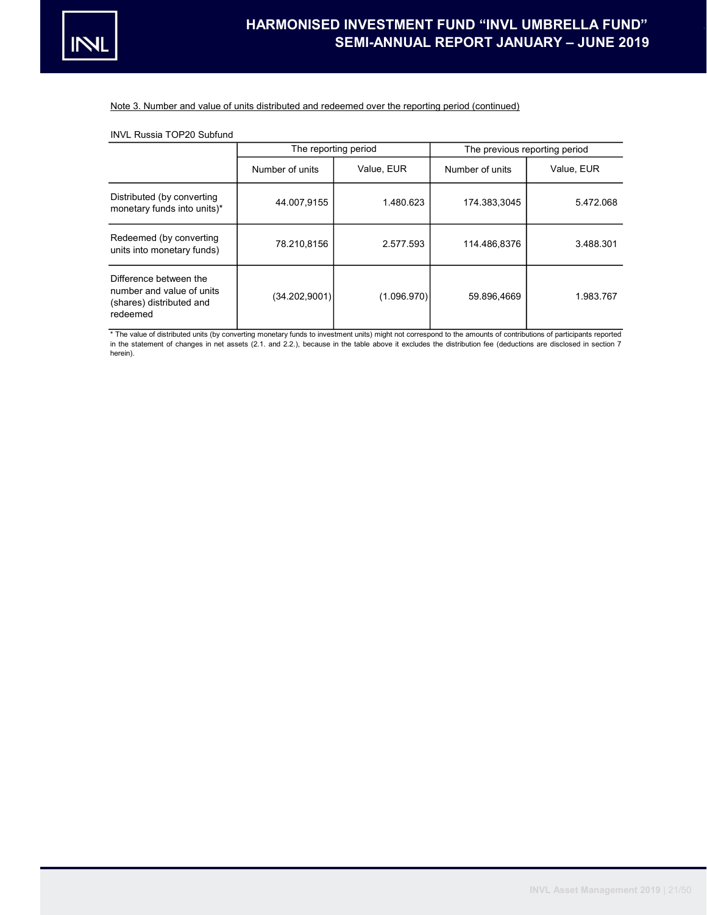Note 3. Number and value of units distributed and redeemed over the reporting period (continued)

INVL Russia TOP20 Subfund

| | The reporting period | | The previous reporting period | |
|---|---|---|---|---|
| | Number of units | Value, EUR | Number of units | Value, EUR |
| Distributed (by converting monetary funds into units)* | 44.007,9155 | 1.480.623 | 174.383,3045 | 5.472.068 |
| Redeemed (by converting units into monetary funds) | 78.210,8156 | 2.577.593 | 114.486,8376 | 3.488.301 |
| Difference between the number and value of units (shares) distributed and redeemed | (34.202,9001) | (1.096.970) | 59.896,4669 | 1.983.767 |

* The value of distributed units (by converting monetary funds to investment units) might not correspond to the amounts of contributions of participants reported in the statement of changes in net assets (2.1. and 2.2.), because in the table above it excludes the distribution fee (deductions are disclosed in section 7 herein).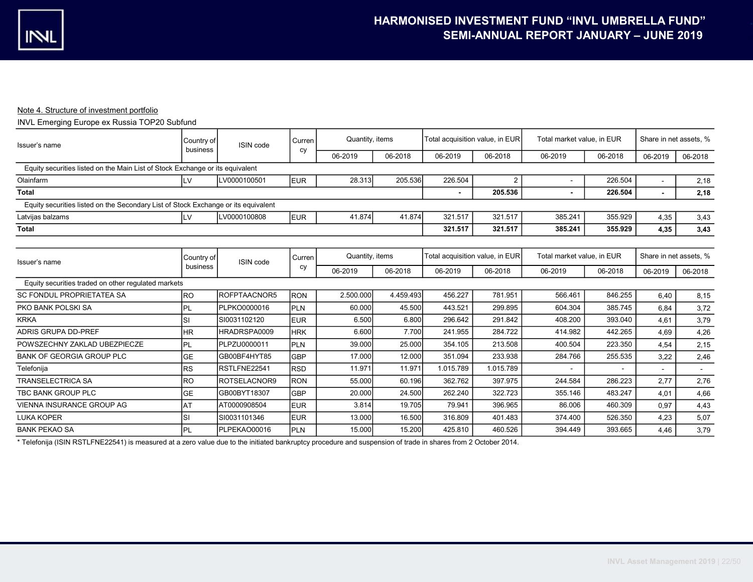Note 4. Structure of investment portfolio

INVL Emerging Europe ex Russia TOP20 Subfund

| Issuer's name | Country of business | ISIN code | Currency | Quantity, items | | Total acquisition value, in EUR | | Total market value, in EUR | | Share in net assets, % | |
|---|---|---|---|---|---|---|---|---|---|---|---|
| | | | | 06-2019 | 06-2018 | 06-2019 | 06-2018 | 06-2019 | 06-2018 | 06-2019 | 06-2018 |
| Equity securities listed on the Main List of Stock Exchange or its equivalent | | | | | | | | | | | |
| Olainfarm | LV | LV0000100501 | EUR | 28.313 | 205.536 | 226.504 | 2 | - | 226.504 | - | 2,18 |
| **Total** | | | | | | **-** | **205.536** | **-** | **226.504** | **-** | **2,18** |
| Equity securities listed on the Secondary List of Stock Exchange or its equivalent | | | | | | | | | | | |
| Latvijas balzams | LV | LV0000100808 | EUR | 41.874 | 41.874 | 321.517 | 321.517 | 385.241 | 355.929 | 4,35 | 3,43 |
| **Total** | | | | | | **321.517** | **321.517** | **385.241** | **355.929** | **4,35** | **3,43** |

| Issuer's name | Country of business | ISIN code | Currency | Quantity, items | | Total acquisition value, in EUR | | Total market value, in EUR | | Share in net assets, % | |
|---|---|---|---|---|---|---|---|---|---|---|---|
| | | | | 06-2019 | 06-2018 | 06-2019 | 06-2018 | 06-2019 | 06-2018 | 06-2019 | 06-2018 |
| Equity securities traded on other regulated markets | | | | | | | | | | | |
| SC FONDUL PROPRIETATEA SA | RO | ROFPTAACNOR5 | RON | 2.500.000 | 4.459.493 | 456.227 | 781.951 | 566.461 | 846.255 | 6,40 | 8,15 |
| PKO BANK POLSKI SA | PL | PLPKO0000016 | PLN | 60.000 | 45.500 | 443.521 | 299.895 | 604.304 | 385.745 | 6,84 | 3,72 |
| KRKA | SI | SI0031102120 | EUR | 6.500 | 6.800 | 296.642 | 291.842 | 408.200 | 393.040 | 4,61 | 3,79 |
| ADRIS GRUPA DD-PREF | HR | HRADRSPA0009 | HRK | 6.600 | 7.700 | 241.955 | 284.722 | 414.982 | 442.265 | 4,69 | 4,26 |
| POWSZECHNY ZAKLAD UBEZPIECZE | PL | PLPZU0000011 | PLN | 39.000 | 25.000 | 354.105 | 213.508 | 400.504 | 223.350 | 4,54 | 2,15 |
| BANK OF GEORGIA GROUP PLC | GE | GB00BF4HYT85 | GBP | 17.000 | 12.000 | 351.094 | 233.938 | 284.766 | 255.535 | 3,22 | 2,46 |
| Telefonija | RS | RSTLFNE22541 | RSD | 11.971 | 11.971 | 1.015.789 | 1.015.789 | - | - | - | - |
| TRANSELECTRICA SA | RO | ROTSELACNOR9 | RON | 55.000 | 60.196 | 362.762 | 397.975 | 244.584 | 286.223 | 2,77 | 2,76 |
| TBC BANK GROUP PLC | GE | GB00BYT18307 | GBP | 20.000 | 24.500 | 262.240 | 322.723 | 355.146 | 483.247 | 4,01 | 4,66 |
| VIENNA INSURANCE GROUP AG | AT | AT0000908504 | EUR | 3.814 | 19.705 | 79.941 | 396.965 | 86.006 | 460.309 | 0,97 | 4,43 |
| LUKA KOPER | SI | SI0031101346 | EUR | 13.000 | 16.500 | 316.809 | 401.483 | 374.400 | 526.350 | 4,23 | 5,07 |
| BANK PEKAO SA | PL | PLPEKAO00016 | PLN | 15.000 | 15.200 | 425.810 | 460.526 | 394.449 | 393.665 | 4,46 | 3,79 |

* Telefonija (ISIN RSTLFNE22541) is measured at a zero value due to the initiated bankruptcy procedure and suspension of trade in shares from 2 October 2014.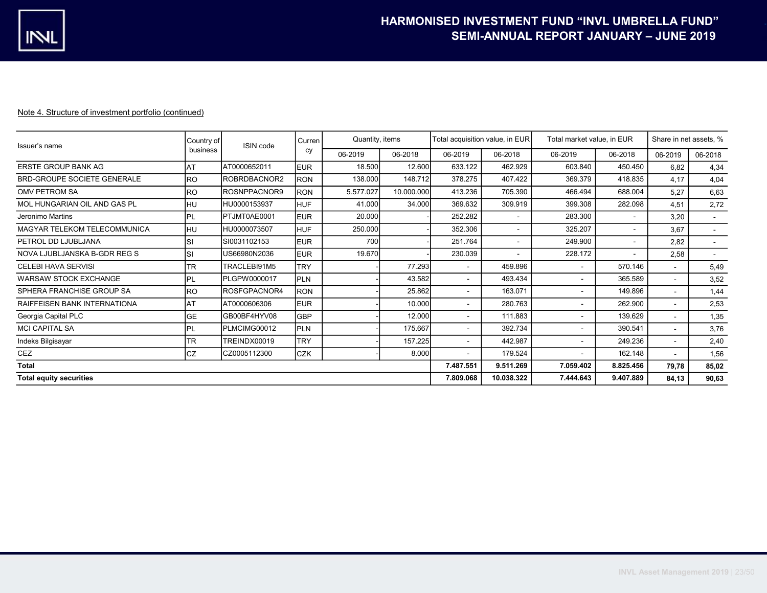Note 4. Structure of investment portfolio (continued)

| Issuer's name | Country of business | ISIN code | Currency | Quantity, items | | Total acquisition value, in EUR | | Total market value, in EUR | | Share in net assets, % | |
|---|---|---|---|---|---|---|---|---|---|---|---|
| | | | | 06-2019 | 06-2018 | 06-2019 | 06-2018 | 06-2019 | 06-2018 | 06-2019 | 06-2018 |
| ERSTE GROUP BANK AG | AT | AT0000652011 | EUR | 18.500 | 12.600 | 633.122 | 462.929 | 603.840 | 450.450 | 6,82 | 4,34 |
| BRD-GROUPE SOCIETE GENERALE | RO | ROBRDBACNOR2 | RON | 138.000 | 148.712 | 378.275 | 407.422 | 369.379 | 418.835 | 4,17 | 4,04 |
| OMV PETROM SA | RO | ROSNPPACNOR9 | RON | 5.577.027 | 10.000.000 | 413.236 | 705.390 | 466.494 | 688.004 | 5,27 | 6,63 |
| MOL HUNGARIAN OIL AND GAS PL | HU | HU0000153937 | HUF | 41.000 | 34.000 | 369.632 | 309.919 | 399.308 | 282.098 | 4,51 | 2,72 |
| Jeronimo Martins | PL | PTJMT0AE0001 | EUR | 20.000 | - | 252.282 | - | 283.300 | - | 3,20 | - |
| MAGYAR TELEKOM TELECOMMUNICA | HU | HU0000073507 | HUF | 250.000 | - | 352.306 | - | 325.207 | - | 3,67 | - |
| PETROL DD LJUBLJANA | SI | SI0031102153 | EUR | 700 | - | 251.764 | - | 249.900 | - | 2,82 | - |
| NOVA LJUBLJANSKA B-GDR REG S | SI | US66980N2036 | EUR | 19.670 | - | 230.039 | - | 228.172 | - | 2,58 | - |
| CELEBI HAVA SERVISI | TR | TRACLEBI91M5 | TRY | - | 77.293 | - | 459.896 | - | 570.146 | - | 5,49 |
| WARSAW STOCK EXCHANGE | PL | PLGPW0000017 | PLN | - | 43.582 | - | 493.434 | - | 365.589 | - | 3,52 |
| SPHERA FRANCHISE GROUP SA | RO | ROSFGPACNOR4 | RON | - | 25.862 | - | 163.071 | - | 149.896 | - | 1,44 |
| RAIFFEISEN BANK INTERNATIONA | AT | AT0000606306 | EUR | - | 10.000 | - | 280.763 | - | 262.900 | - | 2,53 |
| Georgia Capital PLC | GE | GB00BF4HYV08 | GBP | - | 12.000 | - | 111.883 | - | 139.629 | - | 1,35 |
| MCI CAPITAL SA | PL | PLMCIMG00012 | PLN | - | 175.667 | - | 392.734 | - | 390.541 | - | 3,76 |
| Indeks Bilgisayar | TR | TREINDX00019 | TRY | - | 157.225 | - | 442.987 | - | 249.236 | - | 2,40 |
| CEZ | CZ | CZ0005112300 | CZK | - | 8.000 | - | 179.524 | - | 162.148 | - | 1,56 |
| **Total** | | | | | | **7.487.551** | **9.511.269** | **7.059.402** | **8.825.456** | **79,78** | **85,02** |
| **Total equity securities** | | | | | | **7.809.068** | **10.038.322** | **7.444.643** | **9.407.889** | **84,13** | **90,63** |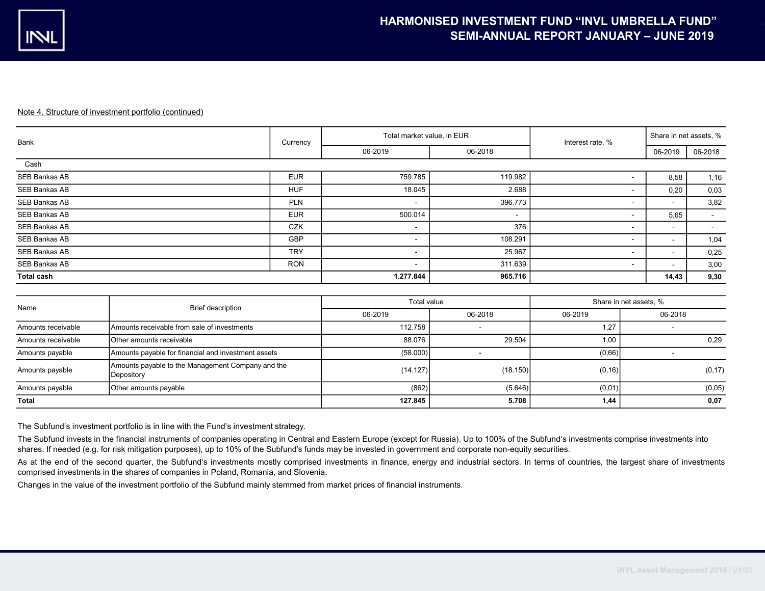Note 4. Structure of investment portfolio (continued)

| Bank | Currency | Total market value, in EUR | | Interest rate, % | Share in net assets, % | |
|---|---|---|---|---|---|---|
| | | 06-2019 | 06-2018 | | 06-2019 | 06-2018 |
| Cash | | | | | | |
| SEB Bankas AB | EUR | 759.785 | 119.982 | - | 8,58 | 1,16 |
| SEB Bankas AB | HUF | 18.045 | 2.688 | - | 0,20 | 0,03 |
| SEB Bankas AB | PLN | - | 396.773 | - | - | 3,82 |
| SEB Bankas AB | EUR | 500.014 | - | - | 5,65 | - |
| SEB Bankas AB | CZK | - | 376 | - | - | - |
| SEB Bankas AB | GBP | - | 108.291 | - | - | 1,04 |
| SEB Bankas AB | TRY | - | 25.967 | - | - | 0,25 |
| SEB Bankas AB | RON | - | 311.639 | - | - | 3,00 |
| **Total cash** | | **1.277.844** | **965.716** | | **14,43** | **9,30** |

| Name | Brief description | Total value | | Share in net assets, % | |
|---|---|---|---|---|---|
| | | 06-2019 | 06-2018 | 06-2019 | 06-2018 |
| Amounts receivable | Amounts receivable from sale of investments | 112.758 | - | 1,27 | - |
| Amounts receivable | Other amounts receivable | 88.076 | 29.504 | 1,00 | 0,29 |
| Amounts payable | Amounts payable for financial and investment assets | (58.000) | - | (0,66) | - |
| Amounts payable | Amounts payable to the Management Company and the Depository | (14.127) | (18.150) | (0,16) | (0,17) |
| Amounts payable | Other amounts payable | (862) | (5.646) | (0,01) | (0,05) |
| **Total** | | **127.845** | **5.708** | **1,44** | **0,07** |

The Subfund's investment portfolio is in line with the Fund's investment strategy.

The Subfund invests in the financial instruments of companies operating in Central and Eastern Europe (except for Russia). Up to 100% of the Subfund's investments comprise investments into shares. If needed (e.g. for risk mitigation purposes), up to 10% of the Subfund's funds may be invested in government and corporate non-equity securities.

As at the end of the second quarter, the Subfund's investments mostly comprised investments in finance, energy and industrial sectors. In terms of countries, the largest share of investments comprised investments in the shares of companies in Poland, Romania, and Slovenia.

Changes in the value of the investment portfolio of the Subfund mainly stemmed from market prices of financial instruments.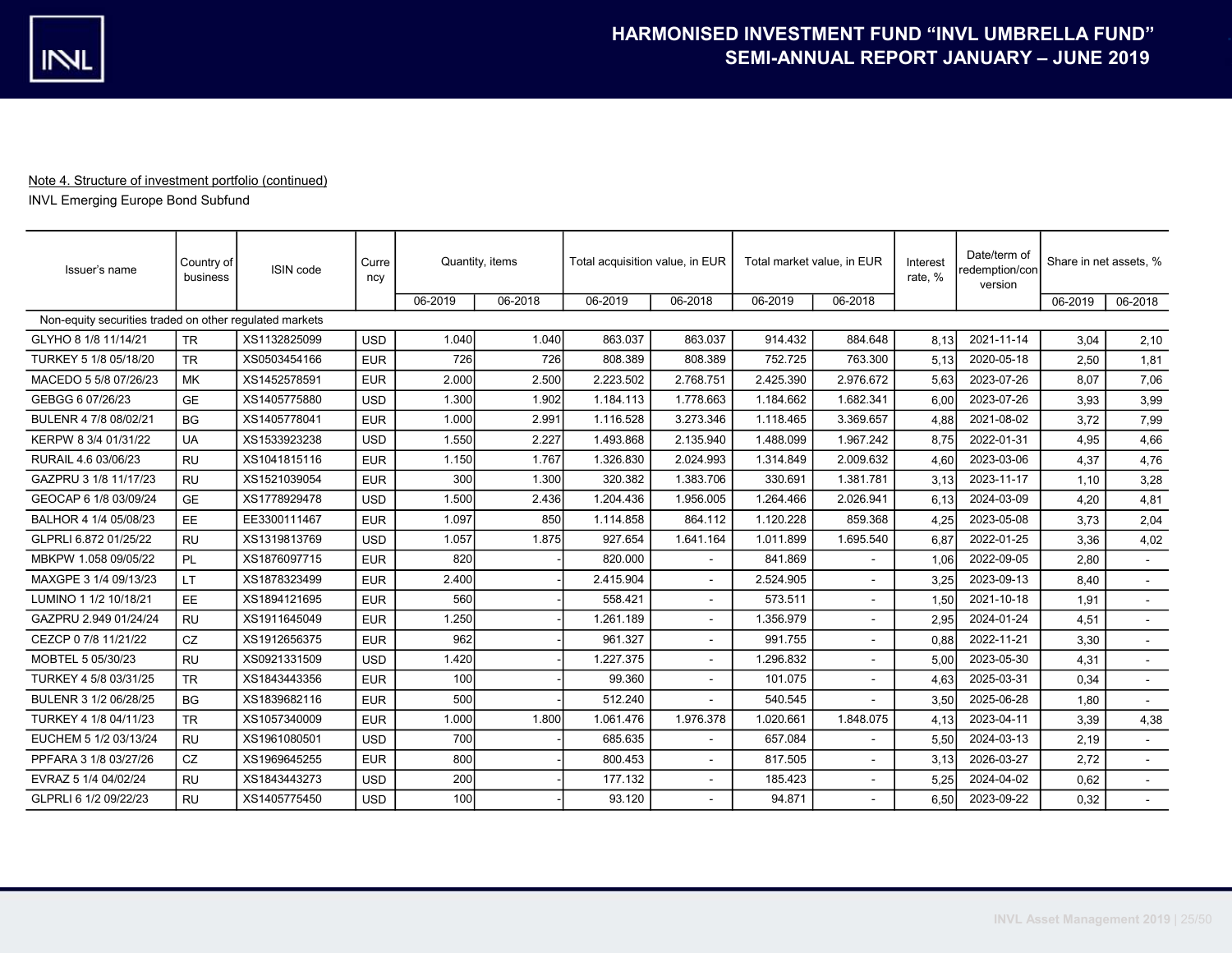Note 4. Structure of investment portfolio (continued)

INVL Emerging Europe Bond Subfund

| Issuer's name | Country of business | ISIN code | Currency | Quantity, items | | Total acquisition value, in EUR | | Total market value, in EUR | | Interest rate, % | Date/term of redemption/conversion | Share in net assets, % | |
|---|---|---|---|---|---|---|---|---|---|---|---|---|---|
| | | | | 06-2019 | 06-2018 | 06-2019 | 06-2018 | 06-2019 | 06-2018 | | | 06-2019 | 06-2018 |
| Non-equity securities traded on other regulated markets | | | | | | | | | | | | | |
| GLYHO 8 1/8 11/14/21 | TR | XS1132825099 | USD | 1.040 | 1.040 | 863.037 | 863.037 | 914.432 | 884.648 | 8,13 | 2021-11-14 | 3,04 | 2,10 |
| TURKEY 5 1/8 05/18/20 | TR | XS0503454166 | EUR | 726 | 726 | 808.389 | 808.389 | 752.725 | 763.300 | 5,13 | 2020-05-18 | 2,50 | 1,81 |
| MACEDO 5 5/8 07/26/23 | MK | XS1452578591 | EUR | 2.000 | 2.500 | 2.223.502 | 2.768.751 | 2.425.390 | 2.976.672 | 5,63 | 2023-07-26 | 8,07 | 7,06 |
| GEBGG 6 07/26/23 | GE | XS1405775880 | USD | 1.300 | 1.902 | 1.184.113 | 1.778.663 | 1.184.662 | 1.682.341 | 6,00 | 2023-07-26 | 3,93 | 3,99 |
| BULENR 4 7/8 08/02/21 | BG | XS1405778041 | EUR | 1.000 | 2.991 | 1.116.528 | 3.273.346 | 1.118.465 | 3.369.657 | 4,88 | 2021-08-02 | 3,72 | 7,99 |
| KERPW 8 3/4 01/31/22 | UA | XS1533923238 | USD | 1.550 | 2.227 | 1.493.868 | 2.135.940 | 1.488.099 | 1.967.242 | 8,75 | 2022-01-31 | 4,95 | 4,66 |
| RURAIL 4.6 03/06/23 | RU | XS1041815116 | EUR | 1.150 | 1.767 | 1.326.830 | 2.024.993 | 1.314.849 | 2.009.632 | 4,60 | 2023-03-06 | 4,37 | 4,76 |
| GAZPRU 3 1/8 11/17/23 | RU | XS1521039054 | EUR | 300 | 1.300 | 320.382 | 1.383.706 | 330.691 | 1.381.781 | 3,13 | 2023-11-17 | 1,10 | 3,28 |
| GEOCAP 6 1/8 03/09/24 | GE | XS1778929478 | USD | 1.500 | 2.436 | 1.204.436 | 1.956.005 | 1.264.466 | 2.026.941 | 6,13 | 2024-03-09 | 4,20 | 4,81 |
| BALHOR 4 1/4 05/08/23 | EE | EE3300111467 | EUR | 1.097 | 850 | 1.114.858 | 864.112 | 1.120.228 | 859.368 | 4,25 | 2023-05-08 | 3,73 | 2,04 |
| GLPRLI 6.872 01/25/22 | RU | XS1319813769 | USD | 1.057 | 1.875 | 927.654 | 1.641.164 | 1.011.899 | 1.695.540 | 6,87 | 2022-01-25 | 3,36 | 4,02 |
| MBKPW 1.058 09/05/22 | PL | XS1876097715 | EUR | 820 | - | 820.000 | - | 841.869 | - | 1,06 | 2022-09-05 | 2,80 | - |
| MAXGPE 3 1/4 09/13/23 | LT | XS1878323499 | EUR | 2.400 | - | 2.415.904 | - | 2.524.905 | - | 3,25 | 2023-09-13 | 8,40 | - |
| LUMINO 1 1/2 10/18/21 | EE | XS1894121695 | EUR | 560 | - | 558.421 | - | 573.511 | - | 1,50 | 2021-10-18 | 1,91 | - |
| GAZPRU 2.949 01/24/24 | RU | XS1911645049 | EUR | 1.250 | - | 1.261.189 | - | 1.356.979 | - | 2,95 | 2024-01-24 | 4,51 | - |
| CEZCP 0 7/8 11/21/22 | CZ | XS1912656375 | EUR | 962 | - | 961.327 | - | 991.755 | - | 0,88 | 2022-11-21 | 3,30 | - |
| MOBTEL 5 05/30/23 | RU | XS0921331509 | USD | 1.420 | - | 1.227.375 | - | 1.296.832 | - | 5,00 | 2023-05-30 | 4,31 | - |
| TURKEY 4 5/8 03/31/25 | TR | XS1843443356 | EUR | 100 | - | 99.360 | - | 101.075 | - | 4,63 | 2025-03-31 | 0,34 | - |
| BULENR 3 1/2 06/28/25 | BG | XS1839682116 | EUR | 500 | - | 512.240 | - | 540.545 | - | 3,50 | 2025-06-28 | 1,80 | - |
| TURKEY 4 1/8 04/11/23 | TR | XS1057340009 | EUR | 1.000 | 1.800 | 1.061.476 | 1.976.378 | 1.020.661 | 1.848.075 | 4,13 | 2023-04-11 | 3,39 | 4,38 |
| EUCHEM 5 1/2 03/13/24 | RU | XS1961080501 | USD | 700 | - | 685.635 | - | 657.084 | - | 5,50 | 2024-03-13 | 2,19 | - |
| PPFARA 3 1/8 03/27/26 | CZ | XS1969645255 | EUR | 800 | - | 800.453 | - | 817.505 | - | 3,13 | 2026-03-27 | 2,72 | - |
| EVRAZ 5 1/4 04/02/24 | RU | XS1843443273 | USD | 200 | - | 177.132 | - | 185.423 | - | 5,25 | 2024-04-02 | 0,62 | - |
| GLPRLI 6 1/2 09/22/23 | RU | XS1405775450 | USD | 100 | - | 93.120 | - | 94.871 | - | 6,50 | 2023-09-22 | 0,32 | - |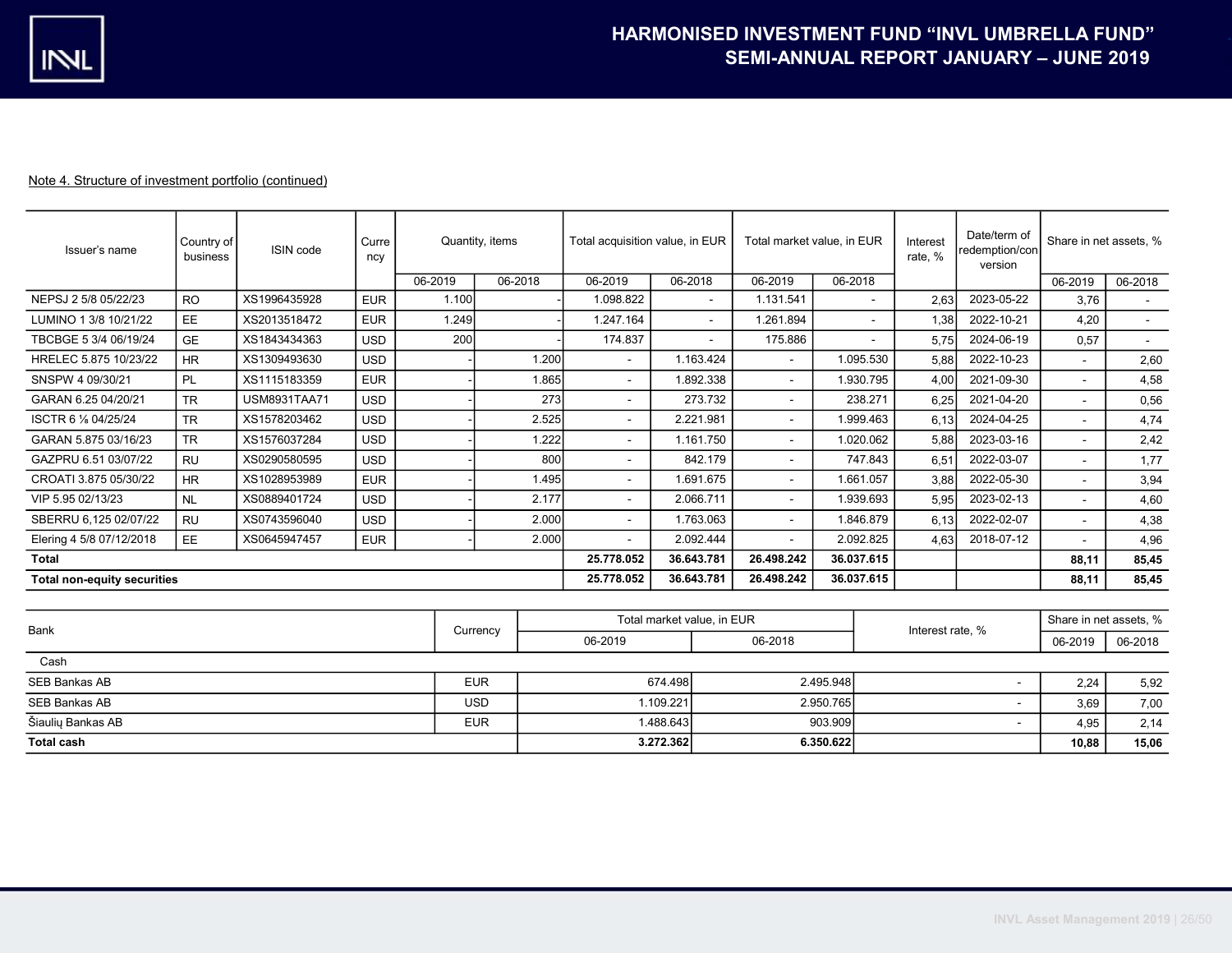Note 4. Structure of investment portfolio (continued)

| Issuer's name | Country of business | ISIN code | Currency | Quantity, items | | Total acquisition value, in EUR | | Total market value, in EUR | | Interest rate, % | Date/term of redemption/conversion | Share in net assets, % | |
|---|---|---|---|---|---|---|---|---|---|---|---|---|---|
| | | | | 06-2019 | 06-2018 | 06-2019 | 06-2018 | 06-2019 | 06-2018 | | | 06-2019 | 06-2018 |
| NEPSJ 2 5/8 05/22/23 | RO | XS1996435928 | EUR | 1.100 | - | 1.098.822 | - | 1.131.541 | - | 2,63 | 2023-05-22 | 3,76 | - |
| LUMINO 1 3/8 10/21/22 | EE | XS2013518472 | EUR | 1.249 | - | 1.247.164 | - | 1.261.894 | - | 1,38 | 2022-10-21 | 4,20 | - |
| TBCBGE 5 3/4 06/19/24 | GE | XS1843434363 | USD | 200 | - | 174.837 | - | 175.886 | - | 5,75 | 2024-06-19 | 0,57 | - |
| HRELEC 5.875 10/23/22 | HR | XS1309493630 | USD | - | 1.200 | - | 1.163.424 | - | 1.095.530 | 5,88 | 2022-10-23 | - | 2,60 |
| SNSPW 4 09/30/21 | PL | XS1115183359 | EUR | - | 1.865 | - | 1.892.338 | - | 1.930.795 | 4,00 | 2021-09-30 | - | 4,58 |
| GARAN 6.25 04/20/21 | TR | USM8931TAA71 | USD | - | 273 | - | 273.732 | - | 238.271 | 6,25 | 2021-04-20 | - | 0,56 |
| ISCTR 6 ⅛ 04/25/24 | TR | XS1578203462 | USD | - | 2.525 | - | 2.221.981 | - | 1.999.463 | 6,13 | 2024-04-25 | - | 4,74 |
| GARAN 5.875 03/16/23 | TR | XS1576037284 | USD | - | 1.222 | - | 1.161.750 | - | 1.020.062 | 5,88 | 2023-03-16 | - | 2,42 |
| GAZPRU 6.51 03/07/22 | RU | XS0290580595 | USD | - | 800 | - | 842.179 | - | 747.843 | 6,51 | 2022-03-07 | - | 1,77 |
| CROATI 3.875 05/30/22 | HR | XS1028953989 | EUR | - | 1.495 | - | 1.691.675 | - | 1.661.057 | 3,88 | 2022-05-30 | - | 3,94 |
| VIP 5.95 02/13/23 | NL | XS0889401724 | USD | - | 2.177 | - | 2.066.711 | - | 1.939.693 | 5,95 | 2023-02-13 | - | 4,60 |
| SBERRU 6,125 02/07/22 | RU | XS0743596040 | USD | - | 2.000 | - | 1.763.063 | - | 1.846.879 | 6,13 | 2022-02-07 | - | 4,38 |
| Elering 4 5/8 07/12/2018 | EE | XS0645947457 | EUR | - | 2.000 | - | 2.092.444 | - | 2.092.825 | 4,63 | 2018-07-12 | - | 4,96 |
| **Total** | | | | | | **25.778.052** | **36.643.781** | **26.498.242** | **36.037.615** | | | **88,11** | **85,45** |
| **Total non-equity securities** | | | | | | **25.778.052** | **36.643.781** | **26.498.242** | **36.037.615** | | | **88,11** | **85,45** |

| Bank | Currency | Total market value, in EUR | | Interest rate, % | Share in net assets, % | |
|---|---|---|---|---|---|---|
| | | 06-2019 | 06-2018 | | 06-2019 | 06-2018 |
| Cash | | | | | | |
| SEB Bankas AB | EUR | 674.498 | 2.495.948 | - | 2,24 | 5,92 |
| SEB Bankas AB | USD | 1.109.221 | 2.950.765 | - | 3,69 | 7,00 |
| Šiaulių Bankas AB | EUR | 1.488.643 | 903.909 | - | 4,95 | 2,14 |
| **Total cash** | | **3.272.362** | **6.350.622** | | **10,88** | **15,06** |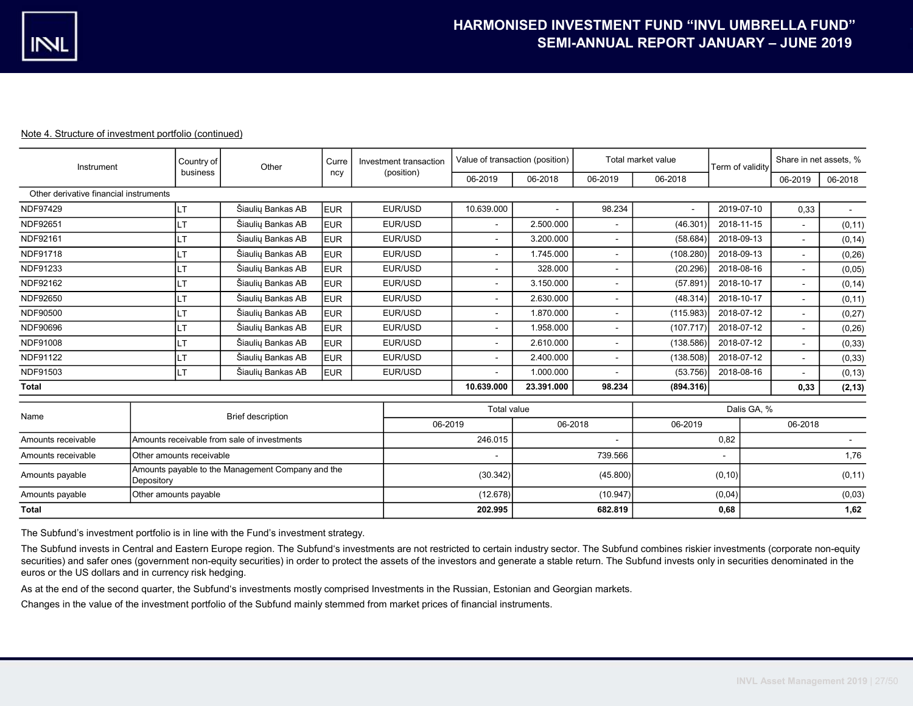Note 4. Structure of investment portfolio (continued)

| Instrument | Country of business | Other | Currency | Investment transaction (position) | Value of transaction (position) | | Total market value | | Term of validity | Share in net assets, % | |
|---|---|---|---|---|---|---|---|---|---|---|---|
| | | | | | 06-2019 | 06-2018 | 06-2019 | 06-2018 | | 06-2019 | 06-2018 |
| Other derivative financial instruments | | | | | | | | | | | |
| NDF97429 | LT | Šiaulių Bankas AB | EUR | EUR/USD | 10.639.000 | - | 98.234 | - | 2019-07-10 | 0,33 | - |
| NDF92651 | LT | Šiaulių Bankas AB | EUR | EUR/USD | - | 2.500.000 | - | (46.301) | 2018-11-15 | - | (0,11) |
| NDF92161 | LT | Šiaulių Bankas AB | EUR | EUR/USD | - | 3.200.000 | - | (58.684) | 2018-09-13 | - | (0,14) |
| NDF91718 | LT | Šiaulių Bankas AB | EUR | EUR/USD | - | 1.745.000 | - | (108.280) | 2018-09-13 | - | (0,26) |
| NDF91233 | LT | Šiaulių Bankas AB | EUR | EUR/USD | - | 328.000 | - | (20.296) | 2018-08-16 | - | (0,05) |
| NDF92162 | LT | Šiaulių Bankas AB | EUR | EUR/USD | - | 3.150.000 | - | (57.891) | 2018-10-17 | - | (0,14) |
| NDF92650 | LT | Šiaulių Bankas AB | EUR | EUR/USD | - | 2.630.000 | - | (48.314) | 2018-10-17 | - | (0,11) |
| NDF90500 | LT | Šiaulių Bankas AB | EUR | EUR/USD | - | 1.870.000 | - | (115.983) | 2018-07-12 | - | (0,27) |
| NDF90696 | LT | Šiaulių Bankas AB | EUR | EUR/USD | - | 1.958.000 | - | (107.717) | 2018-07-12 | - | (0,26) |
| NDF91008 | LT | Šiaulių Bankas AB | EUR | EUR/USD | - | 2.610.000 | - | (138.586) | 2018-07-12 | - | (0,33) |
| NDF91122 | LT | Šiaulių Bankas AB | EUR | EUR/USD | - | 2.400.000 | - | (138.508) | 2018-07-12 | - | (0,33) |
| NDF91503 | LT | Šiaulių Bankas AB | EUR | EUR/USD | - | 1.000.000 | - | (53.756) | 2018-08-16 | - | (0,13) |
| **Total** | | | | | **10.639.000** | **23.391.000** | **98.234** | **(894.316)** | | **0,33** | **(2,13)** |

| Name | Brief description | Total value | | Dalis GA, % | |
|---|---|---|---|---|---|
| | | 06-2019 | 06-2018 | 06-2019 | 06-2018 |
| Amounts receivable | Amounts receivable from sale of investments | 246.015 | - | 0,82 | - |
| Amounts receivable | Other amounts receivable | - | 739.566 | - | 1,76 |
| Amounts payable | Amounts payable to the Management Company and the Depository | (30.342) | (45.800) | (0,10) | (0,11) |
| Amounts payable | Other amounts payable | (12.678) | (10.947) | (0,04) | (0,03) |
| **Total** | | **202.995** | **682.819** | **0,68** | **1,62** |

The Subfund's investment portfolio is in line with the Fund's investment strategy.

The Subfund invests in Central and Eastern Europe region. The Subfund's investments are not restricted to certain industry sector. The Subfund combines riskier investments (corporate non-equity securities) and safer ones (government non-equity securities) in order to protect the assets of the investors and generate a stable return. The Subfund invests only in securities denominated in the euros or the US dollars and in currency risk hedging.

As at the end of the second quarter, the Subfund's investments mostly comprised Investments in the Russian, Estonian and Georgian markets.

Changes in the value of the investment portfolio of the Subfund mainly stemmed from market prices of financial instruments.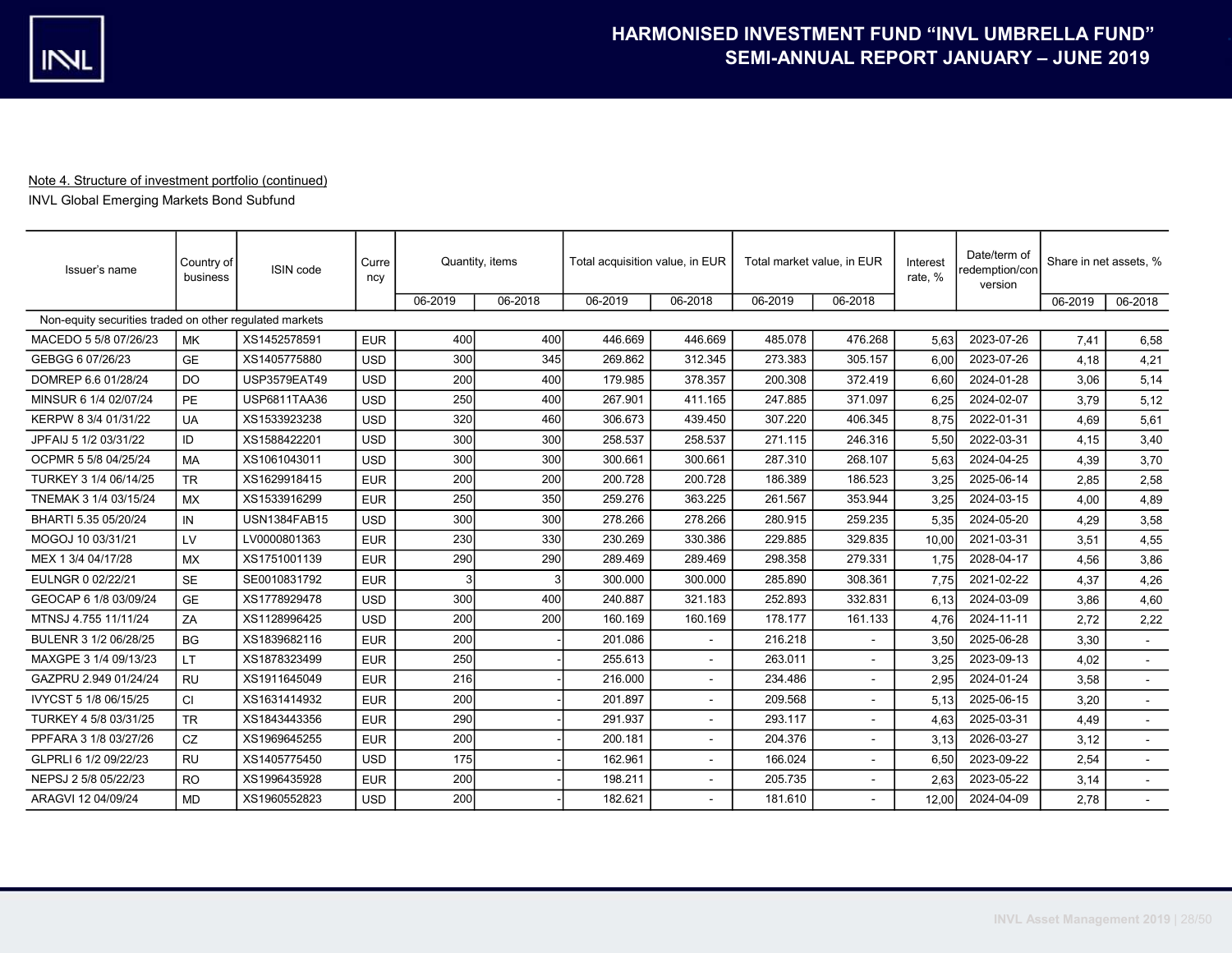Note 4. Structure of investment portfolio (continued)

INVL Global Emerging Markets Bond Subfund

| Issuer's name | Country of business | ISIN code | Currency | Quantity, items | | Total acquisition value, in EUR | | Total market value, in EUR | | Interest rate, % | Date/term of redemption/conversion | Share in net assets, % | |
|---|---|---|---|---|---|---|---|---|---|---|---|---|---|
| | | | | 06-2019 | 06-2018 | 06-2019 | 06-2018 | 06-2019 | 06-2018 | | | 06-2019 | 06-2018 |
| Non-equity securities traded on other regulated markets | | | | | | | | | | | | | |
| MACEDO 5 5/8 07/26/23 | MK | XS1452578591 | EUR | 400 | 400 | 446.669 | 446.669 | 485.078 | 476.268 | 5,63 | 2023-07-26 | 7,41 | 6,58 |
| GEBGG 6 07/26/23 | GE | XS1405775880 | USD | 300 | 345 | 269.862 | 312.345 | 273.383 | 305.157 | 6,00 | 2023-07-26 | 4,18 | 4,21 |
| DOMREP 6.6 01/28/24 | DO | USP3579EAT49 | USD | 200 | 400 | 179.985 | 378.357 | 200.308 | 372.419 | 6,60 | 2024-01-28 | 3,06 | 5,14 |
| MINSUR 6 1/4 02/07/24 | PE | USP6811TAA36 | USD | 250 | 400 | 267.901 | 411.165 | 247.885 | 371.097 | 6,25 | 2024-02-07 | 3,79 | 5,12 |
| KERPW 8 3/4 01/31/22 | UA | XS1533923238 | USD | 320 | 460 | 306.673 | 439.450 | 307.220 | 406.345 | 8,75 | 2022-01-31 | 4,69 | 5,61 |
| JPFAIJ 5 1/2 03/31/22 | ID | XS1588422201 | USD | 300 | 300 | 258.537 | 258.537 | 271.115 | 246.316 | 5,50 | 2022-03-31 | 4,15 | 3,40 |
| OCPMR 5 5/8 04/25/24 | MA | XS1061043011 | USD | 300 | 300 | 300.661 | 300.661 | 287.310 | 268.107 | 5,63 | 2024-04-25 | 4,39 | 3,70 |
| TURKEY 3 1/4 06/14/25 | TR | XS1629918415 | EUR | 200 | 200 | 200.728 | 200.728 | 186.389 | 186.523 | 3,25 | 2025-06-14 | 2,85 | 2,58 |
| TNEMAK 3 1/4 03/15/24 | MX | XS1533916299 | EUR | 250 | 350 | 259.276 | 363.225 | 261.567 | 353.944 | 3,25 | 2024-03-15 | 4,00 | 4,89 |
| BHARTI 5.35 05/20/24 | IN | USN1384FAB15 | USD | 300 | 300 | 278.266 | 278.266 | 280.915 | 259.235 | 5,35 | 2024-05-20 | 4,29 | 3,58 |
| MOGOJ 10 03/31/21 | LV | LV0000801363 | EUR | 230 | 330 | 230.269 | 330.386 | 229.885 | 329.835 | 10,00 | 2021-03-31 | 3,51 | 4,55 |
| MEX 1 3/4 04/17/28 | MX | XS1751001139 | EUR | 290 | 290 | 289.469 | 289.469 | 298.358 | 279.331 | 1,75 | 2028-04-17 | 4,56 | 3,86 |
| EULNGR 0 02/22/21 | SE | SE0010831792 | EUR | 3 | 3 | 300.000 | 300.000 | 285.890 | 308.361 | 7,75 | 2021-02-22 | 4,37 | 4,26 |
| GEOCAP 6 1/8 03/09/24 | GE | XS1778929478 | USD | 300 | 400 | 240.887 | 321.183 | 252.893 | 332.831 | 6,13 | 2024-03-09 | 3,86 | 4,60 |
| MTNSJ 4.755 11/11/24 | ZA | XS1128996425 | USD | 200 | 200 | 160.169 | 160.169 | 178.177 | 161.133 | 4,76 | 2024-11-11 | 2,72 | 2,22 |
| BULENR 3 1/2 06/28/25 | BG | XS1839682116 | EUR | 200 | - | 201.086 | - | 216.218 | - | 3,50 | 2025-06-28 | 3,30 | - |
| MAXGPE 3 1/4 09/13/23 | LT | XS1878323499 | EUR | 250 | - | 255.613 | - | 263.011 | - | 3,25 | 2023-09-13 | 4,02 | - |
| GAZPRU 2.949 01/24/24 | RU | XS1911645049 | EUR | 216 | - | 216.000 | - | 234.486 | - | 2,95 | 2024-01-24 | 3,58 | - |
| IVYCST 5 1/8 06/15/25 | CI | XS1631414932 | EUR | 200 | - | 201.897 | - | 209.568 | - | 5,13 | 2025-06-15 | 3,20 | - |
| TURKEY 4 5/8 03/31/25 | TR | XS1843443356 | EUR | 290 | - | 291.937 | - | 293.117 | - | 4,63 | 2025-03-31 | 4,49 | - |
| PPFARA 3 1/8 03/27/26 | CZ | XS1969645255 | EUR | 200 | - | 200.181 | - | 204.376 | - | 3,13 | 2026-03-27 | 3,12 | - |
| GLPRLI 6 1/2 09/22/23 | RU | XS1405775450 | USD | 175 | - | 162.961 | - | 166.024 | - | 6,50 | 2023-09-22 | 2,54 | - |
| NEPSJ 2 5/8 05/22/23 | RO | XS1996435928 | EUR | 200 | - | 198.211 | - | 205.735 | - | 2,63 | 2023-05-22 | 3,14 | - |
| ARAGVI 12 04/09/24 | MD | XS1960552823 | USD | 200 | - | 182.621 | - | 181.610 | - | 12,00 | 2024-04-09 | 2,78 | - |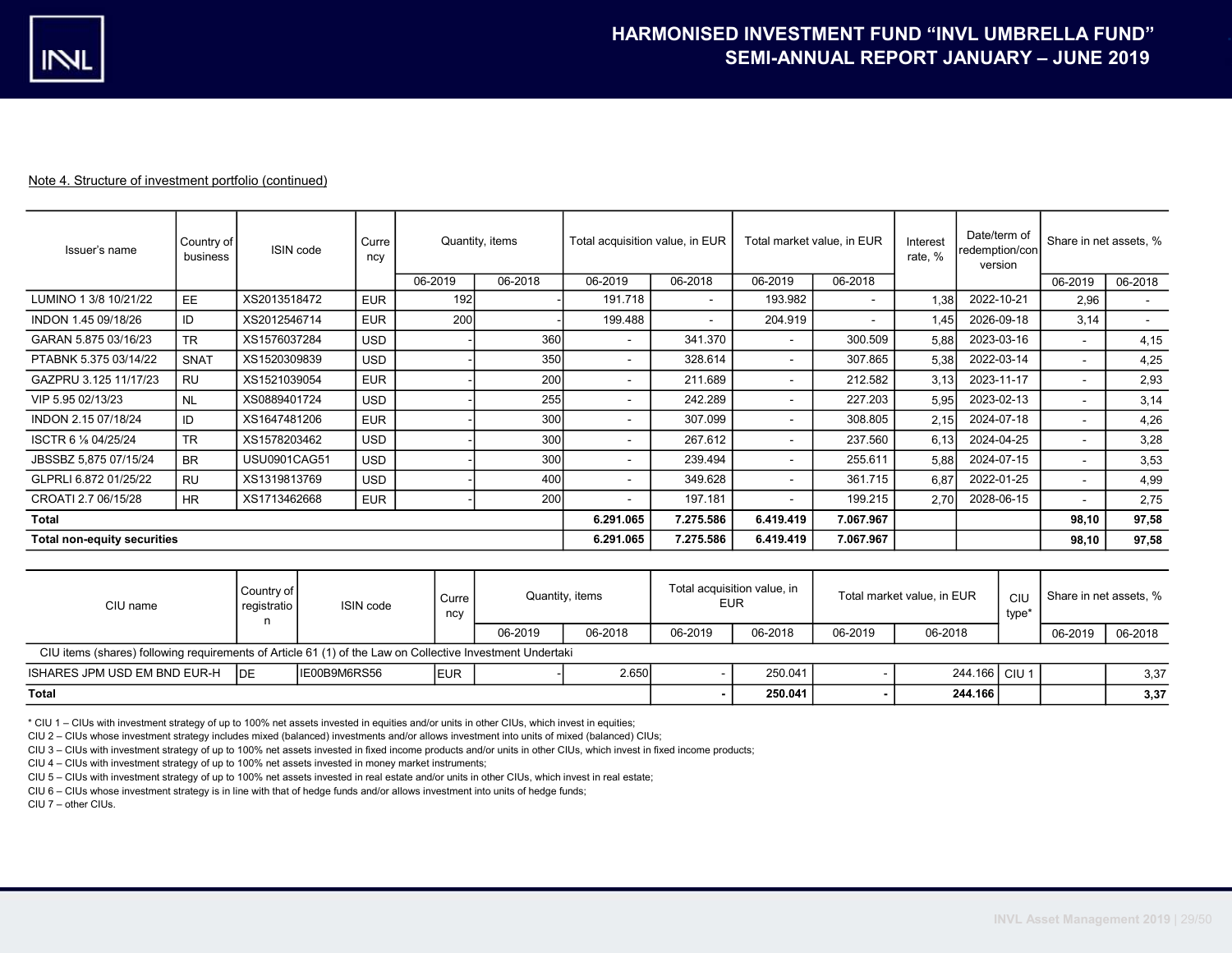Note 4. Structure of investment portfolio (continued)

| Issuer's name | Country of business | ISIN code | Currency | Quantity, items | | Total acquisition value, in EUR | | Total market value, in EUR | | Interest rate, % | Date/term of redemption/conversion | Share in net assets, % | |
|---|---|---|---|---|---|---|---|---|---|---|---|---|---|
| | | | | 06-2019 | 06-2018 | 06-2019 | 06-2018 | 06-2019 | 06-2018 | | | 06-2019 | 06-2018 |
| LUMINO 1 3/8 10/21/22 | EE | XS2013518472 | EUR | 192 | - | 191.718 | - | 193.982 | - | 1,38 | 2022-10-21 | 2,96 | - |
| INDON 1.45 09/18/26 | ID | XS2012546714 | EUR | 200 | - | 199.488 | - | 204.919 | - | 1,45 | 2026-09-18 | 3,14 | - |
| GARAN 5.875 03/16/23 | TR | XS1576037284 | USD | - | 360 | - | 341.370 | - | 300.509 | 5,88 | 2023-03-16 | - | 4,15 |
| PTABNK 5.375 03/14/22 | SNAT | XS1520309839 | USD | - | 350 | - | 328.614 | - | 307.865 | 5,38 | 2022-03-14 | - | 4,25 |
| GAZPRU 3.125 11/17/23 | RU | XS1521039054 | EUR | - | 200 | - | 211.689 | - | 212.582 | 3,13 | 2023-11-17 | - | 2,93 |
| VIP 5.95 02/13/23 | NL | XS0889401724 | USD | - | 255 | - | 242.289 | - | 227.203 | 5,95 | 2023-02-13 | - | 3,14 |
| INDON 2.15 07/18/24 | ID | XS1647481206 | EUR | - | 300 | - | 307.099 | - | 308.805 | 2,15 | 2024-07-18 | - | 4,26 |
| ISCTR 6 ⅛ 04/25/24 | TR | XS1578203462 | USD | - | 300 | - | 267.612 | - | 237.560 | 6,13 | 2024-04-25 | - | 3,28 |
| JBSSBZ 5,875 07/15/24 | BR | USU0901CAG51 | USD | - | 300 | - | 239.494 | - | 255.611 | 5,88 | 2024-07-15 | - | 3,53 |
| GLPRLI 6.872 01/25/22 | RU | XS1319813769 | USD | - | 400 | - | 349.628 | - | 361.715 | 6,87 | 2022-01-25 | - | 4,99 |
| CROATI 2.7 06/15/28 | HR | XS1713462668 | EUR | - | 200 | - | 197.181 | - | 199.215 | 2,70 | 2028-06-15 | - | 2,75 |
| **Total** | | | | | | **6.291.065** | **7.275.586** | **6.419.419** | **7.067.967** | | | **98,10** | **97,58** |
| **Total non-equity securities** | | | | | | **6.291.065** | **7.275.586** | **6.419.419** | **7.067.967** | | | **98,10** | **97,58** |

| CIU name | Country of registration | ISIN code | Currency | Quantity, items | | Total acquisition value, in EUR | | Total market value, in EUR | | CIU type* | Share in net assets, % | |
|---|---|---|---|---|---|---|---|---|---|---|---|---|
| | | | | 06-2019 | 06-2018 | 06-2019 | 06-2018 | 06-2019 | 06-2018 | | 06-2019 | 06-2018 |
| CIU items (shares) following requirements of Article 61 (1) of the Law on Collective Investment Undertaki | | | | | | | | | | | | |
| ISHARES JPM USD EM BND EUR-H | DE | IE00B9M6RS56 | EUR | - | 2.650 | - | 250.041 | - | 244.166 | CIU 1 | | 3,37 |
| **Total** | | | | | | **-** | **250.041** | **-** | **244.166** | | | **3,37** |

* CIU 1 – CIUs with investment strategy of up to 100% net assets invested in equities and/or units in other CIUs, which invest in equities;
CIU 2 – CIUs whose investment strategy includes mixed (balanced) investments and/or allows investment into units of mixed (balanced) CIUs;
CIU 3 – CIUs with investment strategy of up to 100% net assets invested in fixed income products and/or units in other CIUs, which invest in fixed income products;
CIU 4 – CIUs with investment strategy of up to 100% net assets invested in money market instruments;
CIU 5 – CIUs with investment strategy of up to 100% net assets invested in real estate and/or units in other CIUs, which invest in real estate;
CIU 6 – CIUs whose investment strategy is in line with that of hedge funds and/or allows investment into units of hedge funds;
CIU 7 – other CIUs.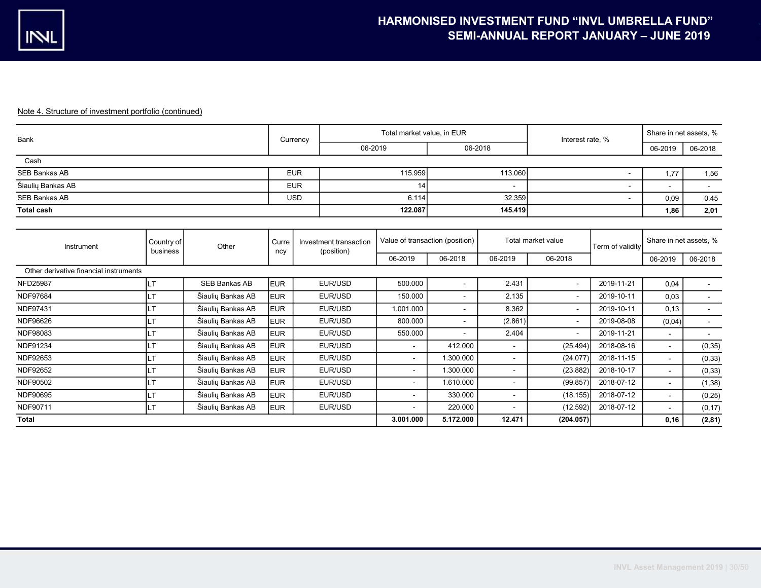Note 4. Structure of investment portfolio (continued)

| Bank | Currency | Total market value, in EUR | | Interest rate, % | Share in net assets, % | |
|---|---|---|---|---|---|---|
| | | 06-2019 | 06-2018 | | 06-2019 | 06-2018 |
| Cash | | | | | | |
| SEB Bankas AB | EUR | 115.959 | 113.060 | - | 1,77 | 1,56 |
| Šiaulių Bankas AB | EUR | 14 | - | - | - | - |
| SEB Bankas AB | USD | 6.114 | 32.359 | - | 0,09 | 0,45 |
| **Total cash** | | **122.087** | **145.419** | | **1,86** | **2,01** |

| Instrument | Country of business | Other | Currency | Investment transaction (position) | Value of transaction (position) | | Total market value | | Term of validity | Share in net assets, % | |
|---|---|---|---|---|---|---|---|---|---|---|---|
| | | | | | 06-2019 | 06-2018 | 06-2019 | 06-2018 | | 06-2019 | 06-2018 |
| Other derivative financial instruments | | | | | | | | | | | |
| NFD25987 | LT | SEB Bankas AB | EUR | EUR/USD | 500.000 | - | 2.431 | - | 2019-11-21 | 0,04 | - |
| NDF97684 | LT | Šiaulių Bankas AB | EUR | EUR/USD | 150.000 | - | 2.135 | - | 2019-10-11 | 0,03 | - |
| NDF97431 | LT | Šiaulių Bankas AB | EUR | EUR/USD | 1.001.000 | - | 8.362 | - | 2019-10-11 | 0,13 | - |
| NDF96626 | LT | Šiaulių Bankas AB | EUR | EUR/USD | 800.000 | - | (2.861) | - | 2019-08-08 | (0,04) | - |
| NDF98083 | LT | Šiaulių Bankas AB | EUR | EUR/USD | 550.000 | - | 2.404 | - | 2019-11-21 | - | - |
| NDF91234 | LT | Šiaulių Bankas AB | EUR | EUR/USD | - | 412.000 | - | (25.494) | 2018-08-16 | - | (0,35) |
| NDF92653 | LT | Šiaulių Bankas AB | EUR | EUR/USD | - | 1.300.000 | - | (24.077) | 2018-11-15 | - | (0,33) |
| NDF92652 | LT | Šiaulių Bankas AB | EUR | EUR/USD | - | 1.300.000 | - | (23.882) | 2018-10-17 | - | (0,33) |
| NDF90502 | LT | Šiaulių Bankas AB | EUR | EUR/USD | - | 1.610.000 | - | (99.857) | 2018-07-12 | - | (1,38) |
| NDF90695 | LT | Šiaulių Bankas AB | EUR | EUR/USD | - | 330.000 | - | (18.155) | 2018-07-12 | - | (0,25) |
| NDF90711 | LT | Šiaulių Bankas AB | EUR | EUR/USD | - | 220.000 | - | (12.592) | 2018-07-12 | - | (0,17) |
| **Total** | | | | | **3.001.000** | **5.172.000** | **12.471** | **(204.057)** | | **0,16** | **(2,81)** |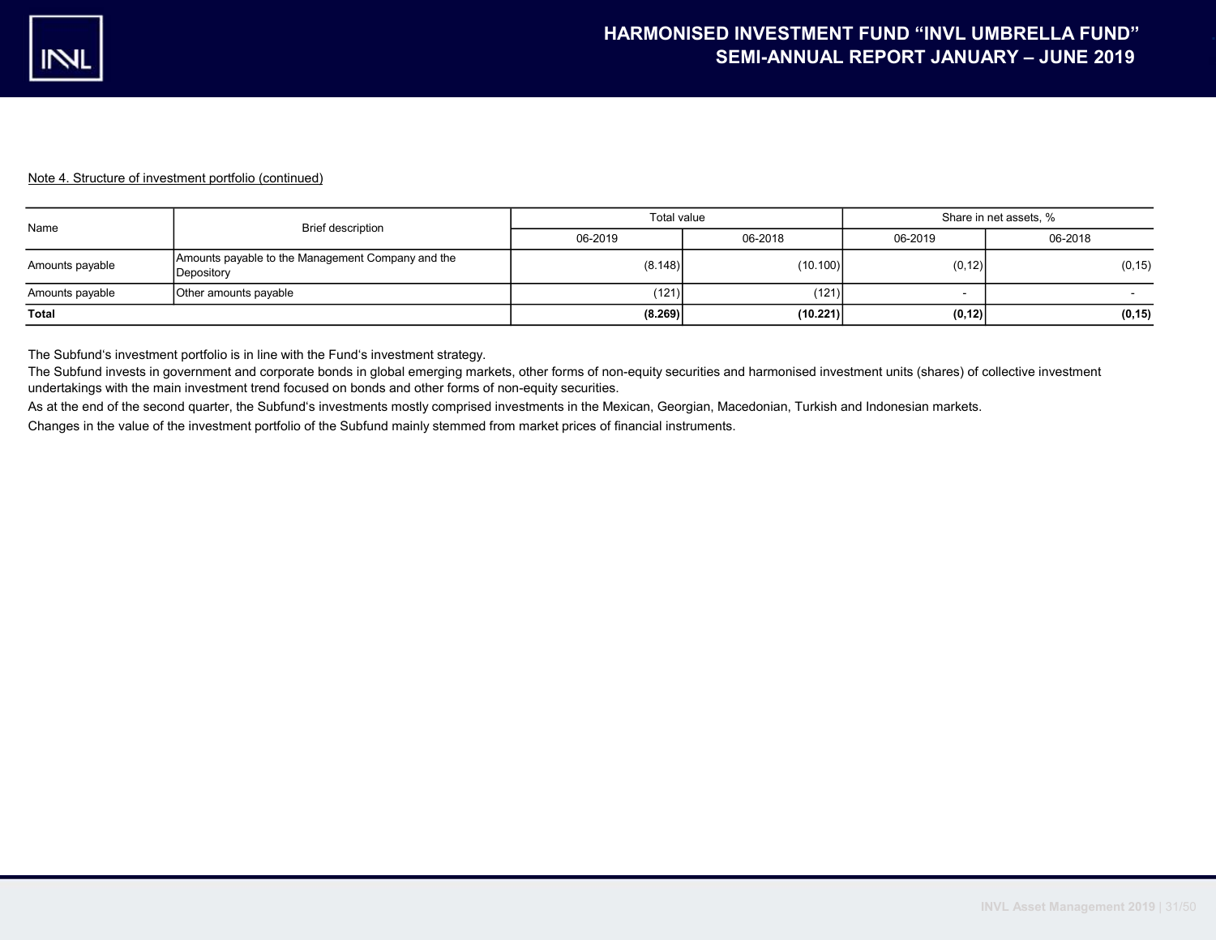Note 4. Structure of investment portfolio (continued)

| Name | Brief description | Total value | | Share in net assets, % | |
|---|---|---|---|---|---|
| | | 06-2019 | 06-2018 | 06-2019 | 06-2018 |
| Amounts payable | Amounts payable to the Management Company and the Depository | (8.148) | (10.100) | (0,12) | (0,15) |
| Amounts payable | Other amounts payable | (121) | (121) | - | - |
| **Total** | | **(8.269)** | **(10.221)** | **(0,12)** | **(0,15)** |

The Subfund's investment portfolio is in line with the Fund's investment strategy.

The Subfund invests in government and corporate bonds in global emerging markets, other forms of non-equity securities and harmonised investment units (shares) of collective investment undertakings with the main investment trend focused on bonds and other forms of non-equity securities.

As at the end of the second quarter, the Subfund's investments mostly comprised investments in the Mexican, Georgian, Macedonian, Turkish and Indonesian markets.

Changes in the value of the investment portfolio of the Subfund mainly stemmed from market prices of financial instruments.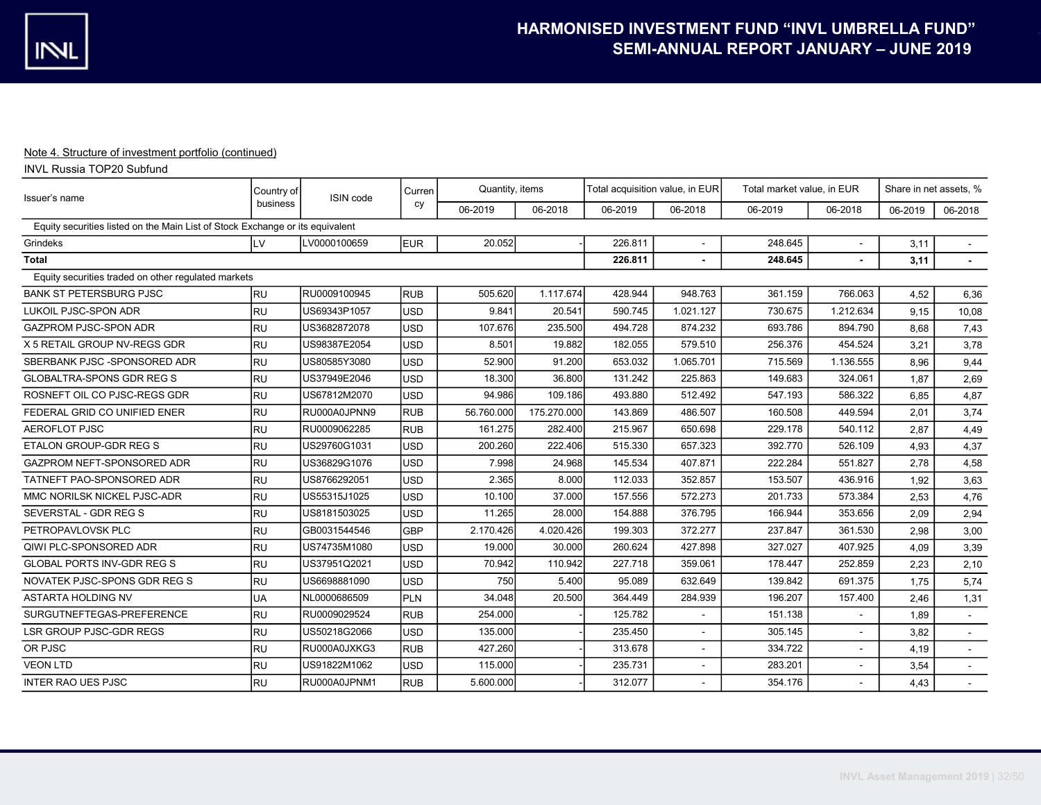Note 4. Structure of investment portfolio (continued)

INVL Russia TOP20 Subfund

| Issuer's name | Country of business | ISIN code | Currency | Quantity, items | | Total acquisition value, in EUR | | Total market value, in EUR | | Share in net assets, % | |
|---|---|---|---|---|---|---|---|---|---|---|---|
| | | | | 06-2019 | 06-2018 | 06-2019 | 06-2018 | 06-2019 | 06-2018 | 06-2019 | 06-2018 |
| Equity securities listed on the Main List of Stock Exchange or its equivalent | | | | | | | | | | | |
| Grindeks | LV | LV0000100659 | EUR | 20.052 | - | 226.811 | - | 248.645 | - | 3,11 | - |
| **Total** | | | | | | **226.811** | **-** | **248.645** | **-** | **3,11** | **-** |
| Equity securities traded on other regulated markets | | | | | | | | | | | |
| BANK ST PETERSBURG PJSC | RU | RU0009100945 | RUB | 505.620 | 1.117.674 | 428.944 | 948.763 | 361.159 | 766.063 | 4,52 | 6,36 |
| LUKOIL PJSC-SPON ADR | RU | US69343P1057 | USD | 9.841 | 20.541 | 590.745 | 1.021.127 | 730.675 | 1.212.634 | 9,15 | 10,08 |
| GAZPROM PJSC-SPON ADR | RU | US3682872078 | USD | 107.676 | 235.500 | 494.728 | 874.232 | 693.786 | 894.790 | 8,68 | 7,43 |
| X 5 RETAIL GROUP NV-REGS GDR | RU | US98387E2054 | USD | 8.501 | 19.882 | 182.055 | 579.510 | 256.376 | 454.524 | 3,21 | 3,78 |
| SBERBANK PJSC -SPONSORED ADR | RU | US80585Y3080 | USD | 52.900 | 91.200 | 653.032 | 1.065.701 | 715.569 | 1.136.555 | 8,96 | 9,44 |
| GLOBALTRA-SPONS GDR REG S | RU | US37949E2046 | USD | 18.300 | 36.800 | 131.242 | 225.863 | 149.683 | 324.061 | 1,87 | 2,69 |
| ROSNEFT OIL CO PJSC-REGS GDR | RU | US67812M2070 | USD | 94.986 | 109.186 | 493.880 | 512.492 | 547.193 | 586.322 | 6,85 | 4,87 |
| FEDERAL GRID CO UNIFIED ENER | RU | RU000A0JPNN9 | RUB | 56.760.000 | 175.270.000 | 143.869 | 486.507 | 160.508 | 449.594 | 2,01 | 3,74 |
| AEROFLOT PJSC | RU | RU0009062285 | RUB | 161.275 | 282.400 | 215.967 | 650.698 | 229.178 | 540.112 | 2,87 | 4,49 |
| ETALON GROUP-GDR REG S | RU | US29760G1031 | USD | 200.260 | 222.406 | 515.330 | 657.323 | 392.770 | 526.109 | 4,93 | 4,37 |
| GAZPROM NEFT-SPONSORED ADR | RU | US36829G1076 | USD | 7.998 | 24.968 | 145.534 | 407.871 | 222.284 | 551.827 | 2,78 | 4,58 |
| TATNEFT PAO-SPONSORED ADR | RU | US8766292051 | USD | 2.365 | 8.000 | 112.033 | 352.857 | 153.507 | 436.916 | 1,92 | 3,63 |
| MMC NORILSK NICKEL PJSC-ADR | RU | US55315J1025 | USD | 10.100 | 37.000 | 157.556 | 572.273 | 201.733 | 573.384 | 2,53 | 4,76 |
| SEVERSTAL - GDR REG S | RU | US8181503025 | USD | 11.265 | 28.000 | 154.888 | 376.795 | 166.944 | 353.656 | 2,09 | 2,94 |
| PETROPAVLOVSK PLC | RU | GB0031544546 | GBP | 2.170.426 | 4.020.426 | 199.303 | 372.277 | 237.847 | 361.530 | 2,98 | 3,00 |
| QIWI PLC-SPONSORED ADR | RU | US74735M1080 | USD | 19.000 | 30.000 | 260.624 | 427.898 | 327.027 | 407.925 | 4,09 | 3,39 |
| GLOBAL PORTS INV-GDR REG S | RU | US37951Q2021 | USD | 70.942 | 110.942 | 227.718 | 359.061 | 178.447 | 252.859 | 2,23 | 2,10 |
| NOVATEK PJSC-SPONS GDR REG S | RU | US6698881090 | USD | 750 | 5.400 | 95.089 | 632.649 | 139.842 | 691.375 | 1,75 | 5,74 |
| ASTARTA HOLDING NV | UA | NL0000686509 | PLN | 34.048 | 20.500 | 364.449 | 284.939 | 196.207 | 157.400 | 2,46 | 1,31 |
| SURGUTNEFTEGAS-PREFERENCE | RU | RU0009029524 | RUB | 254.000 | - | 125.782 | - | 151.138 | - | 1,89 | - |
| LSR GROUP PJSC-GDR REGS | RU | US50218G2066 | USD | 135.000 | - | 235.450 | - | 305.145 | - | 3,82 | - |
| OR PJSC | RU | RU000A0JXKG3 | RUB | 427.260 | - | 313.678 | - | 334.722 | - | 4,19 | - |
| VEON LTD | RU | US91822M1062 | USD | 115.000 | - | 235.731 | - | 283.201 | - | 3,54 | - |
| INTER RAO UES PJSC | RU | RU000A0JPNM1 | RUB | 5.600.000 | - | 312.077 | - | 354.176 | - | 4,43 | - |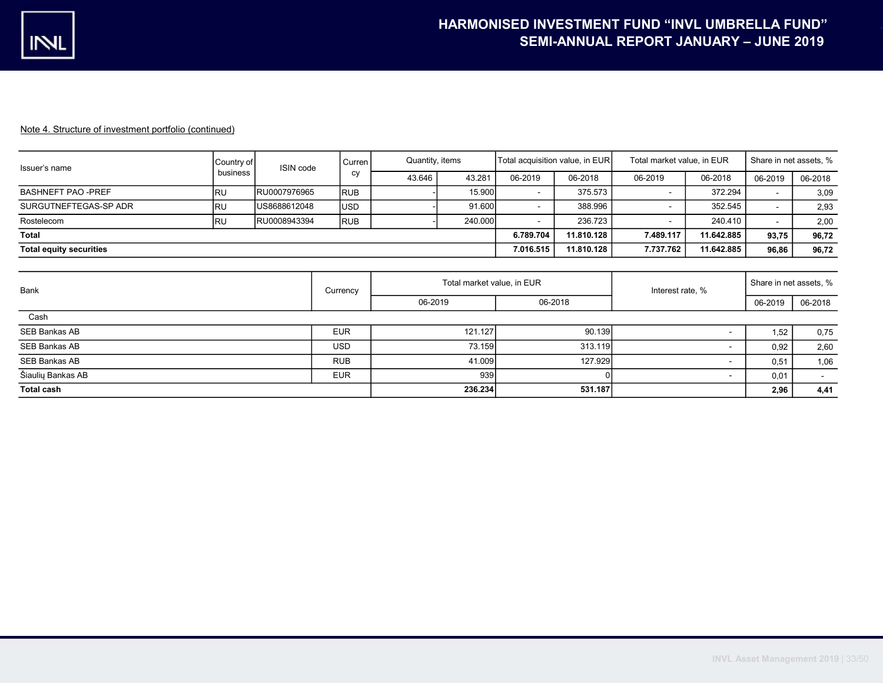Note 4. Structure of investment portfolio (continued)

| Issuer's name | Country of business | ISIN code | Currency | Quantity, items | | Total acquisition value, in EUR | | Total market value, in EUR | | Share in net assets, % | |
|---|---|---|---|---|---|---|---|---|---|---|---|
| | | | | 43.646 | 43.281 | 06-2019 | 06-2018 | 06-2019 | 06-2018 | 06-2019 | 06-2018 |
| BASHNEFT PAO -PREF | RU | RU0007976965 | RUB | - | 15.900 | - | 375.573 | - | 372.294 | - | 3,09 |
| SURGUTNEFTEGAS-SP ADR | RU | US8688612048 | USD | - | 91.600 | - | 388.996 | - | 352.545 | - | 2,93 |
| Rostelecom | RU | RU0008943394 | RUB | - | 240.000 | - | 236.723 | - | 240.410 | - | 2,00 |
| **Total** | | | | | | **6.789.704** | **11.810.128** | **7.489.117** | **11.642.885** | **93,75** | **96,72** |
| **Total equity securities** | | | | | | **7.016.515** | **11.810.128** | **7.737.762** | **11.642.885** | **96,86** | **96,72** |

| Bank | Currency | Total market value, in EUR | | Interest rate, % | Share in net assets, % | |
|---|---|---|---|---|---|---|
| | | 06-2019 | 06-2018 | | 06-2019 | 06-2018 |
| Cash | | | | | | |
| SEB Bankas AB | EUR | 121.127 | 90.139 | - | 1,52 | 0,75 |
| SEB Bankas AB | USD | 73.159 | 313.119 | - | 0,92 | 2,60 |
| SEB Bankas AB | RUB | 41.009 | 127.929 | - | 0,51 | 1,06 |
| Šiaulių Bankas AB | EUR | 939 | 0 | - | 0,01 | - |
| **Total cash** | | **236.234** | **531.187** | | **2,96** | **4,41** |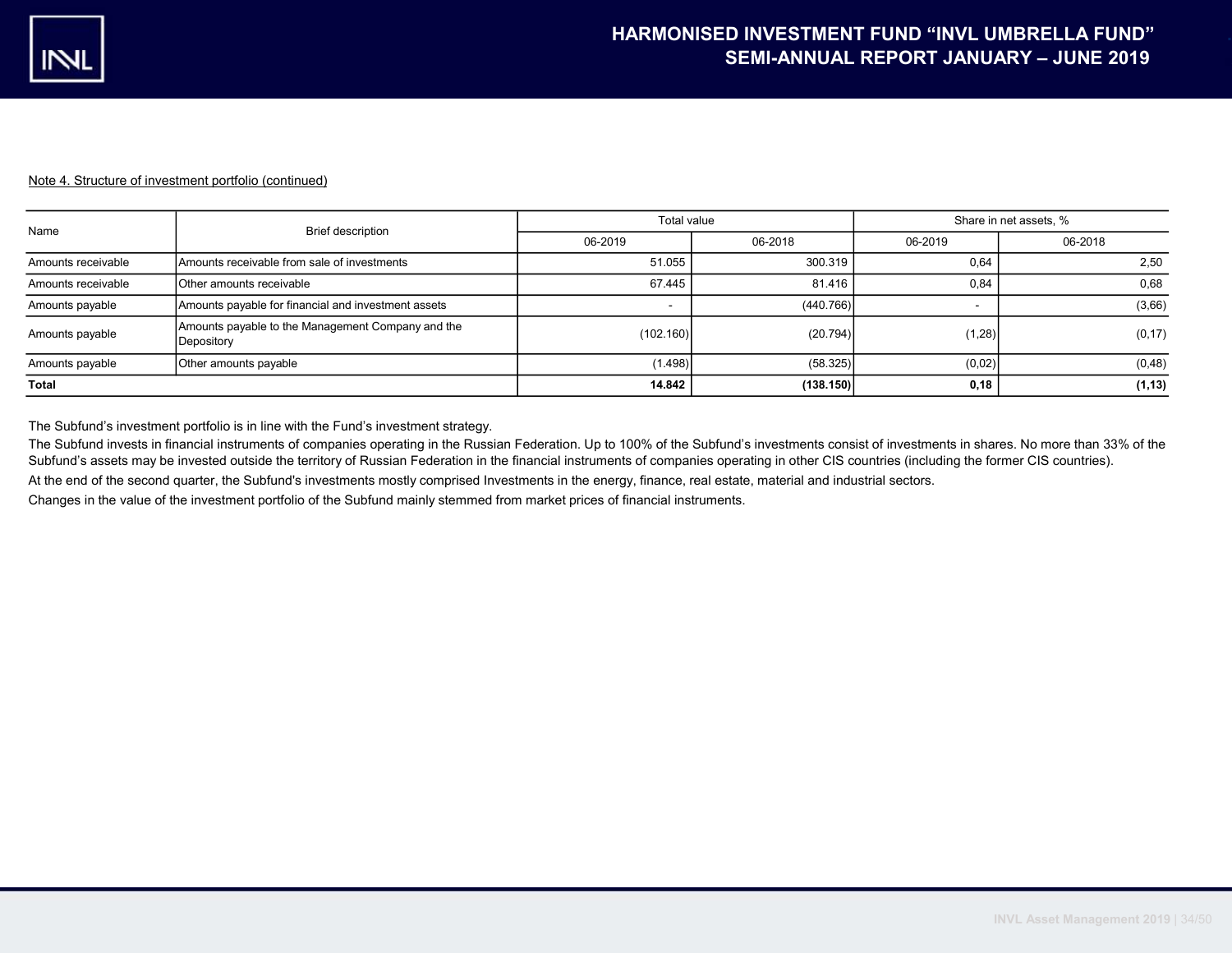Note 4. Structure of investment portfolio (continued)

| Name | Brief description | Total value | | Share in net assets, % | |
|---|---|---|---|---|---|
| | | 06-2019 | 06-2018 | 06-2019 | 06-2018 |
| Amounts receivable | Amounts receivable from sale of investments | 51.055 | 300.319 | 0,64 | 2,50 |
| Amounts receivable | Other amounts receivable | 67.445 | 81.416 | 0,84 | 0,68 |
| Amounts payable | Amounts payable for financial and investment assets | - | (440.766) | - | (3,66) |
| Amounts payable | Amounts payable to the Management Company and the Depository | (102.160) | (20.794) | (1,28) | (0,17) |
| Amounts payable | Other amounts payable | (1.498) | (58.325) | (0,02) | (0,48) |
| **Total** | | **14.842** | **(138.150)** | **0,18** | **(1,13)** |

The Subfund's investment portfolio is in line with the Fund's investment strategy.

The Subfund invests in financial instruments of companies operating in the Russian Federation. Up to 100% of the Subfund's investments consist of investments in shares. No more than 33% of the Subfund's assets may be invested outside the territory of Russian Federation in the financial instruments of companies operating in other CIS countries (including the former CIS countries).

At the end of the second quarter, the Subfund's investments mostly comprised Investments in the energy, finance, real estate, material and industrial sectors.

Changes in the value of the investment portfolio of the Subfund mainly stemmed from market prices of financial instruments.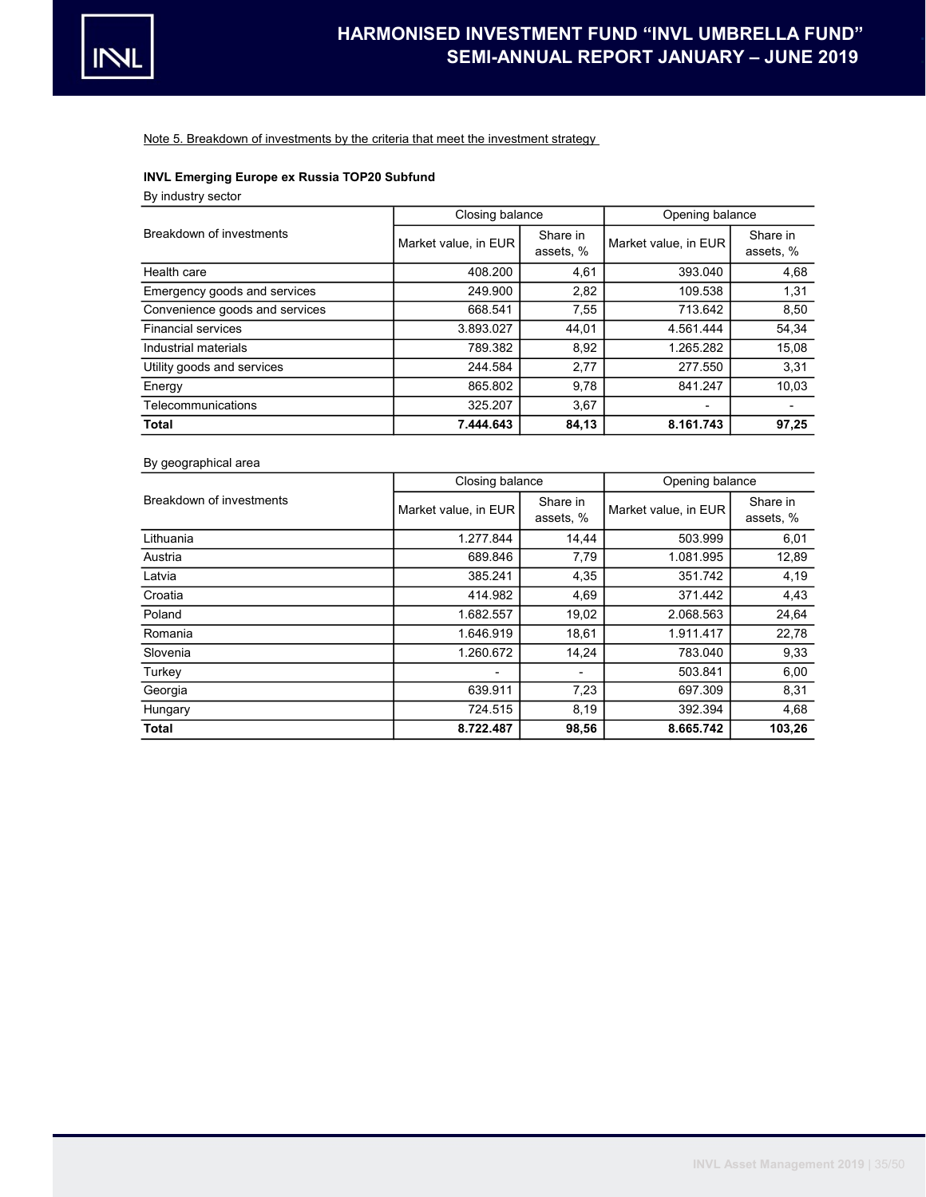Note 5. Breakdown of investments by the criteria that meet the investment strategy

**INVL Emerging Europe ex Russia TOP20 Subfund**

By industry sector

| Breakdown of investments | Closing balance | | Opening balance | |
|---|---|---|---|---|
| | Market value, in EUR | Share in assets, % | Market value, in EUR | Share in assets, % |
| Health care | 408.200 | 4,61 | 393.040 | 4,68 |
| Emergency goods and services | 249.900 | 2,82 | 109.538 | 1,31 |
| Convenience goods and services | 668.541 | 7,55 | 713.642 | 8,50 |
| Financial services | 3.893.027 | 44,01 | 4.561.444 | 54,34 |
| Industrial materials | 789.382 | 8,92 | 1.265.282 | 15,08 |
| Utility goods and services | 244.584 | 2,77 | 277.550 | 3,31 |
| Energy | 865.802 | 9,78 | 841.247 | 10,03 |
| Telecommunications | 325.207 | 3,67 | - | - |
| **Total** | **7.444.643** | **84,13** | **8.161.743** | **97,25** |

By geographical area

| Breakdown of investments | Closing balance | | Opening balance | |
|---|---|---|---|---|
| | Market value, in EUR | Share in assets, % | Market value, in EUR | Share in assets, % |
| Lithuania | 1.277.844 | 14,44 | 503.999 | 6,01 |
| Austria | 689.846 | 7,79 | 1.081.995 | 12,89 |
| Latvia | 385.241 | 4,35 | 351.742 | 4,19 |
| Croatia | 414.982 | 4,69 | 371.442 | 4,43 |
| Poland | 1.682.557 | 19,02 | 2.068.563 | 24,64 |
| Romania | 1.646.919 | 18,61 | 1.911.417 | 22,78 |
| Slovenia | 1.260.672 | 14,24 | 783.040 | 9,33 |
| Turkey | - | - | 503.841 | 6,00 |
| Georgia | 639.911 | 7,23 | 697.309 | 8,31 |
| Hungary | 724.515 | 8,19 | 392.394 | 4,68 |
| **Total** | **8.722.487** | **98,56** | **8.665.742** | **103,26** |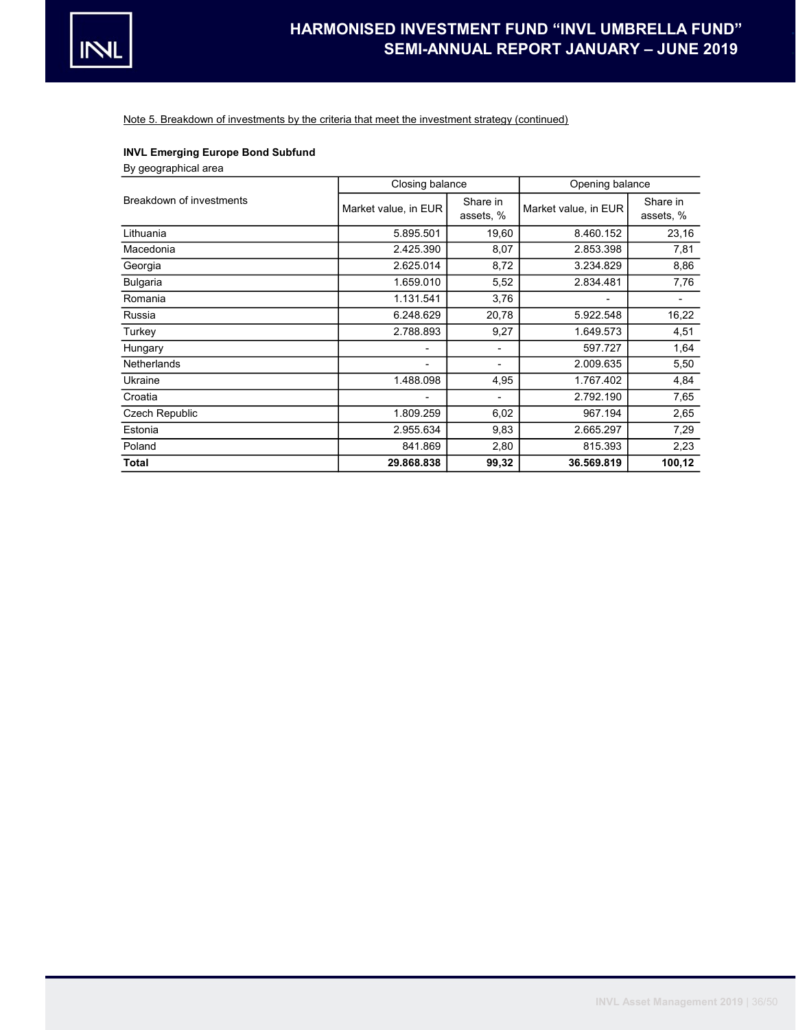Note 5. Breakdown of investments by the criteria that meet the investment strategy (continued)

**INVL Emerging Europe Bond Subfund**

By geographical area

| Breakdown of investments | Closing balance | | Opening balance | |
|---|---|---|---|---|
| | Market value, in EUR | Share in assets, % | Market value, in EUR | Share in assets, % |
| Lithuania | 5.895.501 | 19,60 | 8.460.152 | 23,16 |
| Macedonia | 2.425.390 | 8,07 | 2.853.398 | 7,81 |
| Georgia | 2.625.014 | 8,72 | 3.234.829 | 8,86 |
| Bulgaria | 1.659.010 | 5,52 | 2.834.481 | 7,76 |
| Romania | 1.131.541 | 3,76 | - | - |
| Russia | 6.248.629 | 20,78 | 5.922.548 | 16,22 |
| Turkey | 2.788.893 | 9,27 | 1.649.573 | 4,51 |
| Hungary | - | - | 597.727 | 1,64 |
| Netherlands | - | - | 2.009.635 | 5,50 |
| Ukraine | 1.488.098 | 4,95 | 1.767.402 | 4,84 |
| Croatia | - | - | 2.792.190 | 7,65 |
| Czech Republic | 1.809.259 | 6,02 | 967.194 | 2,65 |
| Estonia | 2.955.634 | 9,83 | 2.665.297 | 7,29 |
| Poland | 841.869 | 2,80 | 815.393 | 2,23 |
| **Total** | **29.868.838** | **99,32** | **36.569.819** | **100,12** |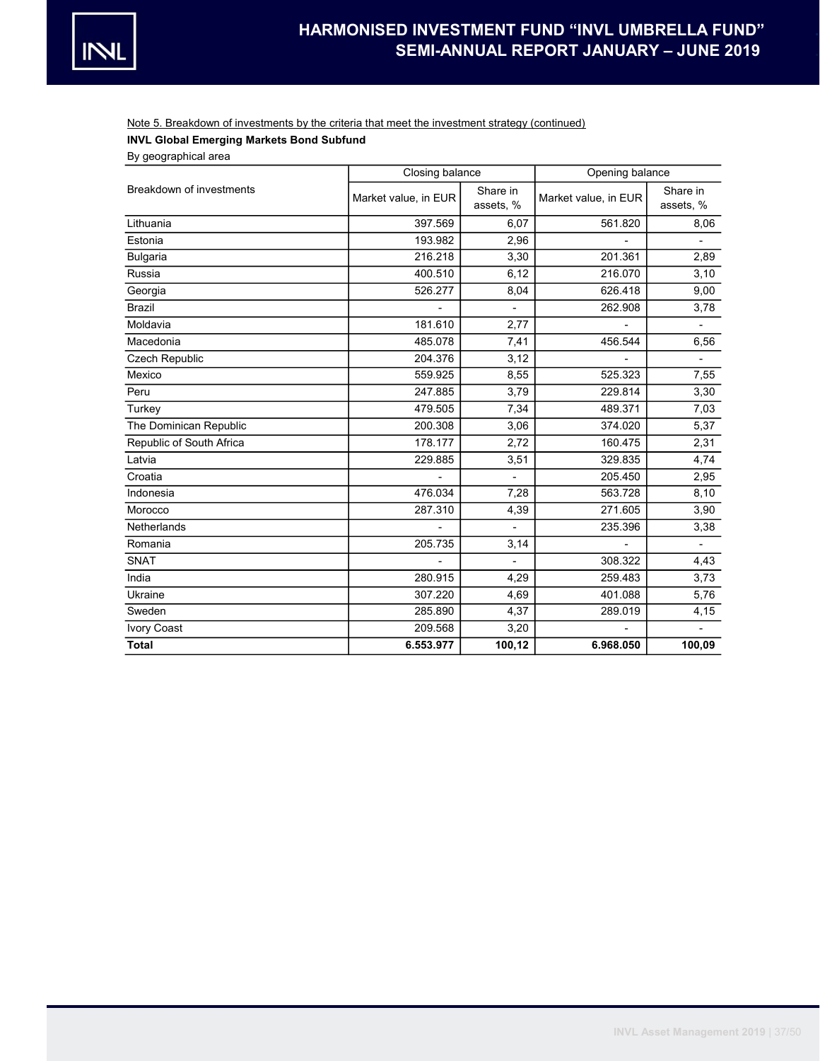Note 5. Breakdown of investments by the criteria that meet the investment strategy (continued)

**INVL Global Emerging Markets Bond Subfund**

By geographical area

| Breakdown of investments | Closing balance | | Opening balance | |
|---|---|---|---|---|
| | Market value, in EUR | Share in assets, % | Market value, in EUR | Share in assets, % |
| Lithuania | 397.569 | 6,07 | 561.820 | 8,06 |
| Estonia | 193.982 | 2,96 | - | - |
| Bulgaria | 216.218 | 3,30 | 201.361 | 2,89 |
| Russia | 400.510 | 6,12 | 216.070 | 3,10 |
| Georgia | 526.277 | 8,04 | 626.418 | 9,00 |
| Brazil | - | - | 262.908 | 3,78 |
| Moldavia | 181.610 | 2,77 | - | - |
| Macedonia | 485.078 | 7,41 | 456.544 | 6,56 |
| Czech Republic | 204.376 | 3,12 | - | - |
| Mexico | 559.925 | 8,55 | 525.323 | 7,55 |
| Peru | 247.885 | 3,79 | 229.814 | 3,30 |
| Turkey | 479.505 | 7,34 | 489.371 | 7,03 |
| The Dominican Republic | 200.308 | 3,06 | 374.020 | 5,37 |
| Republic of South Africa | 178.177 | 2,72 | 160.475 | 2,31 |
| Latvia | 229.885 | 3,51 | 329.835 | 4,74 |
| Croatia | - | - | 205.450 | 2,95 |
| Indonesia | 476.034 | 7,28 | 563.728 | 8,10 |
| Morocco | 287.310 | 4,39 | 271.605 | 3,90 |
| Netherlands | - | - | 235.396 | 3,38 |
| Romania | 205.735 | 3,14 | - | - |
| SNAT | - | - | 308.322 | 4,43 |
| India | 280.915 | 4,29 | 259.483 | 3,73 |
| Ukraine | 307.220 | 4,69 | 401.088 | 5,76 |
| Sweden | 285.890 | 4,37 | 289.019 | 4,15 |
| Ivory Coast | 209.568 | 3,20 | - | - |
| **Total** | **6.553.977** | **100,12** | **6.968.050** | **100,09** |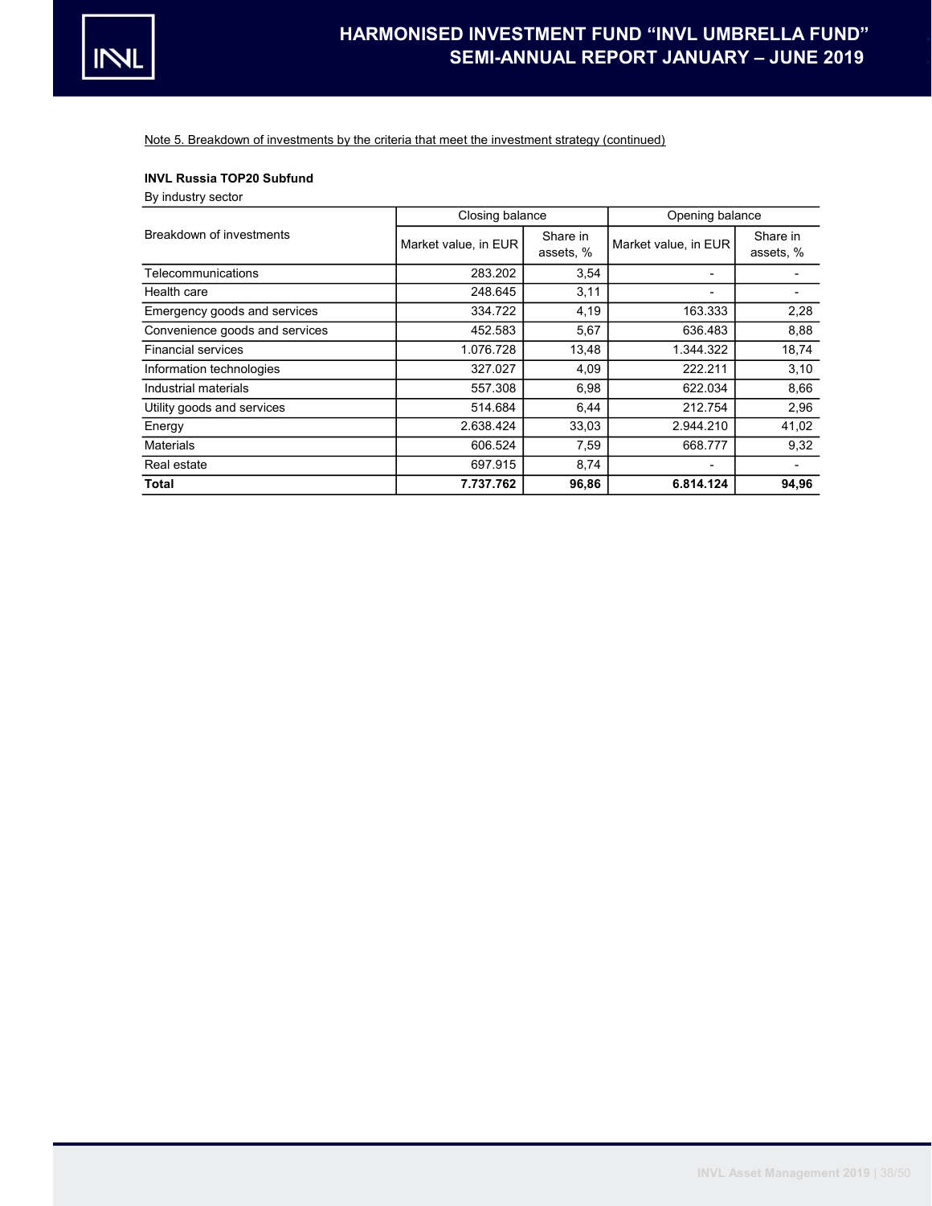Note 5. Breakdown of investments by the criteria that meet the investment strategy (continued)

**INVL Russia TOP20 Subfund**

By industry sector

| Breakdown of investments | Closing balance | | Opening balance | |
|---|---|---|---|---|
| | Market value, in EUR | Share in assets, % | Market value, in EUR | Share in assets, % |
| Telecommunications | 283.202 | 3,54 | - | - |
| Health care | 248.645 | 3,11 | - | - |
| Emergency goods and services | 334.722 | 4,19 | 163.333 | 2,28 |
| Convenience goods and services | 452.583 | 5,67 | 636.483 | 8,88 |
| Financial services | 1.076.728 | 13,48 | 1.344.322 | 18,74 |
| Information technologies | 327.027 | 4,09 | 222.211 | 3,10 |
| Industrial materials | 557.308 | 6,98 | 622.034 | 8,66 |
| Utility goods and services | 514.684 | 6,44 | 212.754 | 2,96 |
| Energy | 2.638.424 | 33,03 | 2.944.210 | 41,02 |
| Materials | 606.524 | 7,59 | 668.777 | 9,32 |
| Real estate | 697.915 | 8,74 | - | - |
| **Total** | **7.737.762** | **96,86** | **6.814.124** | **94,96** |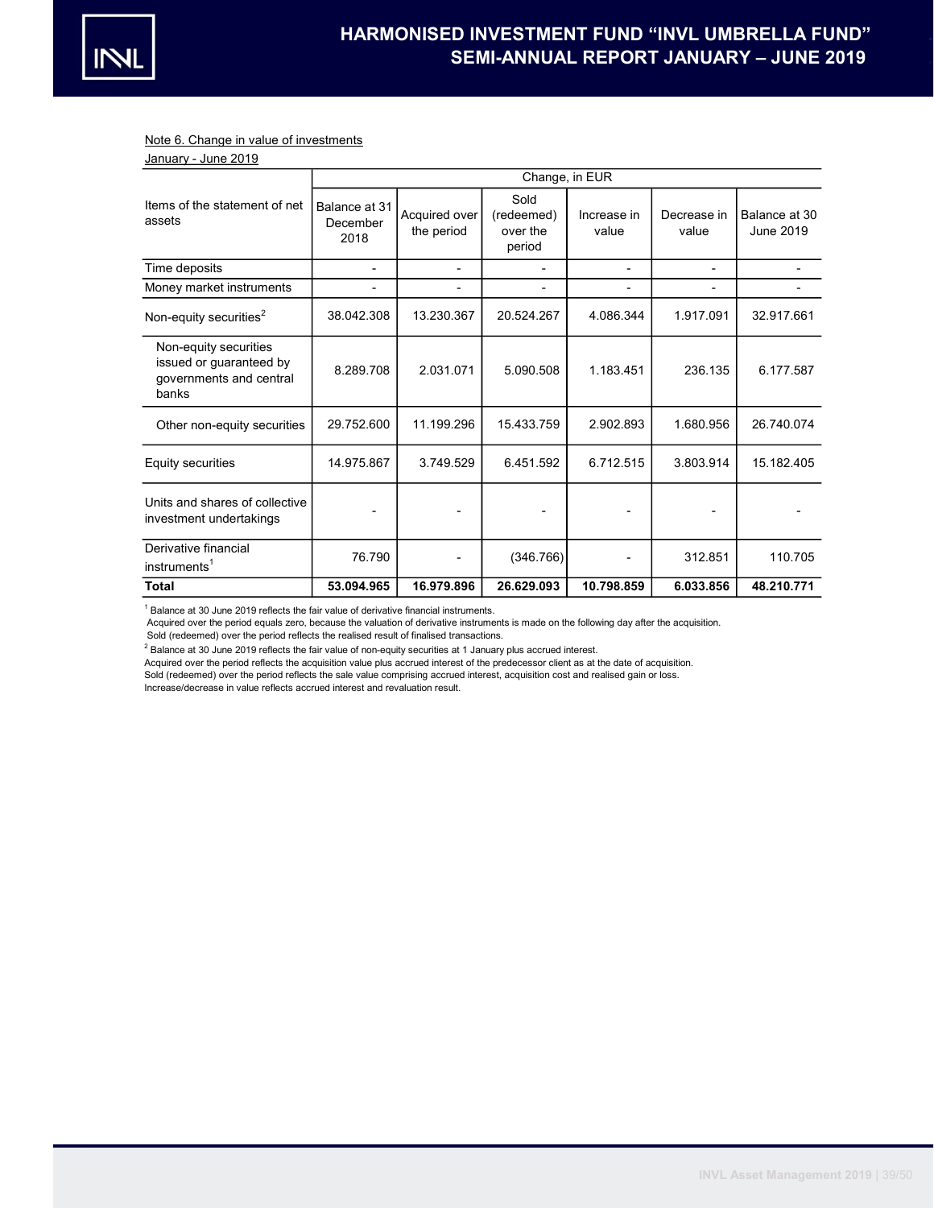Note 6. Change in value of investments

January - June 2019

| Items of the statement of net assets | Change, in EUR | | | | | |
|---|---|---|---|---|---|---|
| | Balance at 31 December 2018 | Acquired over the period | Sold (redeemed) over the period | Increase in value | Decrease in value | Balance at 30 June 2019 |
| Time deposits | - | - | - | - | - | - |
| Money market instruments | - | - | - | - | - | - |
| Non-equity securities[2] | 38.042.308 | 13.230.367 | 20.524.267 | 4.086.344 | 1.917.091 | 32.917.661 |
| Non-equity securities issued or guaranteed by governments and central banks | 8.289.708 | 2.031.071 | 5.090.508 | 1.183.451 | 236.135 | 6.177.587 |
| Other non-equity securities | 29.752.600 | 11.199.296 | 15.433.759 | 2.902.893 | 1.680.956 | 26.740.074 |
| Equity securities | 14.975.867 | 3.749.529 | 6.451.592 | 6.712.515 | 3.803.914 | 15.182.405 |
| Units and shares of collective investment undertakings | - | - | - | - | - | - |
| Derivative financial instruments[1] | 76.790 | - | (346.766) | - | 312.851 | 110.705 |
| **Total** | **53.094.965** | **16.979.896** | **26.629.093** | **10.798.859** | **6.033.856** | **48.210.771** |

[1] Balance at 30 June 2019 reflects the fair value of derivative financial instruments.
Acquired over the period equals zero, because the valuation of derivative instruments is made on the following day after the acquisition.
Sold (redeemed) over the period reflects the realised result of finalised transactions.

[2] Balance at 30 June 2019 reflects the fair value of non-equity securities at 1 January plus accrued interest.
Acquired over the period reflects the acquisition value plus accrued interest of the predecessor client as at the date of acquisition.
Sold (redeemed) over the period reflects the sale value comprising accrued interest, acquisition cost and realised gain or loss.
Increase/decrease in value reflects accrued interest and revaluation result.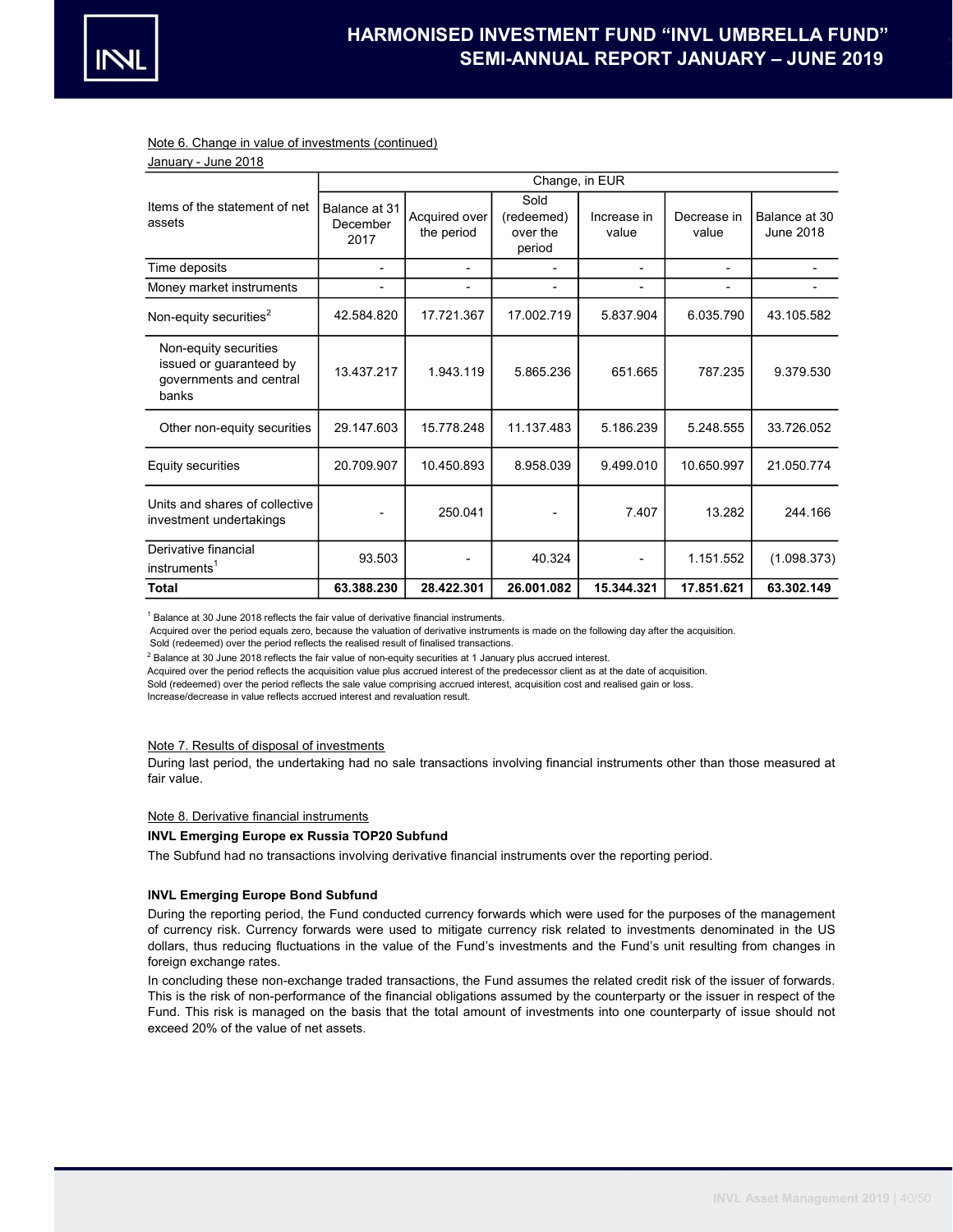Note 6. Change in value of investments (continued)

January - June 2018

| Items of the statement of net assets | Change, in EUR | | | | | |
|---|---|---|---|---|---|---|
| | Balance at 31 December 2017 | Acquired over the period | Sold (redeemed) over the period | Increase in value | Decrease in value | Balance at 30 June 2018 |
| Time deposits | - | - | - | - | - | - |
| Money market instruments | - | - | - | - | - | - |
| Non-equity securities[2] | 42.584.820 | 17.721.367 | 17.002.719 | 5.837.904 | 6.035.790 | 43.105.582 |
| Non-equity securities issued or guaranteed by governments and central banks | 13.437.217 | 1.943.119 | 5.865.236 | 651.665 | 787.235 | 9.379.530 |
| Other non-equity securities | 29.147.603 | 15.778.248 | 11.137.483 | 5.186.239 | 5.248.555 | 33.726.052 |
| Equity securities | 20.709.907 | 10.450.893 | 8.958.039 | 9.499.010 | 10.650.997 | 21.050.774 |
| Units and shares of collective investment undertakings | - | 250.041 | - | 7.407 | 13.282 | 244.166 |
| Derivative financial instruments[1] | 93.503 | - | 40.324 | - | 1.151.552 | (1.098.373) |
| **Total** | **63.388.230** | **28.422.301** | **26.001.082** | **15.344.321** | **17.851.621** | **63.302.149** |

[1] Balance at 30 June 2018 reflects the fair value of derivative financial instruments.
Acquired over the period equals zero, because the valuation of derivative instruments is made on the following day after the acquisition.
Sold (redeemed) over the period reflects the realised result of finalised transactions.

[2] Balance at 30 June 2018 reflects the fair value of non-equity securities at 1 January plus accrued interest.
Acquired over the period reflects the acquisition value plus accrued interest of the predecessor client as at the date of acquisition.
Sold (redeemed) over the period reflects the sale value comprising accrued interest, acquisition cost and realised gain or loss.
Increase/decrease in value reflects accrued interest and revaluation result.

Note 7. Results of disposal of investments

During last period, the undertaking had no sale transactions involving financial instruments other than those measured at fair value.

Note 8. Derivative financial instruments

**INVL Emerging Europe ex Russia TOP20 Subfund**

The Subfund had no transactions involving derivative financial instruments over the reporting period.

**INVL Emerging Europe Bond Subfund**

During the reporting period, the Fund conducted currency forwards which were used for the purposes of the management of currency risk. Currency forwards were used to mitigate currency risk related to investments denominated in the US dollars, thus reducing fluctuations in the value of the Fund's investments and the Fund's unit resulting from changes in foreign exchange rates.

In concluding these non-exchange traded transactions, the Fund assumes the related credit risk of the issuer of forwards. This is the risk of non-performance of the financial obligations assumed by the counterparty or the issuer in respect of the Fund. This risk is managed on the basis that the total amount of investments into one counterparty of issue should not exceed 20% of the value of net assets.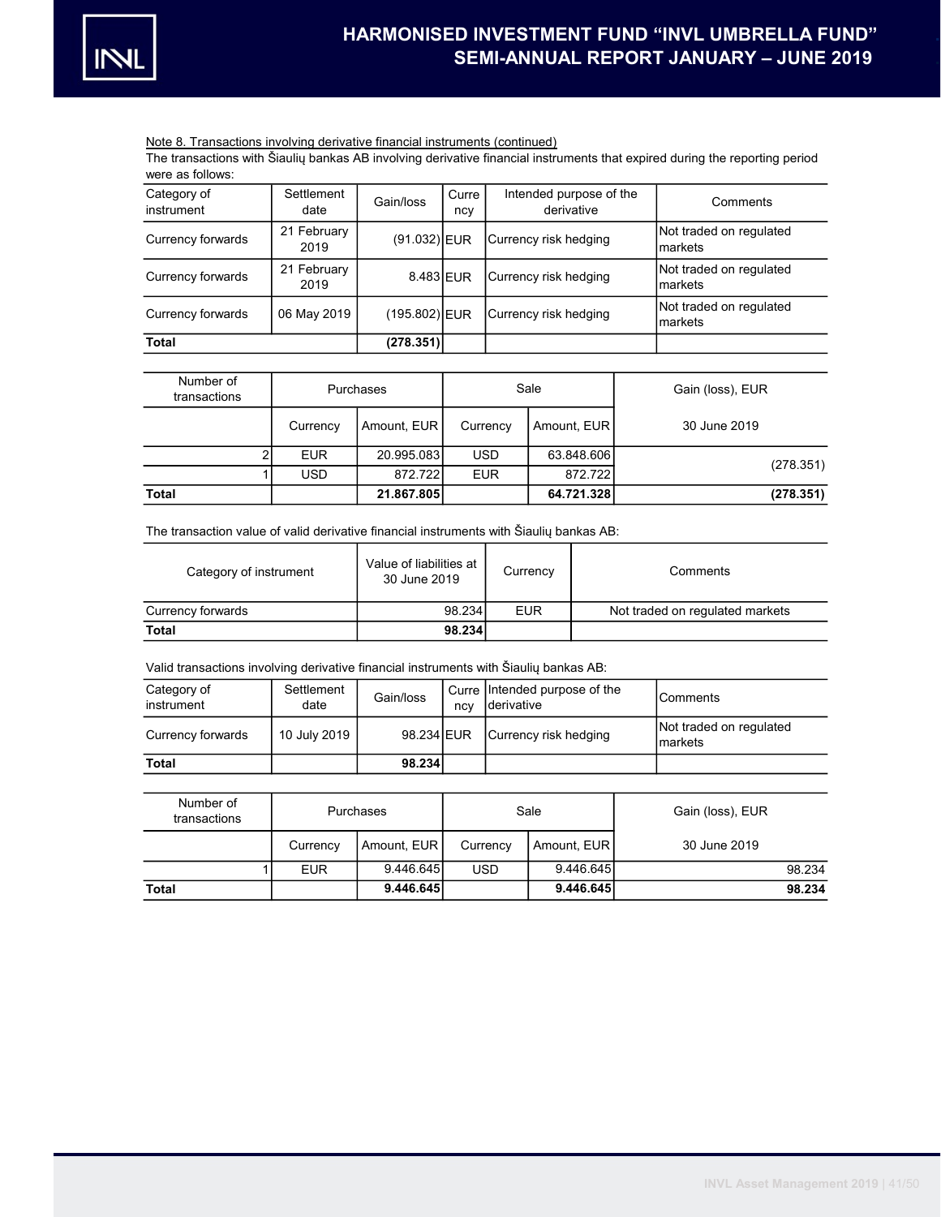Note 8. Transactions involving derivative financial instruments (continued)

The transactions with Šiaulių bankas AB involving derivative financial instruments that expired during the reporting period were as follows:

| Category of instrument | Settlement date | Gain/loss | Currency | Intended purpose of the derivative | Comments |
|---|---|---|---|---|---|
| Currency forwards | 21 February 2019 | (91.032) | EUR | Currency risk hedging | Not traded on regulated markets |
| Currency forwards | 21 February 2019 | 8.483 | EUR | Currency risk hedging | Not traded on regulated markets |
| Currency forwards | 06 May 2019 | (195.802) | EUR | Currency risk hedging | Not traded on regulated markets |
| **Total** | | **(278.351)** | | | |

| Number of transactions | Purchases | | Sale | | Gain (loss), EUR |
|---|---|---|---|---|---|
| | Currency | Amount, EUR | Currency | Amount, EUR | 30 June 2019 |
| 2 | EUR | 20.995.083 | USD | 63.848.606 | (278.351) |
| 1 | USD | 872.722 | EUR | 872.722 | |
| **Total** | | **21.867.805** | | **64.721.328** | **(278.351)** |

The transaction value of valid derivative financial instruments with Šiaulių bankas AB:

| Category of instrument | Value of liabilities at 30 June 2019 | Currency | Comments |
|---|---|---|---|
| Currency forwards | 98.234 | EUR | Not traded on regulated markets |
| **Total** | **98.234** | | |

Valid transactions involving derivative financial instruments with Šiaulių bankas AB:

| Category of instrument | Settlement date | Gain/loss | Currency | Intended purpose of the derivative | Comments |
|---|---|---|---|---|---|
| Currency forwards | 10 July 2019 | 98.234 | EUR | Currency risk hedging | Not traded on regulated markets |
| **Total** | | **98.234** | | | |

| Number of transactions | Purchases | | Sale | | Gain (loss), EUR |
|---|---|---|---|---|---|
| | Currency | Amount, EUR | Currency | Amount, EUR | 30 June 2019 |
| 1 | EUR | 9.446.645 | USD | 9.446.645 | 98.234 |
| **Total** | | **9.446.645** | | **9.446.645** | **98.234** |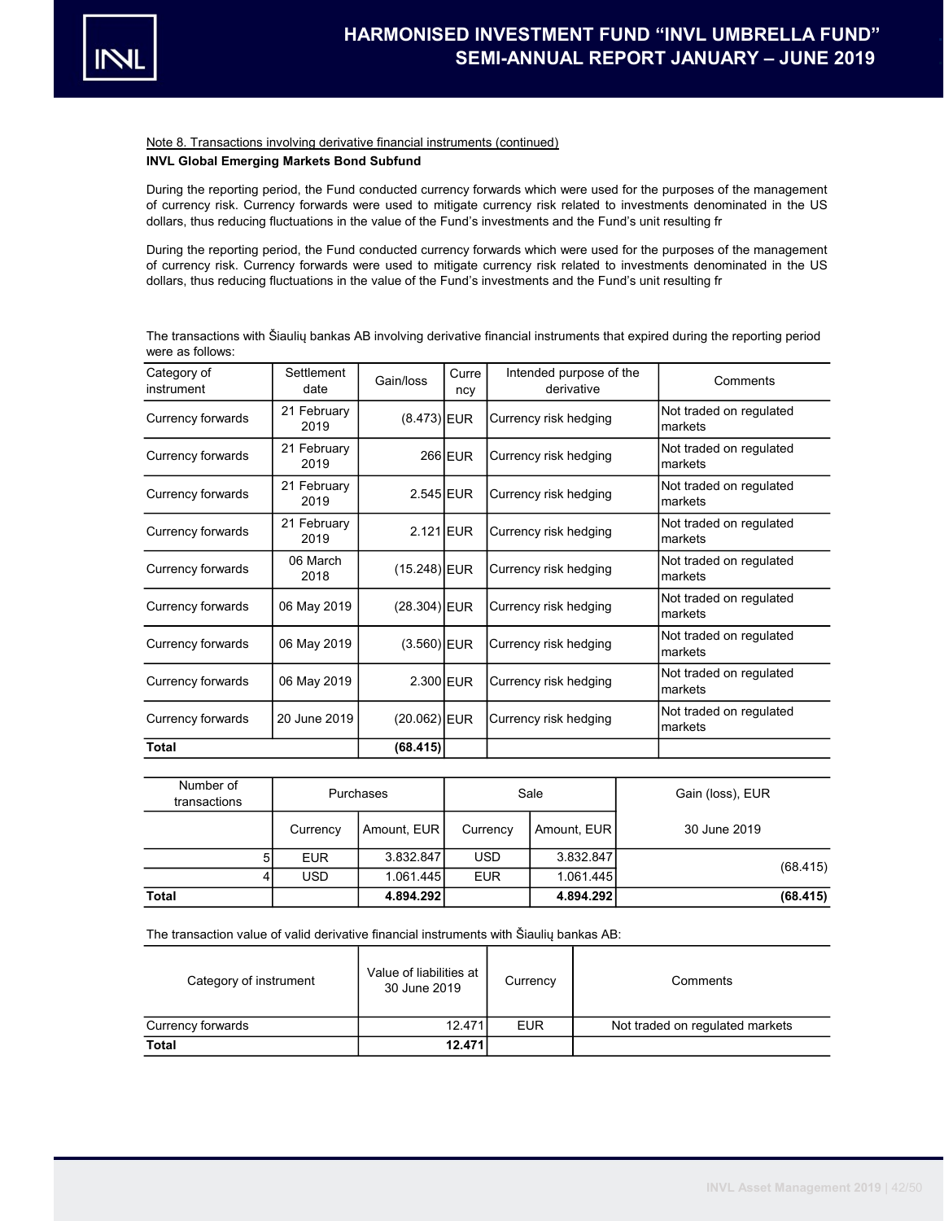Note 8. Transactions involving derivative financial instruments (continued)

**INVL Global Emerging Markets Bond Subfund**

During the reporting period, the Fund conducted currency forwards which were used for the purposes of the management of currency risk. Currency forwards were used to mitigate currency risk related to investments denominated in the US dollars, thus reducing fluctuations in the value of the Fund's investments and the Fund's unit resulting fr

During the reporting period, the Fund conducted currency forwards which were used for the purposes of the management of currency risk. Currency forwards were used to mitigate currency risk related to investments denominated in the US dollars, thus reducing fluctuations in the value of the Fund's investments and the Fund's unit resulting fr

The transactions with Šiaulių bankas AB involving derivative financial instruments that expired during the reporting period were as follows:

| Category of instrument | Settlement date | Gain/loss | Currency | Intended purpose of the derivative | Comments |
|---|---|---|---|---|---|
| Currency forwards | 21 February 2019 | (8.473) | EUR | Currency risk hedging | Not traded on regulated markets |
| Currency forwards | 21 February 2019 | 266 | EUR | Currency risk hedging | Not traded on regulated markets |
| Currency forwards | 21 February 2019 | 2.545 | EUR | Currency risk hedging | Not traded on regulated markets |
| Currency forwards | 21 February 2019 | 2.121 | EUR | Currency risk hedging | Not traded on regulated markets |
| Currency forwards | 06 March 2018 | (15.248) | EUR | Currency risk hedging | Not traded on regulated markets |
| Currency forwards | 06 May 2019 | (28.304) | EUR | Currency risk hedging | Not traded on regulated markets |
| Currency forwards | 06 May 2019 | (3.560) | EUR | Currency risk hedging | Not traded on regulated markets |
| Currency forwards | 06 May 2019 | 2.300 | EUR | Currency risk hedging | Not traded on regulated markets |
| Currency forwards | 20 June 2019 | (20.062) | EUR | Currency risk hedging | Not traded on regulated markets |
| **Total** | | **(68.415)** | | | |

| Number of transactions | Purchases | | Sale | | Gain (loss), EUR |
|---|---|---|---|---|---|
| | Currency | Amount, EUR | Currency | Amount, EUR | 30 June 2019 |
| 5 | EUR | 3.832.847 | USD | 3.832.847 | (68.415) |
| 4 | USD | 1.061.445 | EUR | 1.061.445 | |
| **Total** | | **4.894.292** | | **4.894.292** | **(68.415)** |

The transaction value of valid derivative financial instruments with Šiaulių bankas AB:

| Category of instrument | Value of liabilities at 30 June 2019 | Currency | Comments |
|---|---|---|---|
| Currency forwards | 12.471 | EUR | Not traded on regulated markets |
| **Total** | **12.471** | | |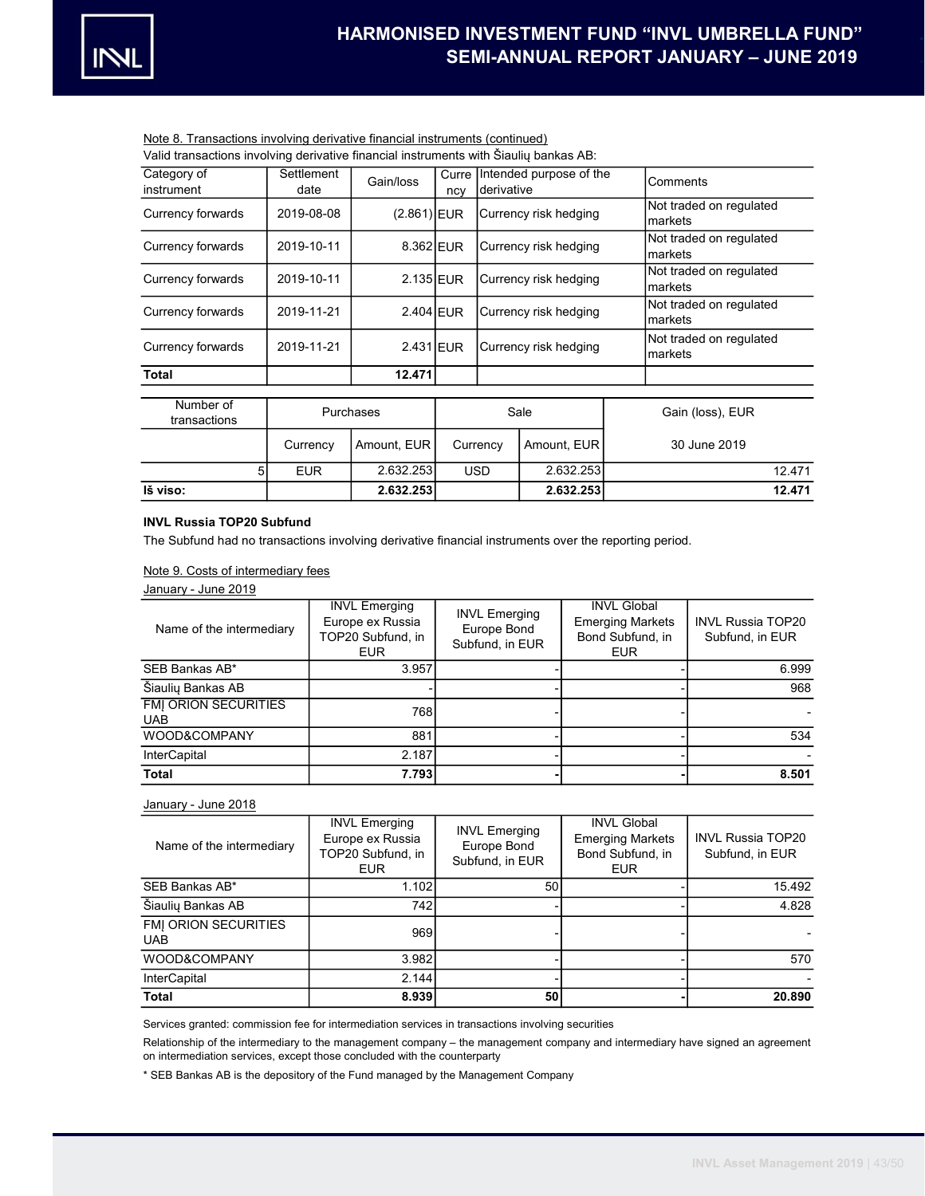Note 8. Transactions involving derivative financial instruments (continued)

Valid transactions involving derivative financial instruments with Šiaulių bankas AB:

| Category of instrument | Settlement date | Gain/loss | Currency | Intended purpose of the derivative | Comments |
|---|---|---|---|---|---|
| Currency forwards | 2019-08-08 | (2.861) | EUR | Currency risk hedging | Not traded on regulated markets |
| Currency forwards | 2019-10-11 | 8.362 | EUR | Currency risk hedging | Not traded on regulated markets |
| Currency forwards | 2019-10-11 | 2.135 | EUR | Currency risk hedging | Not traded on regulated markets |
| Currency forwards | 2019-11-21 | 2.404 | EUR | Currency risk hedging | Not traded on regulated markets |
| Currency forwards | 2019-11-21 | 2.431 | EUR | Currency risk hedging | Not traded on regulated markets |
| **Total** | | **12.471** | | | |

| Number of transactions | Purchases | | Sale | | Gain (loss), EUR |
|---|---|---|---|---|---|
| | Currency | Amount, EUR | Currency | Amount, EUR | 30 June 2019 |
| 5 | EUR | 2.632.253 | USD | 2.632.253 | 12.471 |
| **Iš viso:** | | **2.632.253** | | **2.632.253** | **12.471** |

**INVL Russia TOP20 Subfund**

The Subfund had no transactions involving derivative financial instruments over the reporting period.

Note 9. Costs of intermediary fees

January - June 2019

| Name of the intermediary | INVL Emerging Europe ex Russia TOP20 Subfund, in EUR | INVL Emerging Europe Bond Subfund, in EUR | INVL Global Emerging Markets Bond Subfund, in EUR | INVL Russia TOP20 Subfund, in EUR |
|---|---|---|---|---|
| SEB Bankas AB* | 3.957 | - | - | 6.999 |
| Šiaulių Bankas AB | - | - | - | 968 |
| FMĮ ORION SECURITIES UAB | 768 | - | - | - |
| WOOD&COMPANY | 881 | - | - | 534 |
| InterCapital | 2.187 | - | - | - |
| **Total** | **7.793** | **-** | **-** | **8.501** |

January - June 2018

| Name of the intermediary | INVL Emerging Europe ex Russia TOP20 Subfund, in EUR | INVL Emerging Europe Bond Subfund, in EUR | INVL Global Emerging Markets Bond Subfund, in EUR | INVL Russia TOP20 Subfund, in EUR |
|---|---|---|---|---|
| SEB Bankas AB* | 1.102 | 50 | - | 15.492 |
| Šiaulių Bankas AB | 742 | - | - | 4.828 |
| FMĮ ORION SECURITIES UAB | 969 | - | - | - |
| WOOD&COMPANY | 3.982 | - | - | 570 |
| InterCapital | 2.144 | - | - | - |
| **Total** | **8.939** | **50** | **-** | **20.890** |

Services granted: commission fee for intermediation services in transactions involving securities

Relationship of the intermediary to the management company – the management company and intermediary have signed an agreement on intermediation services, except those concluded with the counterparty

* SEB Bankas AB is the depository of the Fund managed by the Management Company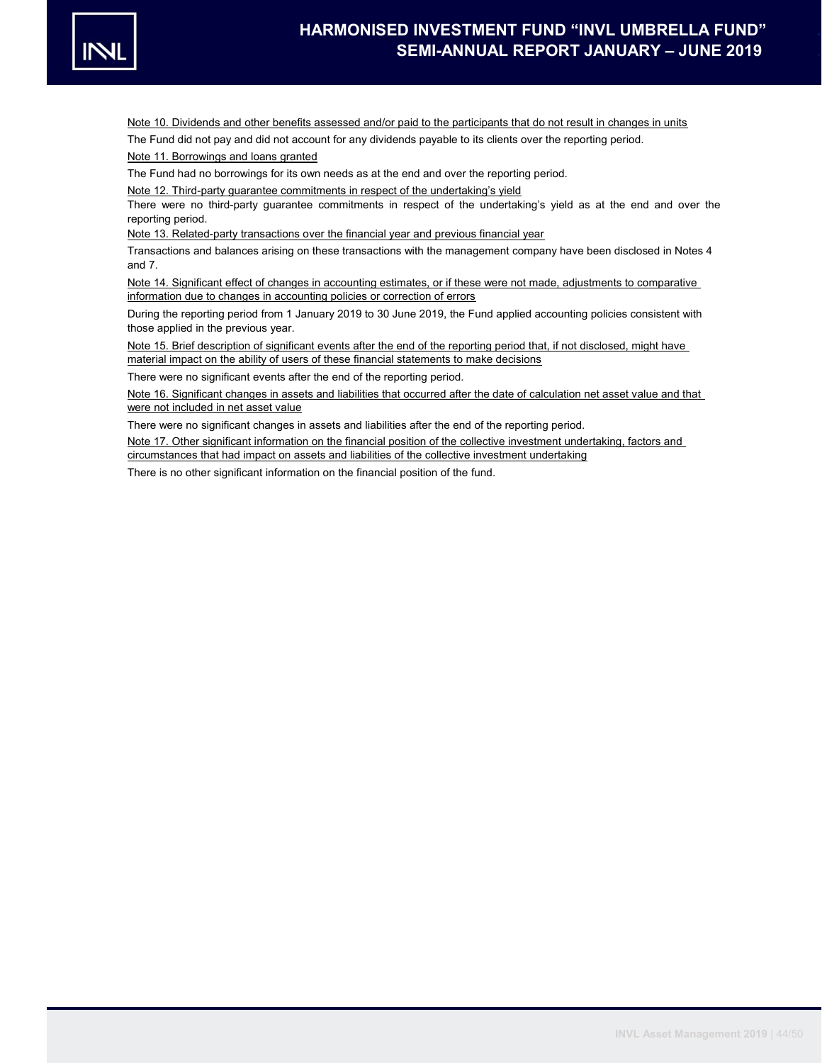Note 10. Dividends and other benefits assessed and/or paid to the participants that do not result in changes in units

The Fund did not pay and did not account for any dividends payable to its clients over the reporting period.

Note 11. Borrowings and loans granted

The Fund had no borrowings for its own needs as at the end and over the reporting period.

Note 12. Third-party guarantee commitments in respect of the undertaking's yield

There were no third-party guarantee commitments in respect of the undertaking's yield as at the end and over the reporting period.

Note 13. Related-party transactions over the financial year and previous financial year

Transactions and balances arising on these transactions with the management company have been disclosed in Notes 4 and 7.

Note 14. Significant effect of changes in accounting estimates, or if these were not made, adjustments to comparative information due to changes in accounting policies or correction of errors

During the reporting period from 1 January 2019 to 30 June 2019, the Fund applied accounting policies consistent with those applied in the previous year.

Note 15. Brief description of significant events after the end of the reporting period that, if not disclosed, might have material impact on the ability of users of these financial statements to make decisions

There were no significant events after the end of the reporting period.

Note 16. Significant changes in assets and liabilities that occurred after the date of calculation net asset value and that were not included in net asset value

There were no significant changes in assets and liabilities after the end of the reporting period.

Note 17. Other significant information on the financial position of the collective investment undertaking, factors and circumstances that had impact on assets and liabilities of the collective investment undertaking

There is no other significant information on the financial position of the fund.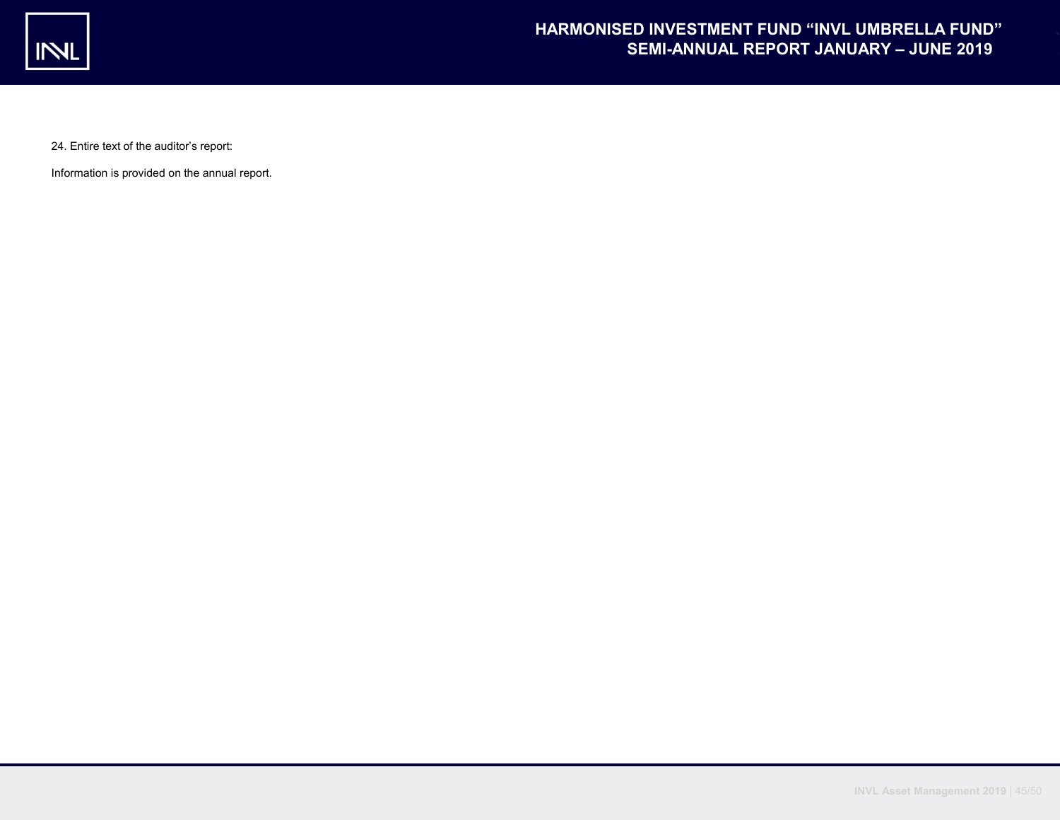24. Entire text of the auditor's report:

Information is provided on the annual report.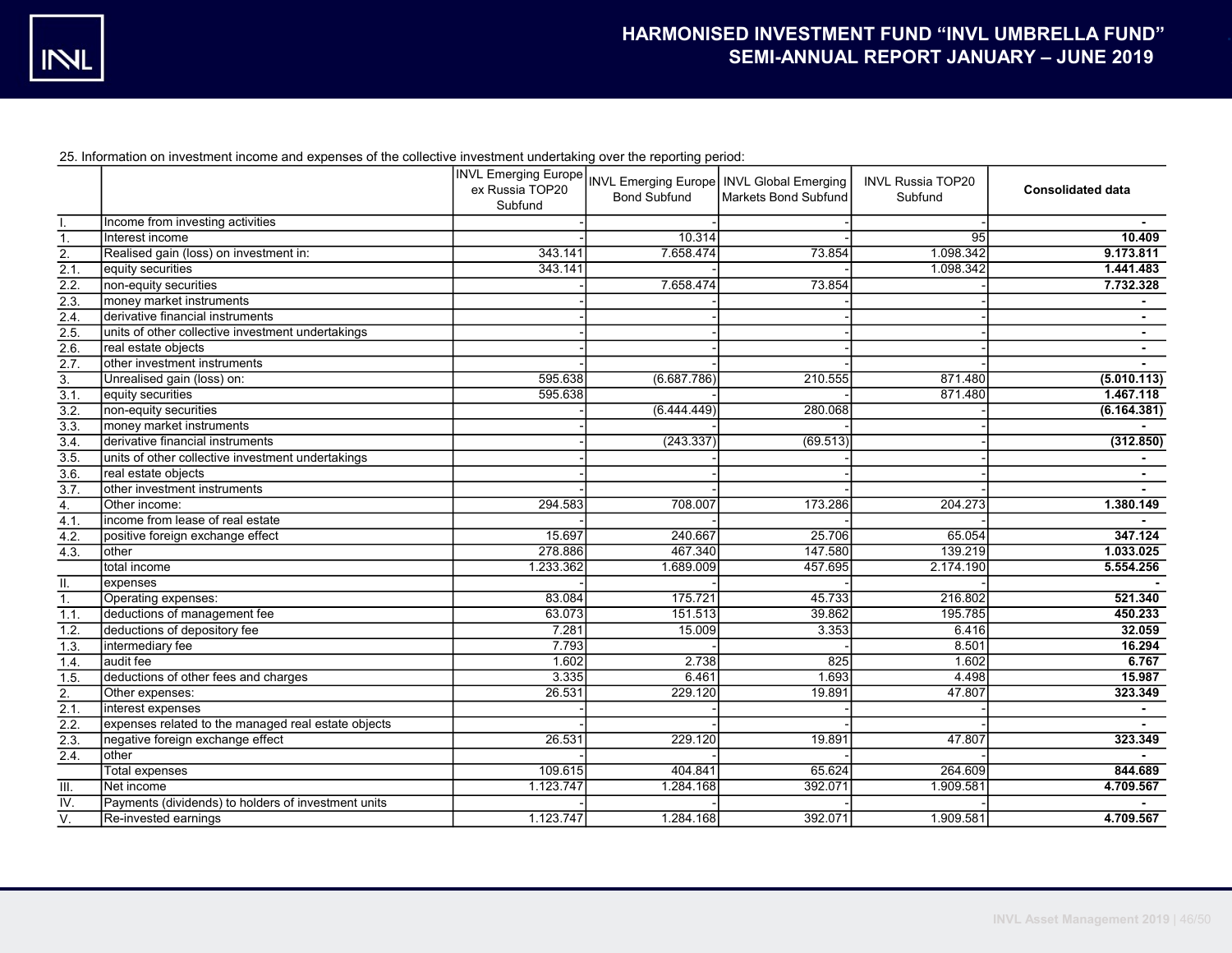25. Information on investment income and expenses of the collective investment undertaking over the reporting period:

| | | INVL Emerging Europe ex Russia TOP20 Subfund | INVL Emerging Europe Bond Subfund | INVL Global Emerging Markets Bond Subfund | INVL Russia TOP20 Subfund | **Consolidated data** |
|---|---|---|---|---|---|---|
| I. | Income from investing activities | - | - | - | - | **-** |
| 1. | Interest income | - | 10.314 | - | 95 | **10.409** |
| 2. | Realised gain (loss) on investment in: | 343.141 | 7.658.474 | 73.854 | 1.098.342 | **9.173.811** |
| 2.1. | equity securities | 343.141 | - | - | 1.098.342 | **1.441.483** |
| 2.2. | non-equity securities | - | 7.658.474 | 73.854 | - | **7.732.328** |
| 2.3. | money market instruments | - | - | - | - | **-** |
| 2.4. | derivative financial instruments | - | - | - | - | **-** |
| 2.5. | units of other collective investment undertakings | - | - | - | - | **-** |
| 2.6. | real estate objects | - | - | - | - | **-** |
| 2.7. | other investment instruments | - | - | - | - | **-** |
| 3. | Unrealised gain (loss) on: | 595.638 | (6.687.786) | 210.555 | 871.480 | **(5.010.113)** |
| 3.1. | equity securities | 595.638 | - | - | 871.480 | **1.467.118** |
| 3.2. | non-equity securities | - | (6.444.449) | 280.068 | - | **(6.164.381)** |
| 3.3. | money market instruments | - | - | - | - | **-** |
| 3.4. | derivative financial instruments | - | (243.337) | (69.513) | - | **(312.850)** |
| 3.5. | units of other collective investment undertakings | - | - | - | - | **-** |
| 3.6. | real estate objects | - | - | - | - | **-** |
| 3.7. | other investment instruments | - | - | - | - | **-** |
| 4. | Other income: | 294.583 | 708.007 | 173.286 | 204.273 | **1.380.149** |
| 4.1. | income from lease of real estate | - | - | - | - | **-** |
| 4.2. | positive foreign exchange effect | 15.697 | 240.667 | 25.706 | 65.054 | **347.124** |
| 4.3. | other | 278.886 | 467.340 | 147.580 | 139.219 | **1.033.025** |
| | total income | 1.233.362 | 1.689.009 | 457.695 | 2.174.190 | **5.554.256** |
| II. | expenses | - | - | - | - | **-** |
| 1. | Operating expenses: | 83.084 | 175.721 | 45.733 | 216.802 | **521.340** |
| 1.1. | deductions of management fee | 63.073 | 151.513 | 39.862 | 195.785 | **450.233** |
| 1.2. | deductions of depository fee | 7.281 | 15.009 | 3.353 | 6.416 | **32.059** |
| 1.3. | intermediary fee | 7.793 | - | - | 8.501 | **16.294** |
| 1.4. | audit fee | 1.602 | 2.738 | 825 | 1.602 | **6.767** |
| 1.5. | deductions of other fees and charges | 3.335 | 6.461 | 1.693 | 4.498 | **15.987** |
| 2. | Other expenses: | 26.531 | 229.120 | 19.891 | 47.807 | **323.349** |
| 2.1. | interest expenses | - | - | - | - | **-** |
| 2.2. | expenses related to the managed real estate objects | - | - | - | - | **-** |
| 2.3. | negative foreign exchange effect | 26.531 | 229.120 | 19.891 | 47.807 | **323.349** |
| 2.4. | other | - | - | - | - | **-** |
| | Total expenses | 109.615 | 404.841 | 65.624 | 264.609 | **844.689** |
| III. | Net income | 1.123.747 | 1.284.168 | 392.071 | 1.909.581 | **4.709.567** |
| IV. | Payments (dividends) to holders of investment units | - | - | - | - | **-** |
| V. | Re-invested earnings | 1.123.747 | 1.284.168 | 392.071 | 1.909.581 | **4.709.567** |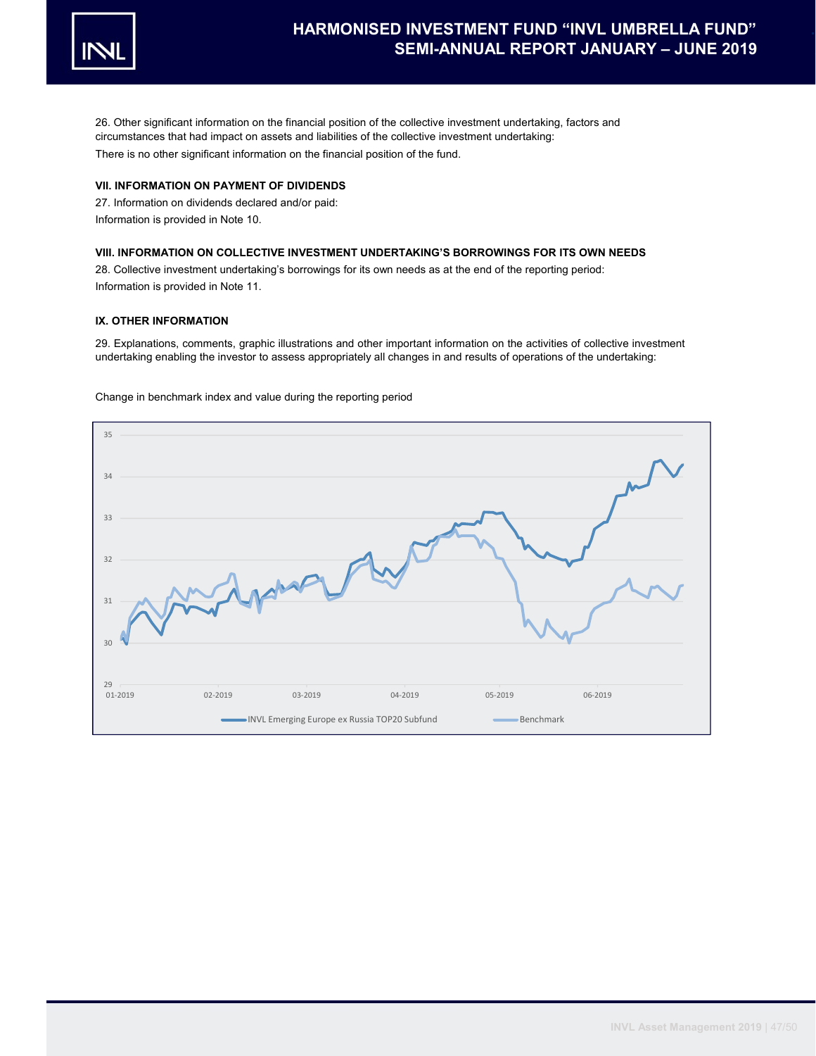26. Other significant information on the financial position of the collective investment undertaking, factors and circumstances that had impact on assets and liabilities of the collective investment undertaking:

There is no other significant information on the financial position of the fund.

## VII. INFORMATION ON PAYMENT OF DIVIDENDS

27. Information on dividends declared and/or paid:

Information is provided in Note 10.

## VIII. INFORMATION ON COLLECTIVE INVESTMENT UNDERTAKING'S BORROWINGS FOR ITS OWN NEEDS

28. Collective investment undertaking's borrowings for its own needs as at the end of the reporting period:

Information is provided in Note 11.

## IX. OTHER INFORMATION

29. Explanations, comments, graphic illustrations and other important information on the activities of collective investment undertaking enabling the investor to assess appropriately all changes in and results of operations of the undertaking:

Change in benchmark index and value during the reporting period

INVL Emerging Europe ex Russia TOP20 Subfund — Benchmark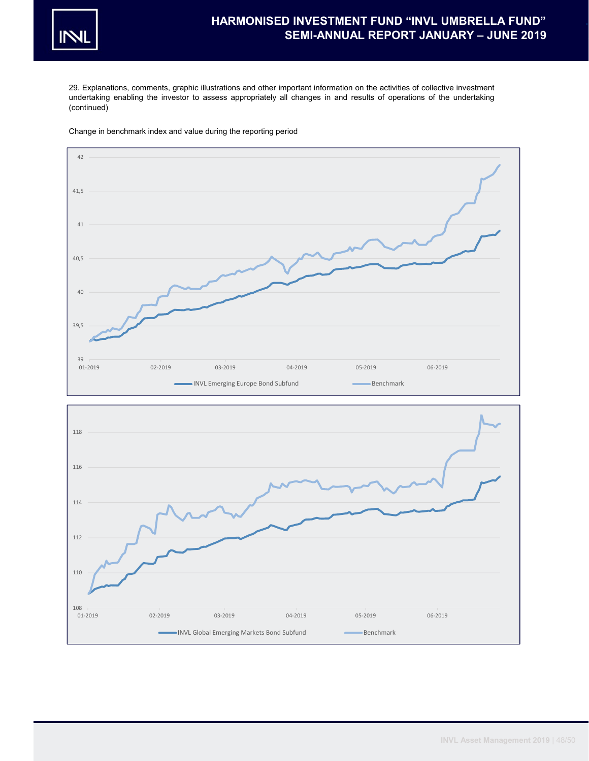29. Explanations, comments, graphic illustrations and other important information on the activities of collective investment undertaking enabling the investor to assess appropriately all changes in and results of operations of the undertaking (continued)

Change in benchmark index and value during the reporting period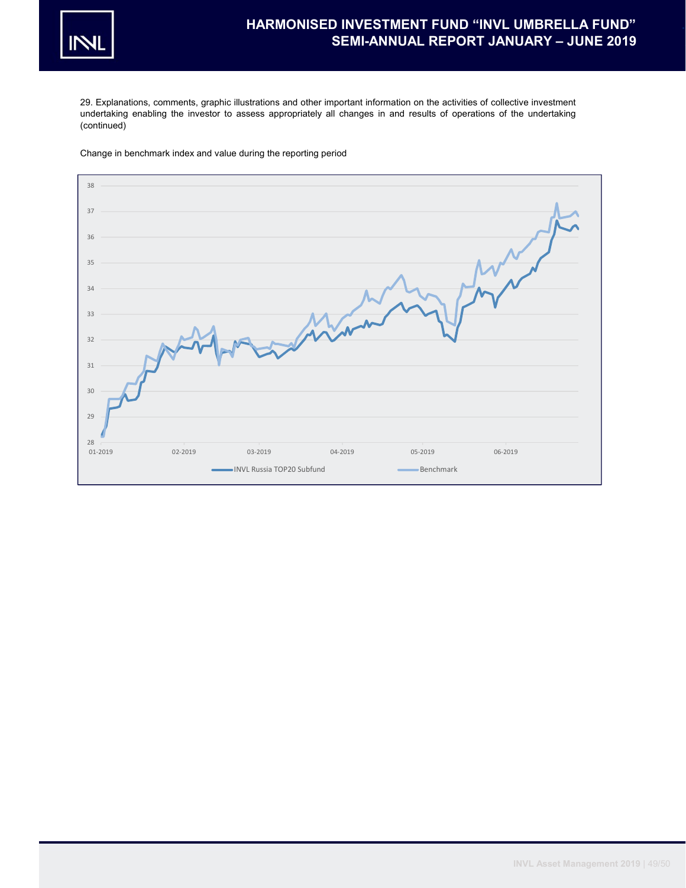29. Explanations, comments, graphic illustrations and other important information on the activities of collective investment undertaking enabling the investor to assess appropriately all changes in and results of operations of the undertaking (continued)

Change in benchmark index and value during the reporting period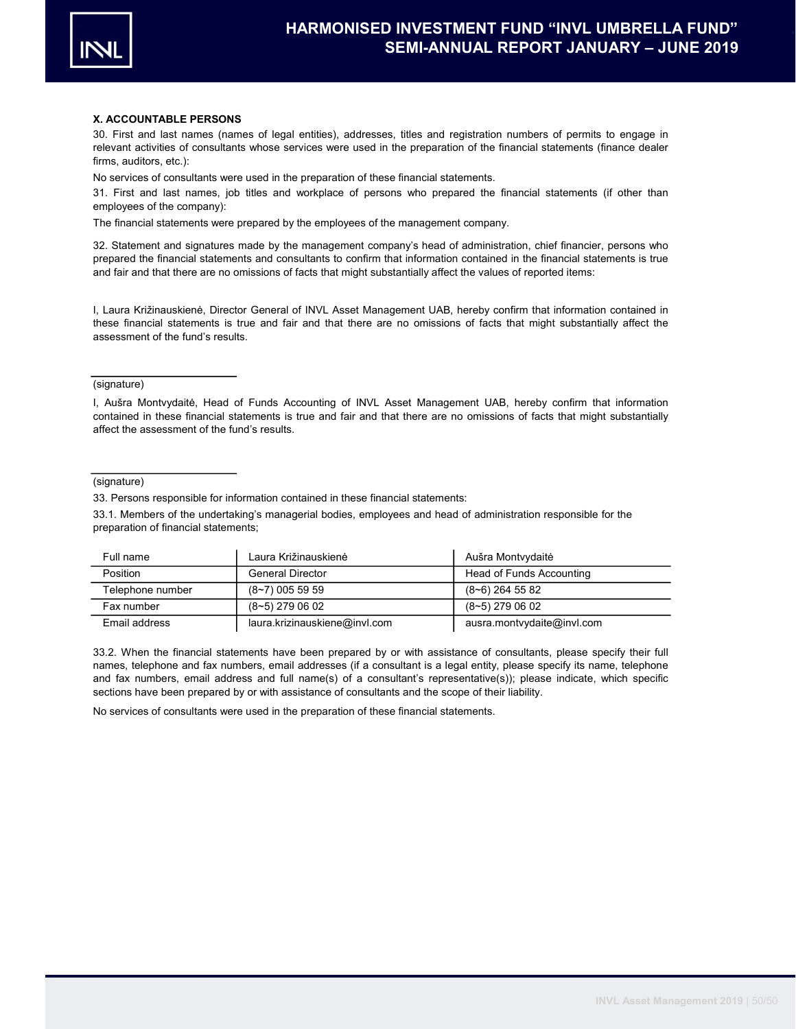### X. ACCOUNTABLE PERSONS

30. First and last names (names of legal entities), addresses, titles and registration numbers of permits to engage in relevant activities of consultants whose services were used in the preparation of the financial statements (finance dealer firms, auditors, etc.):

No services of consultants were used in the preparation of these financial statements.

31. First and last names, job titles and workplace of persons who prepared the financial statements (if other than employees of the company):

The financial statements were prepared by the employees of the management company.

32. Statement and signatures made by the management company's head of administration, chief financier, persons who prepared the financial statements and consultants to confirm that information contained in the financial statements is true and fair and that there are no omissions of facts that might substantially affect the values of reported items:

I, Laura Križinauskienė, Director General of INVL Asset Management UAB, hereby confirm that information contained in these financial statements is true and fair and that there are no omissions of facts that might substantially affect the assessment of the fund's results.

(signature)

I, Aušra Montvydaitė, Head of Funds Accounting of INVL Asset Management UAB, hereby confirm that information contained in these financial statements is true and fair and that there are no omissions of facts that might substantially affect the assessment of the fund's results.

(signature)

33. Persons responsible for information contained in these financial statements:

33.1. Members of the undertaking's managerial bodies, employees and head of administration responsible for the preparation of financial statements;

| Full name | Laura Križinauskienė | Aušra Montvydaitė |
|---|---|---|
| Position | General Director | Head of Funds Accounting |
| Telephone number | (8~7) 005 59 59 | (8~6) 264 55 82 |
| Fax number | (8~5) 279 06 02 | (8~5) 279 06 02 |
| Email address | laura.krizinauskiene@invl.com | ausra.montvydaite@invl.com |

33.2. When the financial statements have been prepared by or with assistance of consultants, please specify their full names, telephone and fax numbers, email addresses (if a consultant is a legal entity, please specify its name, telephone and fax numbers, email address and full name(s) of a consultant's representative(s)); please indicate, which specific sections have been prepared by or with assistance of consultants and the scope of their liability.

No services of consultants were used in the preparation of these financial statements.